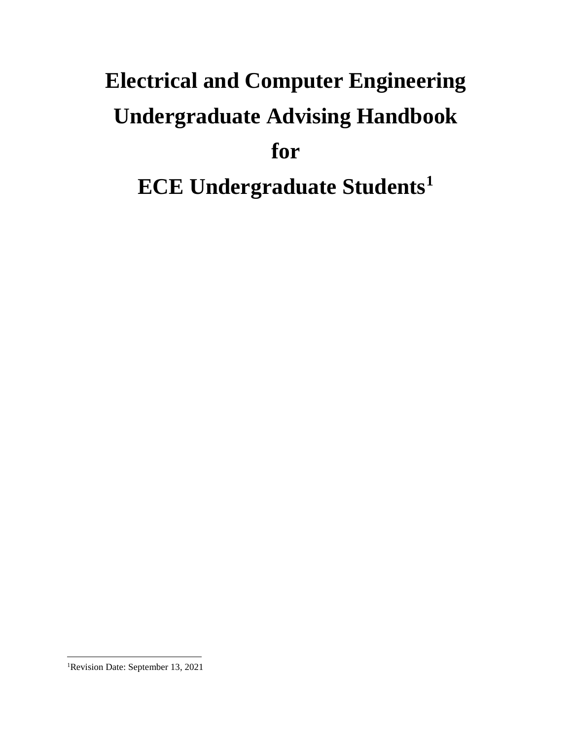# Electrical and Computer Engineering Undergraduate Advising Handbook for ECE Undergraduate Students[1]

[1]Revision Date: September 13, 2021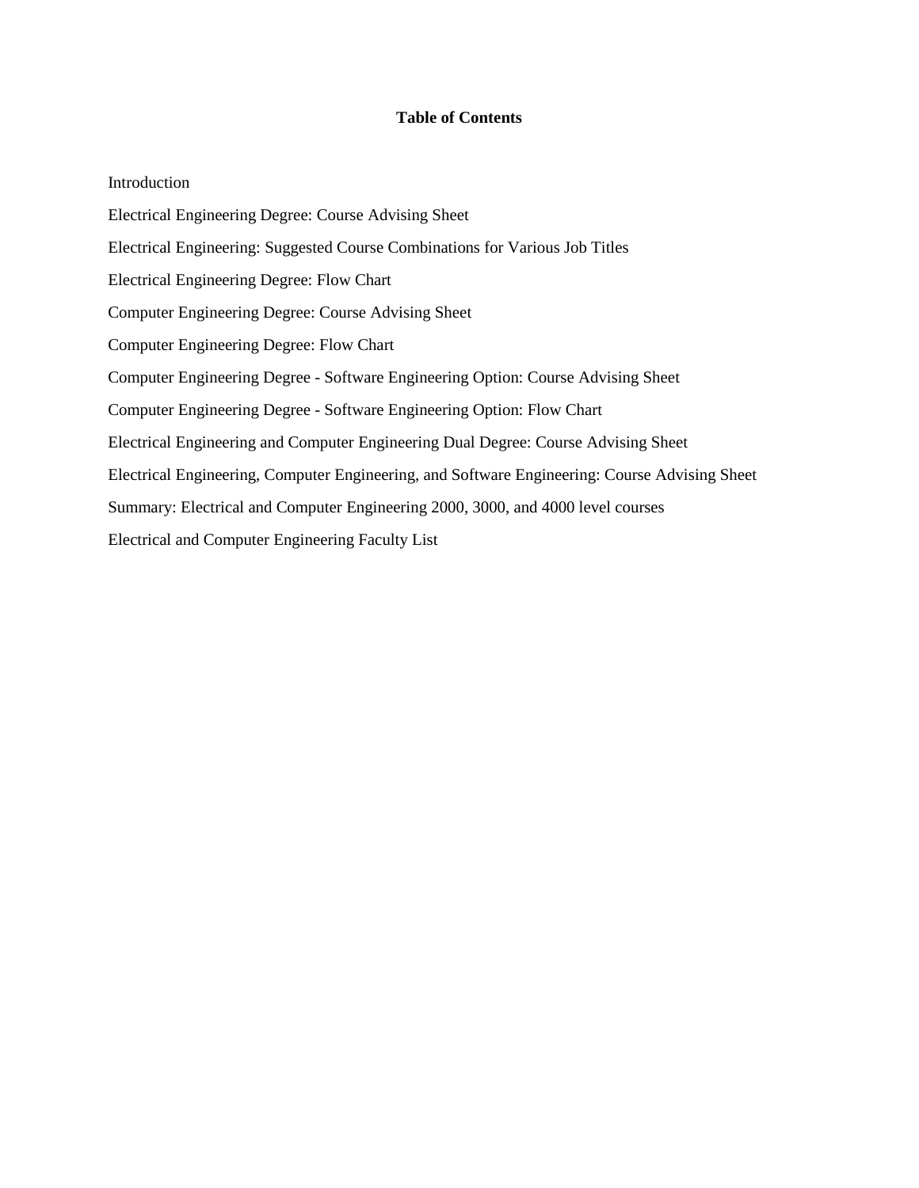# Table of Contents

Introduction

Electrical Engineering Degree: Course Advising Sheet

Electrical Engineering: Suggested Course Combinations for Various Job Titles

Electrical Engineering Degree: Flow Chart

Computer Engineering Degree: Course Advising Sheet

Computer Engineering Degree: Flow Chart

Computer Engineering Degree - Software Engineering Option: Course Advising Sheet

Computer Engineering Degree - Software Engineering Option: Flow Chart

Electrical Engineering and Computer Engineering Dual Degree: Course Advising Sheet

Electrical Engineering, Computer Engineering, and Software Engineering: Course Advising Sheet

Summary: Electrical and Computer Engineering 2000, 3000, and 4000 level courses

Electrical and Computer Engineering Faculty List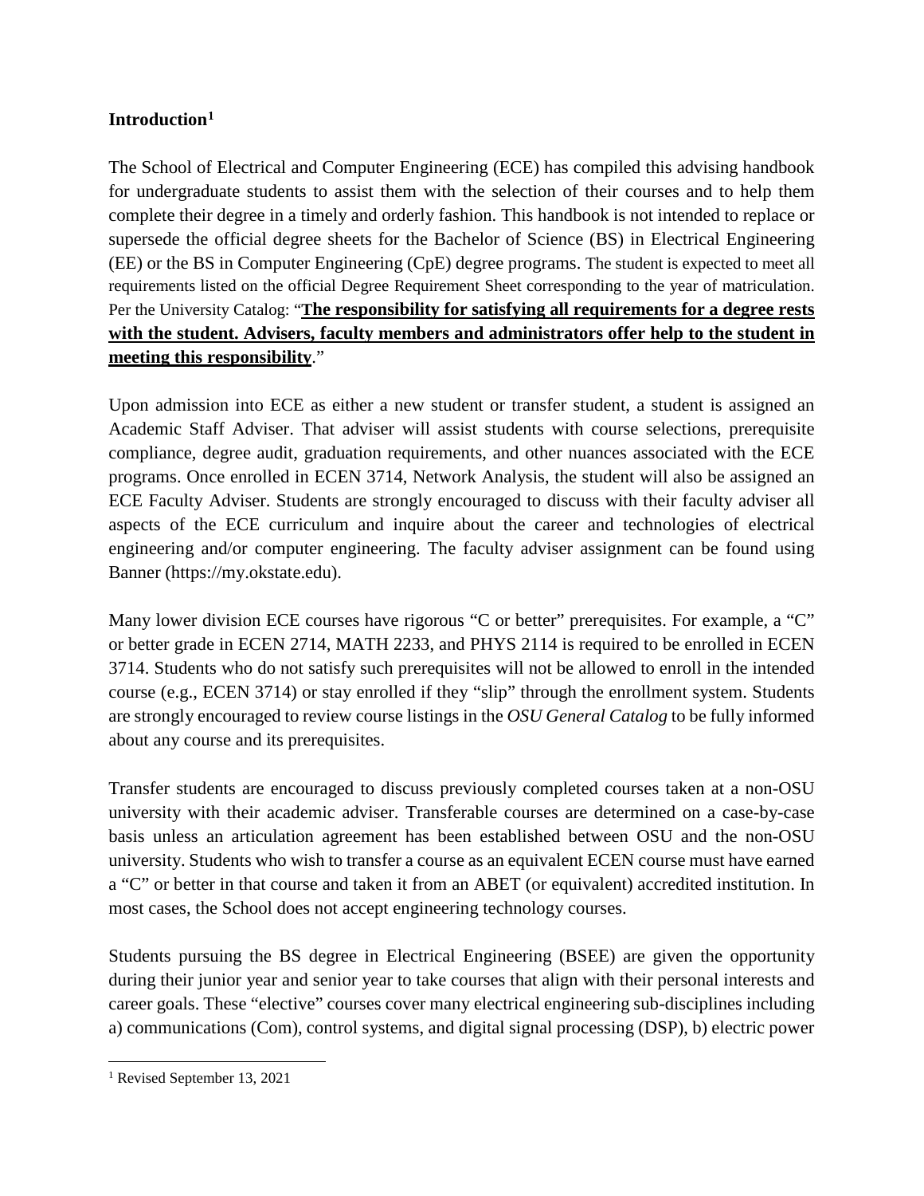**Introduction**[1]

The School of Electrical and Computer Engineering (ECE) has compiled this advising handbook for undergraduate students to assist them with the selection of their courses and to help them complete their degree in a timely and orderly fashion. This handbook is not intended to replace or supersede the official degree sheets for the Bachelor of Science (BS) in Electrical Engineering (EE) or the BS in Computer Engineering (CpE) degree programs. The student is expected to meet all requirements listed on the official Degree Requirement Sheet corresponding to the year of matriculation. Per the University Catalog: "**<u>The responsibility for satisfying all requirements for a degree rests with the student. Advisers, faculty members and administrators offer help to the student in meeting this responsibility</u>**."

Upon admission into ECE as either a new student or transfer student, a student is assigned an Academic Staff Adviser. That adviser will assist students with course selections, prerequisite compliance, degree audit, graduation requirements, and other nuances associated with the ECE programs. Once enrolled in ECEN 3714, Network Analysis, the student will also be assigned an ECE Faculty Adviser. Students are strongly encouraged to discuss with their faculty adviser all aspects of the ECE curriculum and inquire about the career and technologies of electrical engineering and/or computer engineering. The faculty adviser assignment can be found using Banner (https://my.okstate.edu).

Many lower division ECE courses have rigorous "C or better" prerequisites. For example, a "C" or better grade in ECEN 2714, MATH 2233, and PHYS 2114 is required to be enrolled in ECEN 3714. Students who do not satisfy such prerequisites will not be allowed to enroll in the intended course (e.g., ECEN 3714) or stay enrolled if they "slip" through the enrollment system. Students are strongly encouraged to review course listings in the *OSU General Catalog* to be fully informed about any course and its prerequisites.

Transfer students are encouraged to discuss previously completed courses taken at a non-OSU university with their academic adviser. Transferable courses are determined on a case-by-case basis unless an articulation agreement has been established between OSU and the non-OSU university. Students who wish to transfer a course as an equivalent ECEN course must have earned a "C" or better in that course and taken it from an ABET (or equivalent) accredited institution. In most cases, the School does not accept engineering technology courses.

Students pursuing the BS degree in Electrical Engineering (BSEE) are given the opportunity during their junior year and senior year to take courses that align with their personal interests and career goals. These "elective" courses cover many electrical engineering sub-disciplines including a) communications (Com), control systems, and digital signal processing (DSP), b) electric power

[1] Revised September 13, 2021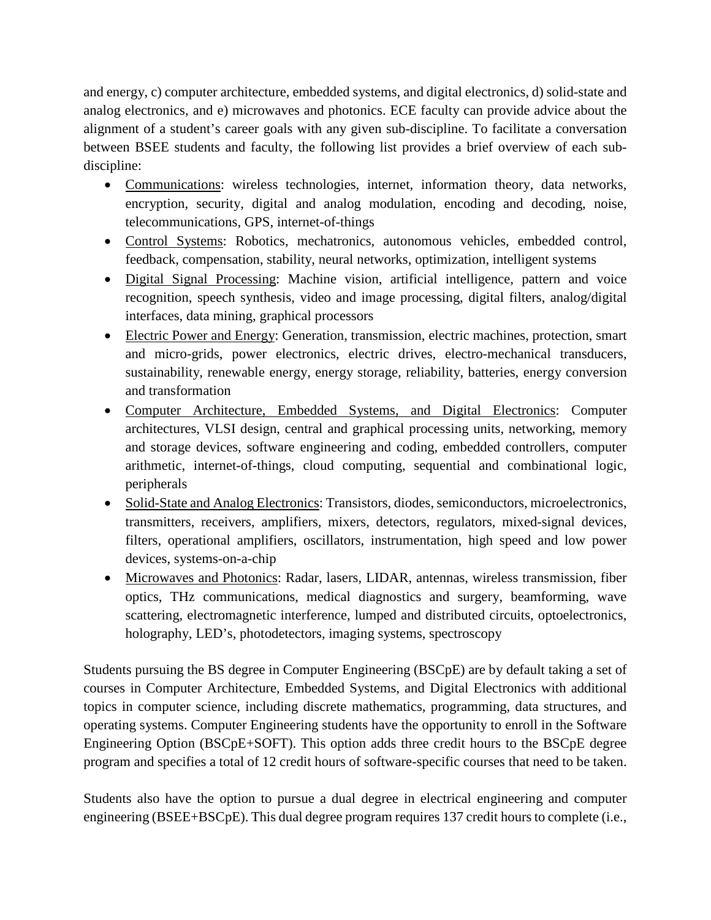and energy, c) computer architecture, embedded systems, and digital electronics, d) solid-state and analog electronics, and e) microwaves and photonics. ECE faculty can provide advice about the alignment of a student's career goals with any given sub-discipline. To facilitate a conversation between BSEE students and faculty, the following list provides a brief overview of each sub-discipline:

- Communications: wireless technologies, internet, information theory, data networks, encryption, security, digital and analog modulation, encoding and decoding, noise, telecommunications, GPS, internet-of-things
- Control Systems: Robotics, mechatronics, autonomous vehicles, embedded control, feedback, compensation, stability, neural networks, optimization, intelligent systems
- Digital Signal Processing: Machine vision, artificial intelligence, pattern and voice recognition, speech synthesis, video and image processing, digital filters, analog/digital interfaces, data mining, graphical processors
- Electric Power and Energy: Generation, transmission, electric machines, protection, smart and micro-grids, power electronics, electric drives, electro-mechanical transducers, sustainability, renewable energy, energy storage, reliability, batteries, energy conversion and transformation
- Computer Architecture, Embedded Systems, and Digital Electronics: Computer architectures, VLSI design, central and graphical processing units, networking, memory and storage devices, software engineering and coding, embedded controllers, computer arithmetic, internet-of-things, cloud computing, sequential and combinational logic, peripherals
- Solid-State and Analog Electronics: Transistors, diodes, semiconductors, microelectronics, transmitters, receivers, amplifiers, mixers, detectors, regulators, mixed-signal devices, filters, operational amplifiers, oscillators, instrumentation, high speed and low power devices, systems-on-a-chip
- Microwaves and Photonics: Radar, lasers, LIDAR, antennas, wireless transmission, fiber optics, THz communications, medical diagnostics and surgery, beamforming, wave scattering, electromagnetic interference, lumped and distributed circuits, optoelectronics, holography, LED's, photodetectors, imaging systems, spectroscopy

Students pursuing the BS degree in Computer Engineering (BSCpE) are by default taking a set of courses in Computer Architecture, Embedded Systems, and Digital Electronics with additional topics in computer science, including discrete mathematics, programming, data structures, and operating systems. Computer Engineering students have the opportunity to enroll in the Software Engineering Option (BSCpE+SOFT). This option adds three credit hours to the BSCpE degree program and specifies a total of 12 credit hours of software-specific courses that need to be taken.

Students also have the option to pursue a dual degree in electrical engineering and computer engineering (BSEE+BSCpE). This dual degree program requires 137 credit hours to complete (i.e.,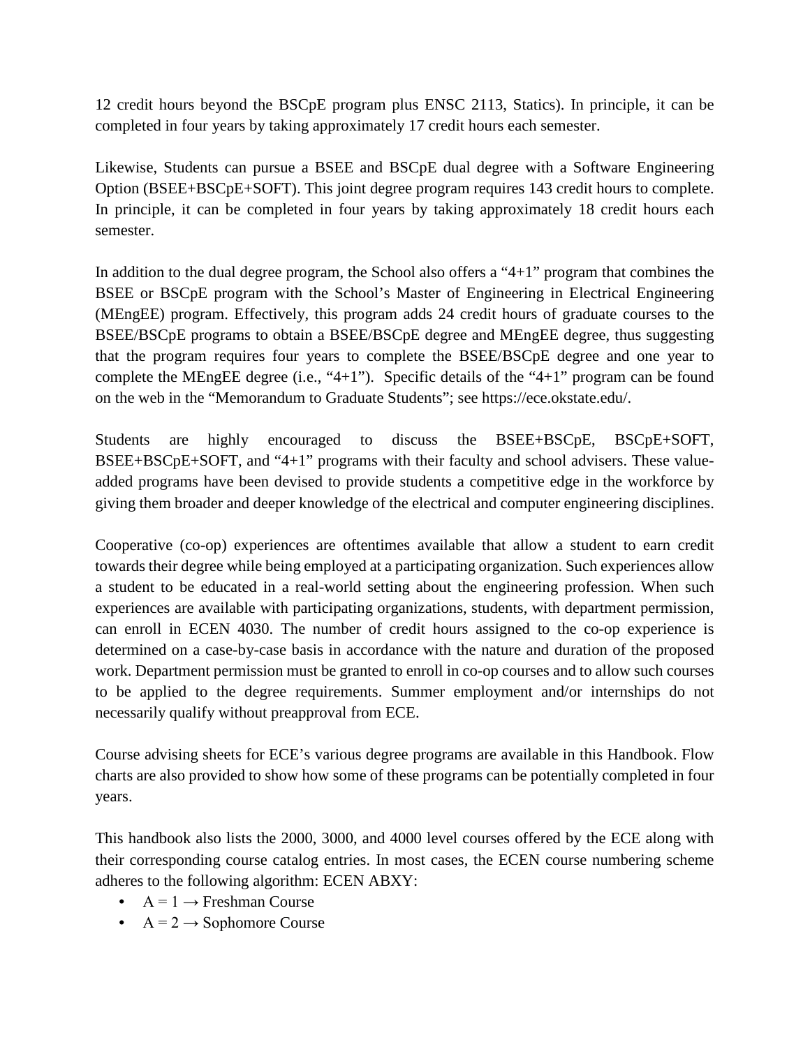12 credit hours beyond the BSCpE program plus ENSC 2113, Statics). In principle, it can be completed in four years by taking approximately 17 credit hours each semester.

Likewise, Students can pursue a BSEE and BSCpE dual degree with a Software Engineering Option (BSEE+BSCpE+SOFT). This joint degree program requires 143 credit hours to complete. In principle, it can be completed in four years by taking approximately 18 credit hours each semester.

In addition to the dual degree program, the School also offers a "4+1" program that combines the BSEE or BSCpE program with the School's Master of Engineering in Electrical Engineering (MEngEE) program. Effectively, this program adds 24 credit hours of graduate courses to the BSEE/BSCpE programs to obtain a BSEE/BSCpE degree and MEngEE degree, thus suggesting that the program requires four years to complete the BSEE/BSCpE degree and one year to complete the MEngEE degree (i.e., "4+1"). Specific details of the "4+1" program can be found on the web in the "Memorandum to Graduate Students"; see https://ece.okstate.edu/.

Students are highly encouraged to discuss the BSEE+BSCpE, BSCpE+SOFT, BSEE+BSCpE+SOFT, and "4+1" programs with their faculty and school advisers. These value-added programs have been devised to provide students a competitive edge in the workforce by giving them broader and deeper knowledge of the electrical and computer engineering disciplines.

Cooperative (co-op) experiences are oftentimes available that allow a student to earn credit towards their degree while being employed at a participating organization. Such experiences allow a student to be educated in a real-world setting about the engineering profession. When such experiences are available with participating organizations, students, with department permission, can enroll in ECEN 4030. The number of credit hours assigned to the co-op experience is determined on a case-by-case basis in accordance with the nature and duration of the proposed work. Department permission must be granted to enroll in co-op courses and to allow such courses to be applied to the degree requirements. Summer employment and/or internships do not necessarily qualify without preapproval from ECE.

Course advising sheets for ECE's various degree programs are available in this Handbook. Flow charts are also provided to show how some of these programs can be potentially completed in four years.

This handbook also lists the 2000, 3000, and 4000 level courses offered by the ECE along with their corresponding course catalog entries. In most cases, the ECEN course numbering scheme adheres to the following algorithm: ECEN ABXY:

- A = 1 → Freshman Course
- A = 2 → Sophomore Course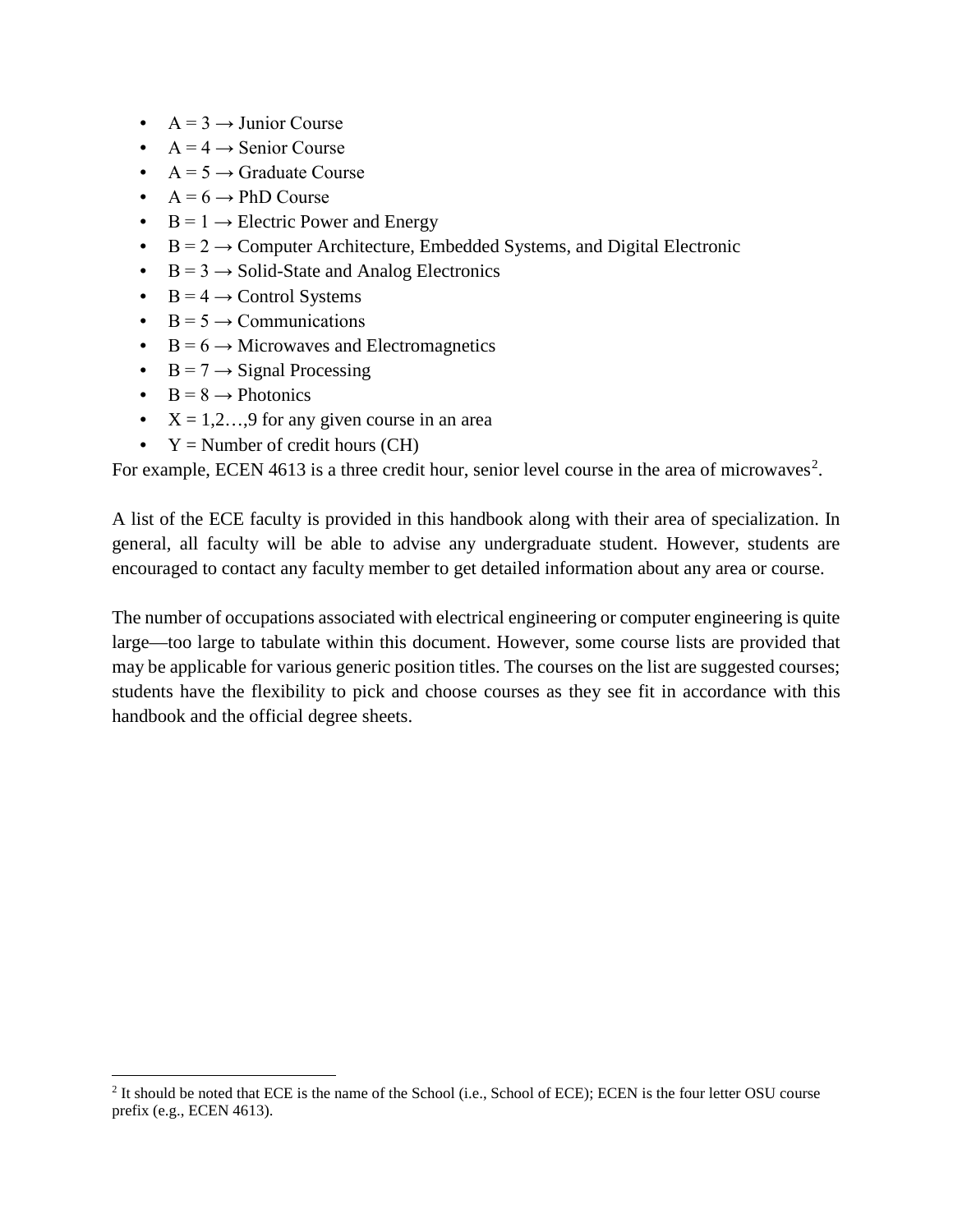- A = 3 → Junior Course
- A = 4 → Senior Course
- A = 5 → Graduate Course
- A = 6 → PhD Course
- B = 1 → Electric Power and Energy
- B = 2 → Computer Architecture, Embedded Systems, and Digital Electronic
- B = 3 → Solid-State and Analog Electronics
- B = 4 → Control Systems
- B = 5 → Communications
- B = 6 → Microwaves and Electromagnetics
- B = 7 → Signal Processing
- B = 8 → Photonics
- X = 1,2…,9 for any given course in an area
- Y = Number of credit hours (CH)

For example, ECEN 4613 is a three credit hour, senior level course in the area of microwaves[2].

A list of the ECE faculty is provided in this handbook along with their area of specialization. In general, all faculty will be able to advise any undergraduate student. However, students are encouraged to contact any faculty member to get detailed information about any area or course.

The number of occupations associated with electrical engineering or computer engineering is quite large—too large to tabulate within this document. However, some course lists are provided that may be applicable for various generic position titles. The courses on the list are suggested courses; students have the flexibility to pick and choose courses as they see fit in accordance with this handbook and the official degree sheets.

[2] It should be noted that ECE is the name of the School (i.e., School of ECE); ECEN is the four letter OSU course prefix (e.g., ECEN 4613).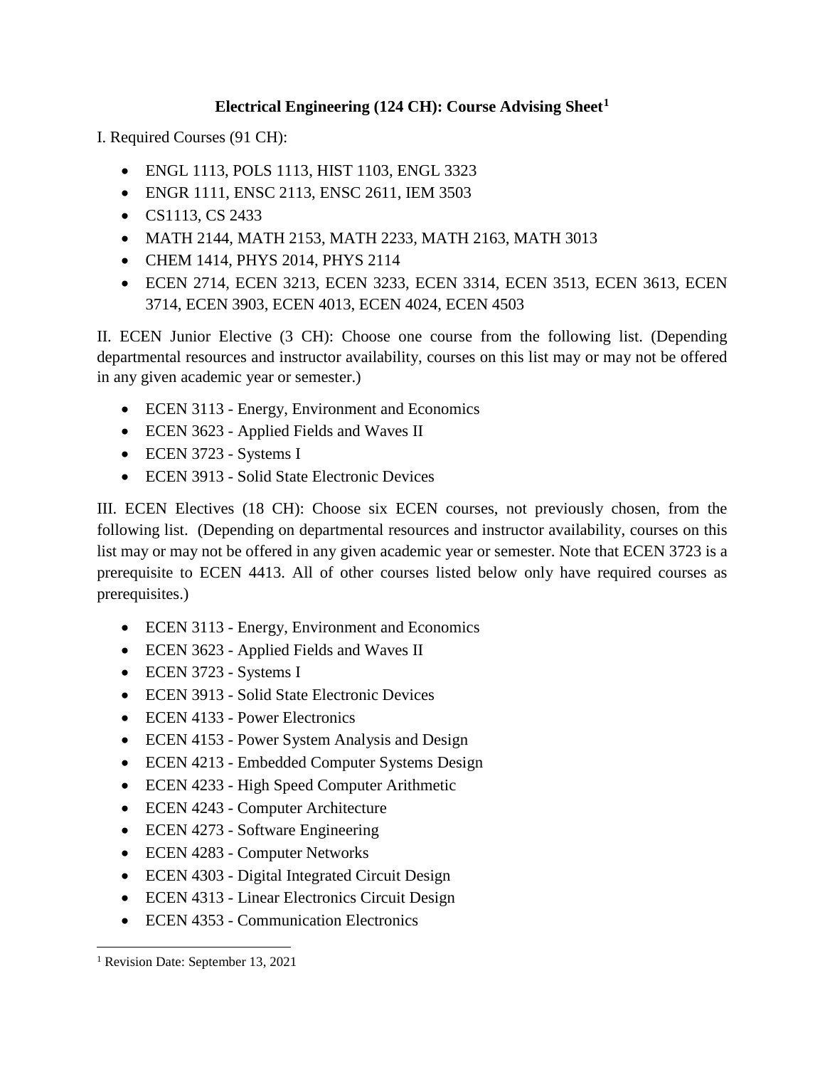# Electrical Engineering (124 CH): Course Advising Sheet[1]

I. Required Courses (91 CH):

- ENGL 1113, POLS 1113, HIST 1103, ENGL 3323
- ENGR 1111, ENSC 2113, ENSC 2611, IEM 3503
- CS1113, CS 2433
- MATH 2144, MATH 2153, MATH 2233, MATH 2163, MATH 3013
- CHEM 1414, PHYS 2014, PHYS 2114
- ECEN 2714, ECEN 3213, ECEN 3233, ECEN 3314, ECEN 3513, ECEN 3613, ECEN 3714, ECEN 3903, ECEN 4013, ECEN 4024, ECEN 4503

II. ECEN Junior Elective (3 CH): Choose one course from the following list. (Depending departmental resources and instructor availability, courses on this list may or may not be offered in any given academic year or semester.)

- ECEN 3113 - Energy, Environment and Economics
- ECEN 3623 - Applied Fields and Waves II
- ECEN 3723 - Systems I
- ECEN 3913 - Solid State Electronic Devices

III. ECEN Electives (18 CH): Choose six ECEN courses, not previously chosen, from the following list. (Depending on departmental resources and instructor availability, courses on this list may or may not be offered in any given academic year or semester. Note that ECEN 3723 is a prerequisite to ECEN 4413. All of other courses listed below only have required courses as prerequisites.)

- ECEN 3113 - Energy, Environment and Economics
- ECEN 3623 - Applied Fields and Waves II
- ECEN 3723 - Systems I
- ECEN 3913 - Solid State Electronic Devices
- ECEN 4133 - Power Electronics
- ECEN 4153 - Power System Analysis and Design
- ECEN 4213 - Embedded Computer Systems Design
- ECEN 4233 - High Speed Computer Arithmetic
- ECEN 4243 - Computer Architecture
- ECEN 4273 - Software Engineering
- ECEN 4283 - Computer Networks
- ECEN 4303 - Digital Integrated Circuit Design
- ECEN 4313 - Linear Electronics Circuit Design
- ECEN 4353 - Communication Electronics

[1] Revision Date: September 13, 2021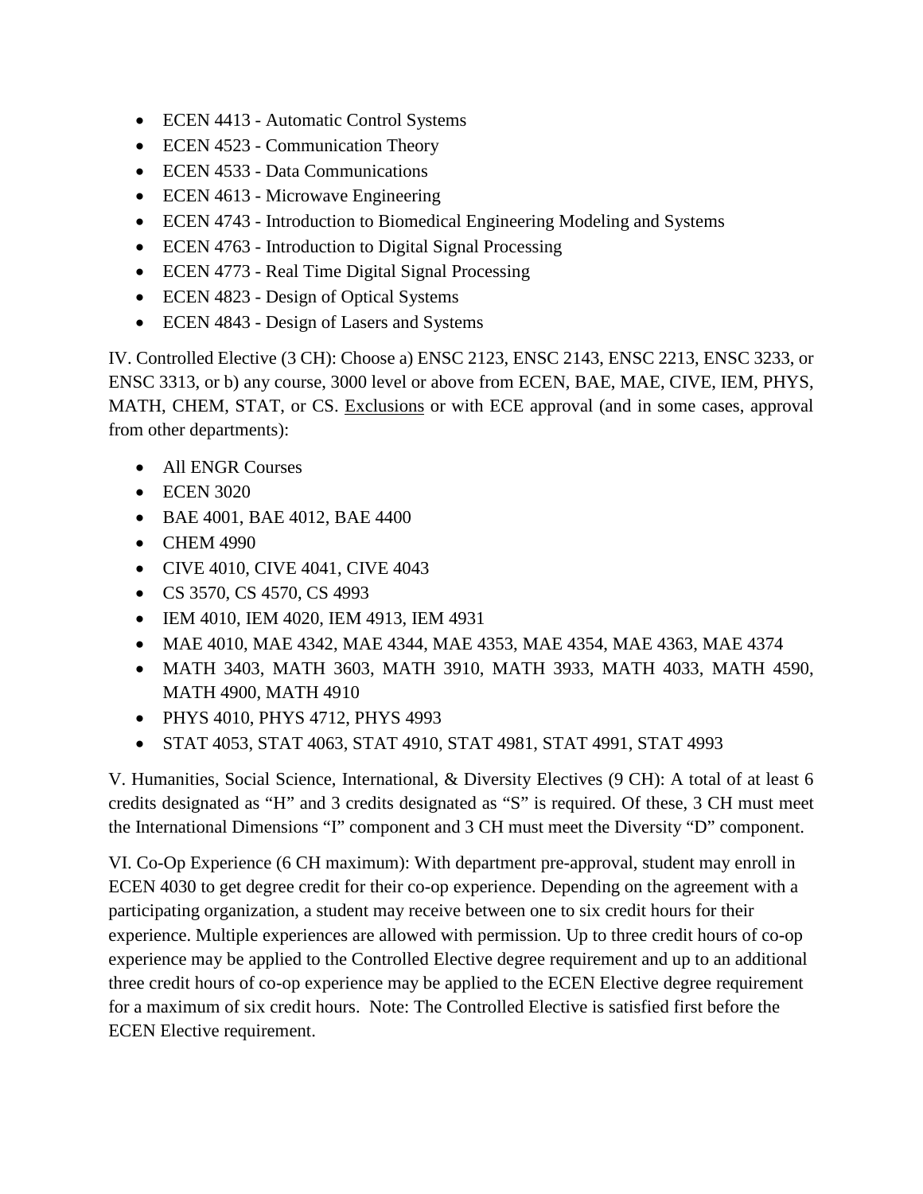- ECEN 4413 - Automatic Control Systems
- ECEN 4523 - Communication Theory
- ECEN 4533 - Data Communications
- ECEN 4613 - Microwave Engineering
- ECEN 4743 - Introduction to Biomedical Engineering Modeling and Systems
- ECEN 4763 - Introduction to Digital Signal Processing
- ECEN 4773 - Real Time Digital Signal Processing
- ECEN 4823 - Design of Optical Systems
- ECEN 4843 - Design of Lasers and Systems

IV. Controlled Elective (3 CH): Choose a) ENSC 2123, ENSC 2143, ENSC 2213, ENSC 3233, or ENSC 3313, or b) any course, 3000 level or above from ECEN, BAE, MAE, CIVE, IEM, PHYS, MATH, CHEM, STAT, or CS. <u>Exclusions</u> or with ECE approval (and in some cases, approval from other departments):

- All ENGR Courses
- ECEN 3020
- BAE 4001, BAE 4012, BAE 4400
- CHEM 4990
- CIVE 4010, CIVE 4041, CIVE 4043
- CS 3570, CS 4570, CS 4993
- IEM 4010, IEM 4020, IEM 4913, IEM 4931
- MAE 4010, MAE 4342, MAE 4344, MAE 4353, MAE 4354, MAE 4363, MAE 4374
- MATH 3403, MATH 3603, MATH 3910, MATH 3933, MATH 4033, MATH 4590, MATH 4900, MATH 4910
- PHYS 4010, PHYS 4712, PHYS 4993
- STAT 4053, STAT 4063, STAT 4910, STAT 4981, STAT 4991, STAT 4993

V. Humanities, Social Science, International, & Diversity Electives (9 CH): A total of at least 6 credits designated as "H" and 3 credits designated as "S" is required. Of these, 3 CH must meet the International Dimensions "I" component and 3 CH must meet the Diversity "D" component.

VI. Co-Op Experience (6 CH maximum): With department pre-approval, student may enroll in ECEN 4030 to get degree credit for their co-op experience. Depending on the agreement with a participating organization, a student may receive between one to six credit hours for their experience. Multiple experiences are allowed with permission. Up to three credit hours of co-op experience may be applied to the Controlled Elective degree requirement and up to an additional three credit hours of co-op experience may be applied to the ECEN Elective degree requirement for a maximum of six credit hours. Note: The Controlled Elective is satisfied first before the ECEN Elective requirement.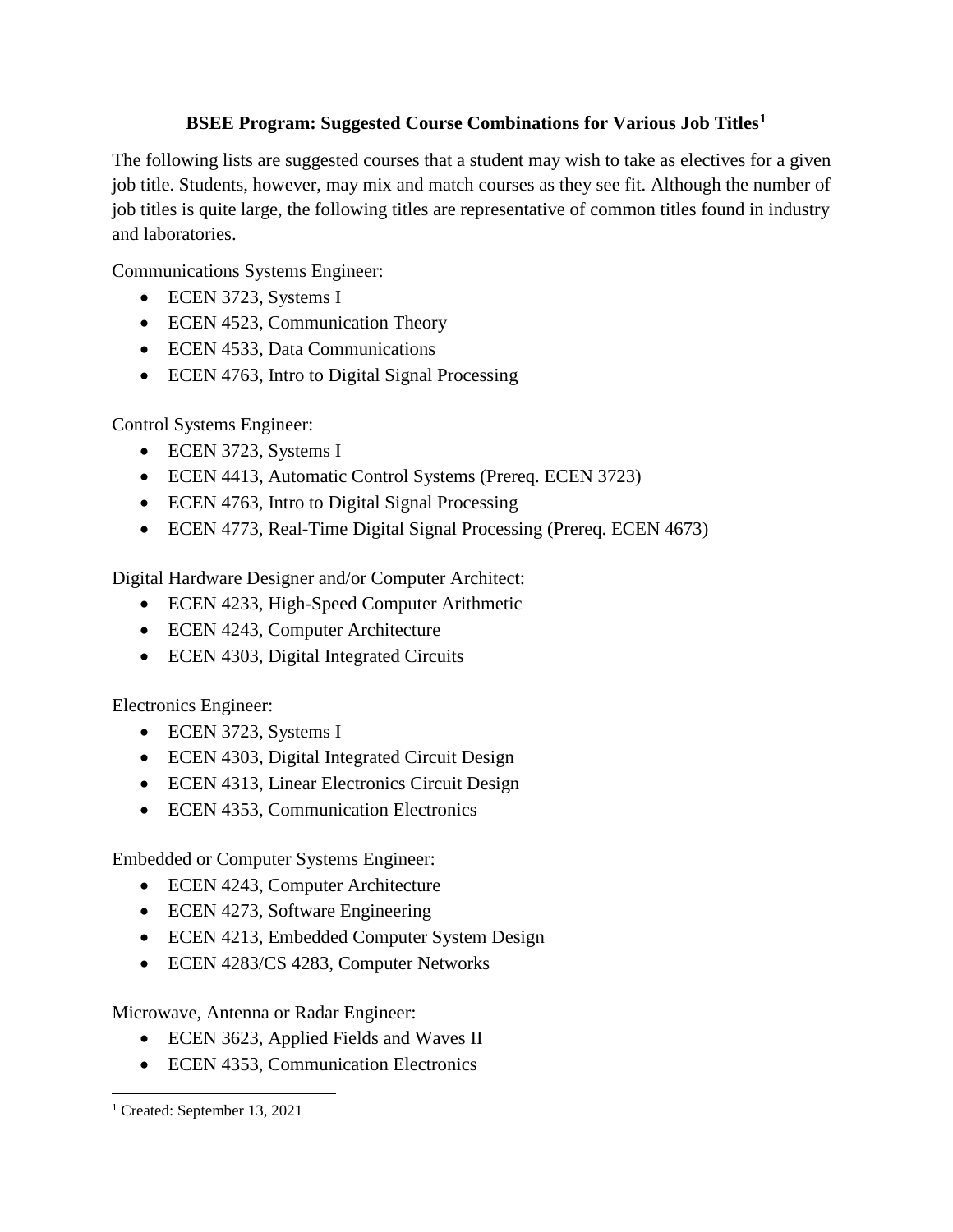## BSEE Program: Suggested Course Combinations for Various Job Titles[1]

The following lists are suggested courses that a student may wish to take as electives for a given job title. Students, however, may mix and match courses as they see fit. Although the number of job titles is quite large, the following titles are representative of common titles found in industry and laboratories.

Communications Systems Engineer:

- ECEN 3723, Systems I
- ECEN 4523, Communication Theory
- ECEN 4533, Data Communications
- ECEN 4763, Intro to Digital Signal Processing

Control Systems Engineer:

- ECEN 3723, Systems I
- ECEN 4413, Automatic Control Systems (Prereq. ECEN 3723)
- ECEN 4763, Intro to Digital Signal Processing
- ECEN 4773, Real-Time Digital Signal Processing (Prereq. ECEN 4673)

Digital Hardware Designer and/or Computer Architect:

- ECEN 4233, High-Speed Computer Arithmetic
- ECEN 4243, Computer Architecture
- ECEN 4303, Digital Integrated Circuits

Electronics Engineer:

- ECEN 3723, Systems I
- ECEN 4303, Digital Integrated Circuit Design
- ECEN 4313, Linear Electronics Circuit Design
- ECEN 4353, Communication Electronics

Embedded or Computer Systems Engineer:

- ECEN 4243, Computer Architecture
- ECEN 4273, Software Engineering
- ECEN 4213, Embedded Computer System Design
- ECEN 4283/CS 4283, Computer Networks

Microwave, Antenna or Radar Engineer:

- ECEN 3623, Applied Fields and Waves II
- ECEN 4353, Communication Electronics

---

[1] Created: September 13, 2021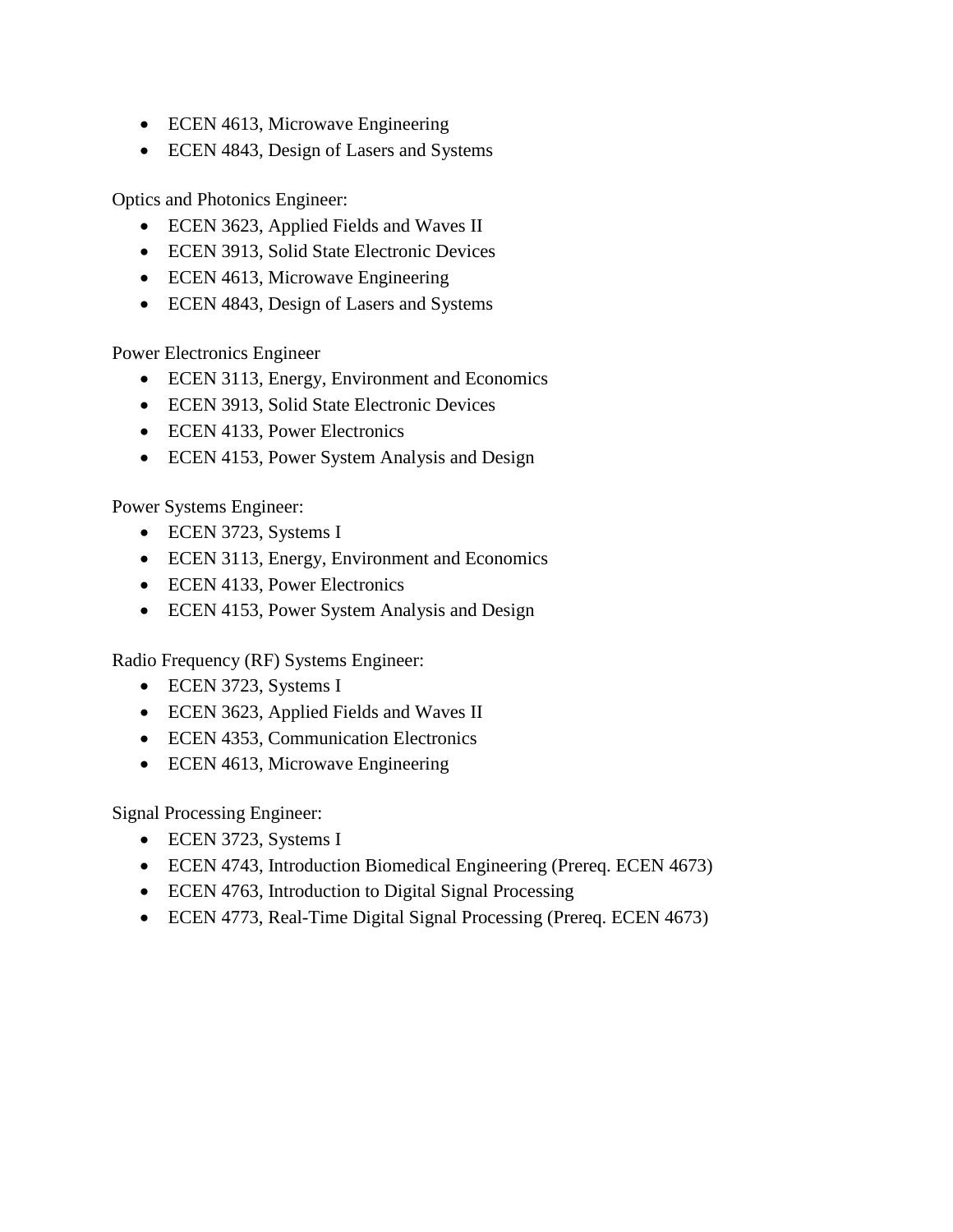- ECEN 4613, Microwave Engineering
- ECEN 4843, Design of Lasers and Systems

Optics and Photonics Engineer:

- ECEN 3623, Applied Fields and Waves II
- ECEN 3913, Solid State Electronic Devices
- ECEN 4613, Microwave Engineering
- ECEN 4843, Design of Lasers and Systems

Power Electronics Engineer

- ECEN 3113, Energy, Environment and Economics
- ECEN 3913, Solid State Electronic Devices
- ECEN 4133, Power Electronics
- ECEN 4153, Power System Analysis and Design

Power Systems Engineer:

- ECEN 3723, Systems I
- ECEN 3113, Energy, Environment and Economics
- ECEN 4133, Power Electronics
- ECEN 4153, Power System Analysis and Design

Radio Frequency (RF) Systems Engineer:

- ECEN 3723, Systems I
- ECEN 3623, Applied Fields and Waves II
- ECEN 4353, Communication Electronics
- ECEN 4613, Microwave Engineering

Signal Processing Engineer:

- ECEN 3723, Systems I
- ECEN 4743, Introduction Biomedical Engineering (Prereq. ECEN 4673)
- ECEN 4763, Introduction to Digital Signal Processing
- ECEN 4773, Real-Time Digital Signal Processing (Prereq. ECEN 4673)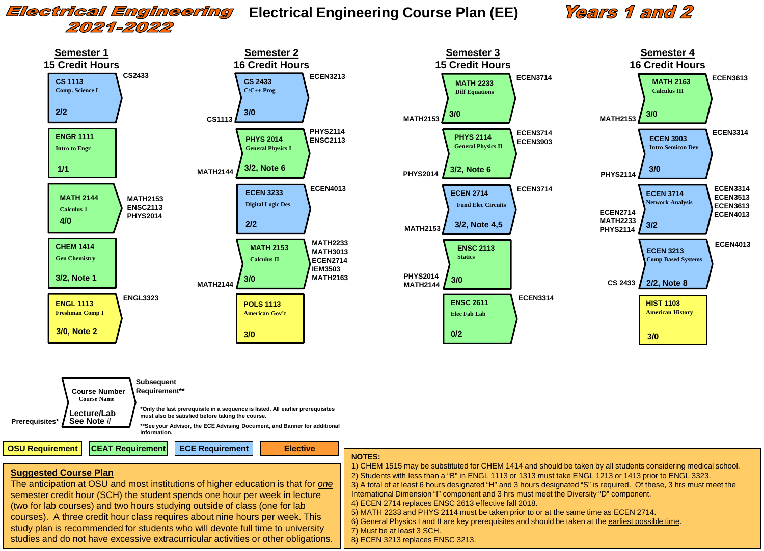# Electrical Engineering 2021-2022

## Electrical Engineering Course Plan (EE) — Years 1 and 2

### Semester 1 — 15 Credit Hours

| Prerequisites | Course | Course Name | Lecture/Lab, Note | Subsequent Requirement | Category |
|---|---|---|---|---|---|
| | CS 1113 | Comp. Science I | 2/2 | CS2433 | ECE Requirement |
| | ENGR 1111 | Intro to Engr | 1/1 | | CEAT Requirement |
| | MATH 2144 | Calculus 1 | 4/0 | MATH2153, ENSC2113, PHYS2014 | CEAT Requirement |
| | CHEM 1414 | Gen Chemistry | 3/2, Note 1 | | CEAT Requirement |
| | ENGL 1113 | Freshman Comp I | 3/0, Note 2 | ENGL3323 | OSU Requirement |

### Semester 2 — 16 Credit Hours

| Prerequisites | Course | Course Name | Lecture/Lab, Note | Subsequent Requirement | Category |
|---|---|---|---|---|---|
| CS1113 | CS 2433 | C/C++ Prog | 3/0 | ECEN3213 | ECE Requirement |
| MATH2144 | PHYS 2014 | General Physics I | 3/2, Note 6 | PHYS2114, ENSC2113 | CEAT Requirement |
| | ECEN 3233 | Digital Logic Des | 2/2 | ECEN4013 | ECE Requirement |
| MATH2144 | MATH 2153 | Calculus II | 3/0 | MATH2233, MATH3013, ECEN2714, IEM3503, MATH2163 | CEAT Requirement |
| | POLS 1113 | American Gov't | 3/0 | | OSU Requirement |

### Semester 3 — 15 Credit Hours

| Prerequisites | Course | Course Name | Lecture/Lab, Note | Subsequent Requirement | Category |
|---|---|---|---|---|---|
| MATH2153 | MATH 2233 | Diff Equations | 3/0 | ECEN3714 | CEAT Requirement |
| PHYS2014 | PHYS 2114 | General Physics II | 3/2, Note 6 | ECEN3714, ECEN3903 | CEAT Requirement |
| MATH2153 | ECEN 2714 | Fund Elec Circuits | 3/2, Note 4,5 | ECEN3714 | ECE Requirement |
| PHYS2014, MATH2144 | ENSC 2113 | Statics | 3/0 | | CEAT Requirement |
| | ENSC 2611 | Elec Fab Lab | 0/2 | ECEN3314 | CEAT Requirement |

### Semester 4 — 16 Credit Hours

| Prerequisites | Course | Course Name | Lecture/Lab, Note | Subsequent Requirement | Category |
|---|---|---|---|---|---|
| MATH2153 | MATH 2163 | Calculus III | 3/0 | ECEN3613 | CEAT Requirement |
| PHYS2114 | ECEN 3903 | Intro Semicon Dev | 3/0 | ECEN3314 | ECE Requirement |
| ECEN2714, MATH2233, PHYS2114 | ECEN 3714 | Network Analysis | 3/2 | ECEN3314, ECEN3513, ECEN3613, ECEN4013 | ECE Requirement |
| CS 2433 | ECEN 3213 | Comp Based Systems | 2/2, Note 8 | ECEN4013 | ECE Requirement |
| | HIST 1103 | American History | 3/0 | | OSU Requirement |

### Legend

Prerequisites* | **Course Number** Course Name, Lecture/Lab, See Note # | Subsequent Requirement**

*Only the last prerequisite in a sequence is listed. All earlier prerequisites must also be satisfied before taking the course.

**See your Advisor, the ECE Advising Document, and Banner for additional information.

OSU Requirement | CEAT Requirement | ECE Requirement | Elective

### Suggested Course Plan

The anticipation at OSU and most institutions of higher education is that for *one* semester credit hour (SCH) the student spends one hour per week in lecture (two for lab courses) and two hours studying outside of class (one for lab courses). A three credit hour class requires about nine hours per week. This study plan is recommended for students who will devote full time to university studies and do not have excessive extracurricular activities or other obligations.

### NOTES:

1) CHEM 1515 may be substituted for CHEM 1414 and should be taken by all students considering medical school.
2) Students with less than a "B" in ENGL 1113 or 1313 must take ENGL 1213 or 1413 prior to ENGL 3323.
3) A total of at least 6 hours designated "H" and 3 hours designated "S" is required. Of these, 3 hrs must meet the International Dimension "I" component and 3 hrs must meet the Diversity "D" component.
4) ECEN 2714 replaces ENSC 2613 effective fall 2018.
5) MATH 2233 and PHYS 2114 must be taken prior to or at the same time as ECEN 2714.
6) General Physics I and II are key prerequisites and should be taken at the earliest possible time.
7) Must be at least 3 SCH.
8) ECEN 3213 replaces ENSC 3213.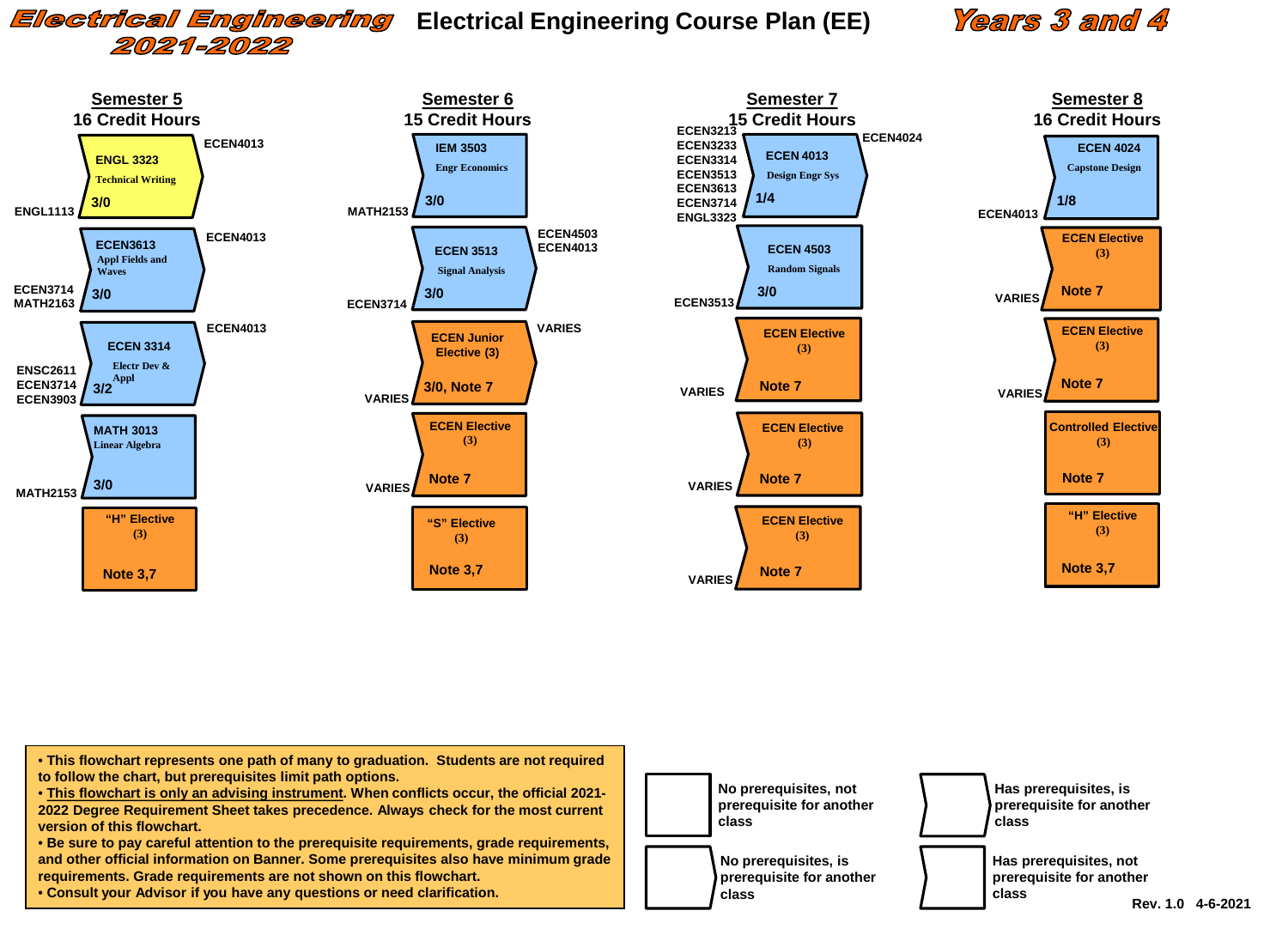# Electrical Engineering 2021-2022

# Electrical Engineering Course Plan (EE)

# Years 3 and 4

## Semester 5 — 16 Credit Hours

| Prerequisites | Course | Credits | Prerequisite for |
|---|---|---|---|
| ENGL1113 | ENGL 3323 Technical Writing | 3/0 | ECEN4013 |
| ECEN3714, MATH2163 | ECEN3613 Appl Fields and Waves | 3/0 | ECEN4013 |
| ENSC2611, ECEN3714, ECEN3903 | ECEN 3314 Electr Dev & Appl | 3/2 | ECEN4013 |
| MATH2153 | MATH 3013 Linear Algebra | 3/0 | |
| | "H" Elective (3) | Note 3,7 | |

## Semester 6 — 15 Credit Hours

| Prerequisites | Course | Credits | Prerequisite for |
|---|---|---|---|
| MATH2153 | IEM 3503 Engr Economics | 3/0 | |
| ECEN3714 | ECEN 3513 Signal Analysis | 3/0 | ECEN4503, ECEN4013 |
| VARIES | ECEN Junior Elective (3) | 3/0, Note 7 | VARIES |
| VARIES | ECEN Elective (3) | Note 7 | |
| | "S" Elective (3) | Note 3,7 | |

## Semester 7 — 15 Credit Hours

| Prerequisites | Course | Credits | Prerequisite for |
|---|---|---|---|
| ECEN3213, ECEN3233, ECEN3314, ECEN3513, ECEN3613, ECEN3714, ENGL3323 | ECEN 4013 Design Engr Sys | 1/4 | ECEN4024 |
| ECEN3513 | ECEN 4503 Random Signals | 3/0 | |
| VARIES | ECEN Elective (3) | Note 7 | |
| VARIES | ECEN Elective (3) | Note 7 | |
| VARIES | ECEN Elective (3) | Note 7 | |

## Semester 8 — 16 Credit Hours

| Prerequisites | Course | Credits | Prerequisite for |
|---|---|---|---|
| ECEN4013 | ECEN 4024 Capstone Design | 1/8 | |
| VARIES | ECEN Elective (3) | Note 7 | |
| VARIES | ECEN Elective (3) | Note 7 | |
| | Controlled Elective (3) | Note 7 | |
| | "H" Elective (3) | Note 3,7 | |

- This flowchart represents one path of many to graduation. Students are not required to follow the chart, but prerequisites limit path options.
- <u>This flowchart is only an advising instrument</u>. When conflicts occur, the official 2021-2022 Degree Requirement Sheet takes precedence. Always check for the most current version of this flowchart.
- Be sure to pay careful attention to the prerequisite requirements, grade requirements, and other official information on Banner. Some prerequisites also have minimum grade requirements. Grade requirements are not shown on this flowchart.
- Consult your Advisor if you have any questions or need clarification.

**Legend:**

- No prerequisites, not prerequisite for another class
- Has prerequisites, is prerequisite for another class
- No prerequisites, is prerequisite for another class
- Has prerequisites, not prerequisite for another class

Rev. 1.0 4-6-2021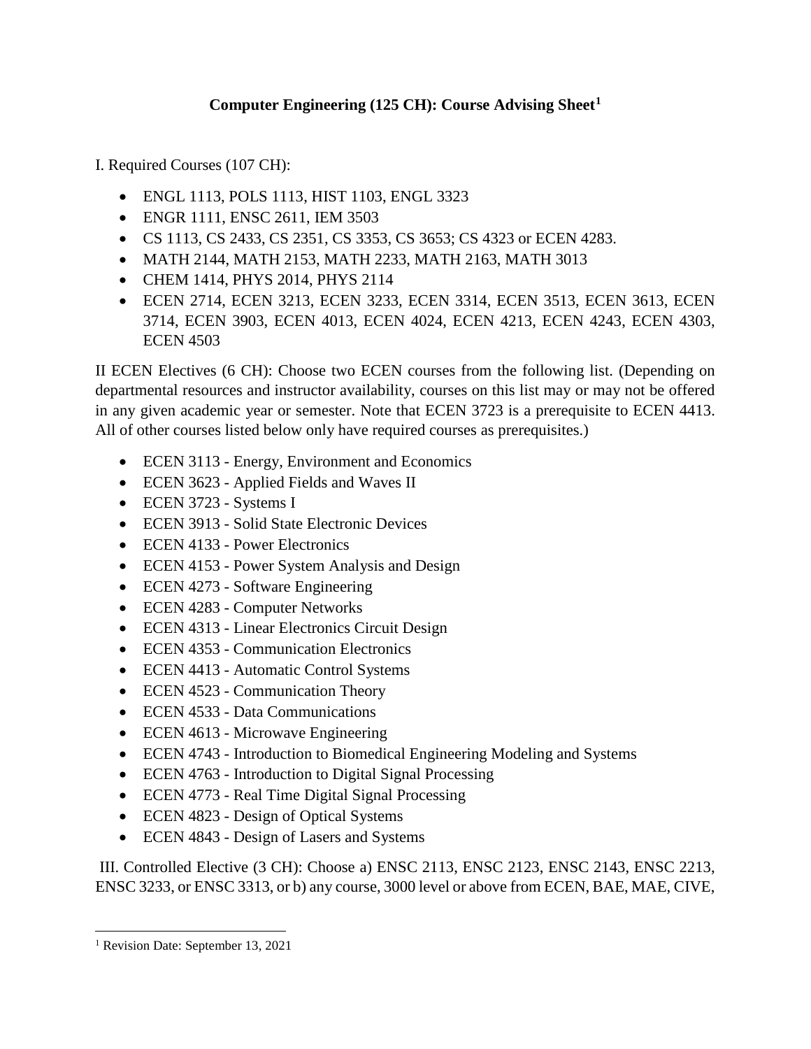## Computer Engineering (125 CH): Course Advising Sheet[1]

I. Required Courses (107 CH):

- ENGL 1113, POLS 1113, HIST 1103, ENGL 3323
- ENGR 1111, ENSC 2611, IEM 3503
- CS 1113, CS 2433, CS 2351, CS 3353, CS 3653; CS 4323 or ECEN 4283.
- MATH 2144, MATH 2153, MATH 2233, MATH 2163, MATH 3013
- CHEM 1414, PHYS 2014, PHYS 2114
- ECEN 2714, ECEN 3213, ECEN 3233, ECEN 3314, ECEN 3513, ECEN 3613, ECEN 3714, ECEN 3903, ECEN 4013, ECEN 4024, ECEN 4213, ECEN 4243, ECEN 4303, ECEN 4503

II ECEN Electives (6 CH): Choose two ECEN courses from the following list. (Depending on departmental resources and instructor availability, courses on this list may or may not be offered in any given academic year or semester. Note that ECEN 3723 is a prerequisite to ECEN 4413. All of other courses listed below only have required courses as prerequisites.)

- ECEN 3113 - Energy, Environment and Economics
- ECEN 3623 - Applied Fields and Waves II
- ECEN 3723 - Systems I
- ECEN 3913 - Solid State Electronic Devices
- ECEN 4133 - Power Electronics
- ECEN 4153 - Power System Analysis and Design
- ECEN 4273 - Software Engineering
- ECEN 4283 - Computer Networks
- ECEN 4313 - Linear Electronics Circuit Design
- ECEN 4353 - Communication Electronics
- ECEN 4413 - Automatic Control Systems
- ECEN 4523 - Communication Theory
- ECEN 4533 - Data Communications
- ECEN 4613 - Microwave Engineering
- ECEN 4743 - Introduction to Biomedical Engineering Modeling and Systems
- ECEN 4763 - Introduction to Digital Signal Processing
- ECEN 4773 - Real Time Digital Signal Processing
- ECEN 4823 - Design of Optical Systems
- ECEN 4843 - Design of Lasers and Systems

III. Controlled Elective (3 CH): Choose a) ENSC 2113, ENSC 2123, ENSC 2143, ENSC 2213, ENSC 3233, or ENSC 3313, or b) any course, 3000 level or above from ECEN, BAE, MAE, CIVE,

[1] Revision Date: September 13, 2021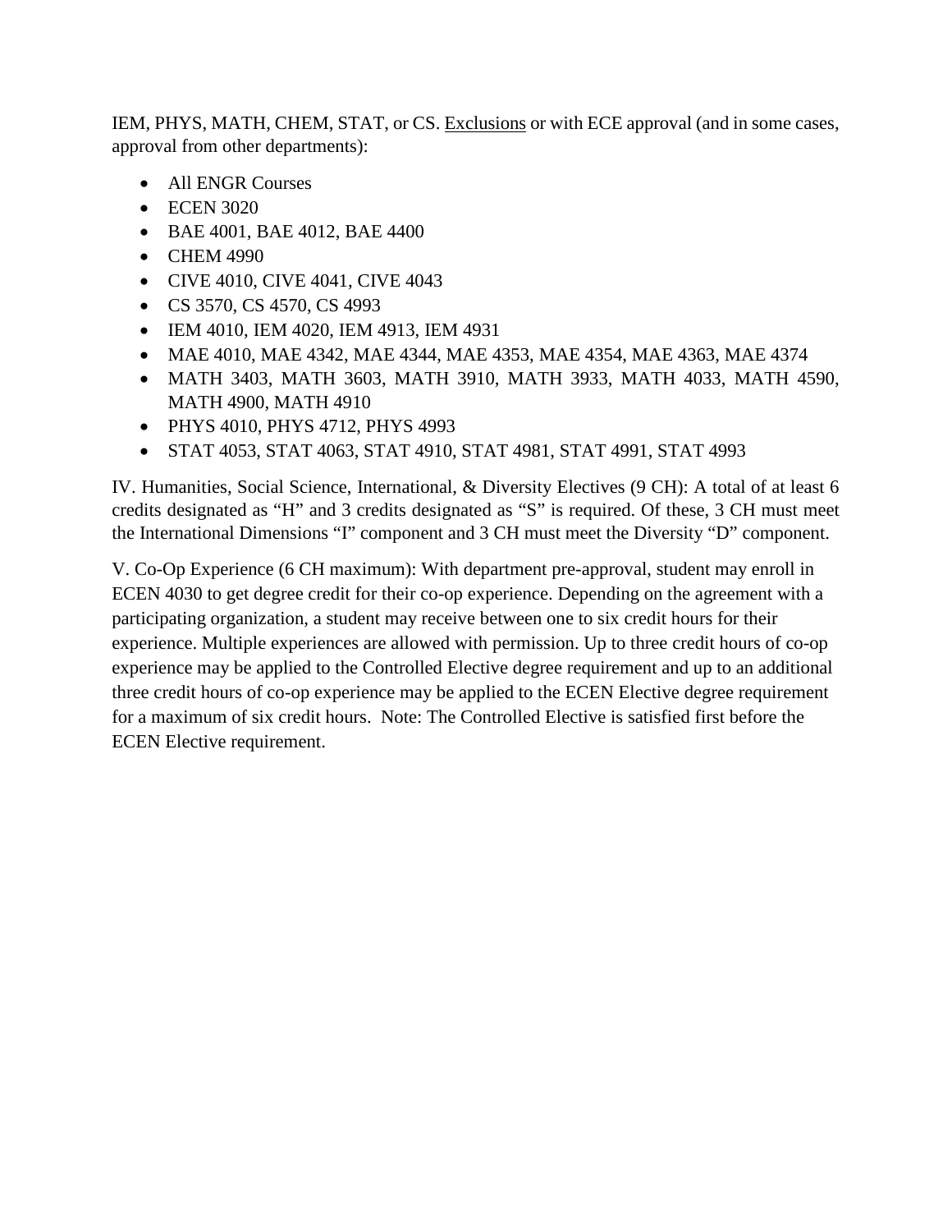IEM, PHYS, MATH, CHEM, STAT, or CS. <u>Exclusions</u> or with ECE approval (and in some cases, approval from other departments):

- All ENGR Courses
- ECEN 3020
- BAE 4001, BAE 4012, BAE 4400
- CHEM 4990
- CIVE 4010, CIVE 4041, CIVE 4043
- CS 3570, CS 4570, CS 4993
- IEM 4010, IEM 4020, IEM 4913, IEM 4931
- MAE 4010, MAE 4342, MAE 4344, MAE 4353, MAE 4354, MAE 4363, MAE 4374
- MATH 3403, MATH 3603, MATH 3910, MATH 3933, MATH 4033, MATH 4590, MATH 4900, MATH 4910
- PHYS 4010, PHYS 4712, PHYS 4993
- STAT 4053, STAT 4063, STAT 4910, STAT 4981, STAT 4991, STAT 4993

IV. Humanities, Social Science, International, & Diversity Electives (9 CH): A total of at least 6 credits designated as "H" and 3 credits designated as "S" is required. Of these, 3 CH must meet the International Dimensions "I" component and 3 CH must meet the Diversity "D" component.

V. Co-Op Experience (6 CH maximum): With department pre-approval, student may enroll in ECEN 4030 to get degree credit for their co-op experience. Depending on the agreement with a participating organization, a student may receive between one to six credit hours for their experience. Multiple experiences are allowed with permission. Up to three credit hours of co-op experience may be applied to the Controlled Elective degree requirement and up to an additional three credit hours of co-op experience may be applied to the ECEN Elective degree requirement for a maximum of six credit hours. Note: The Controlled Elective is satisfied first before the ECEN Elective requirement.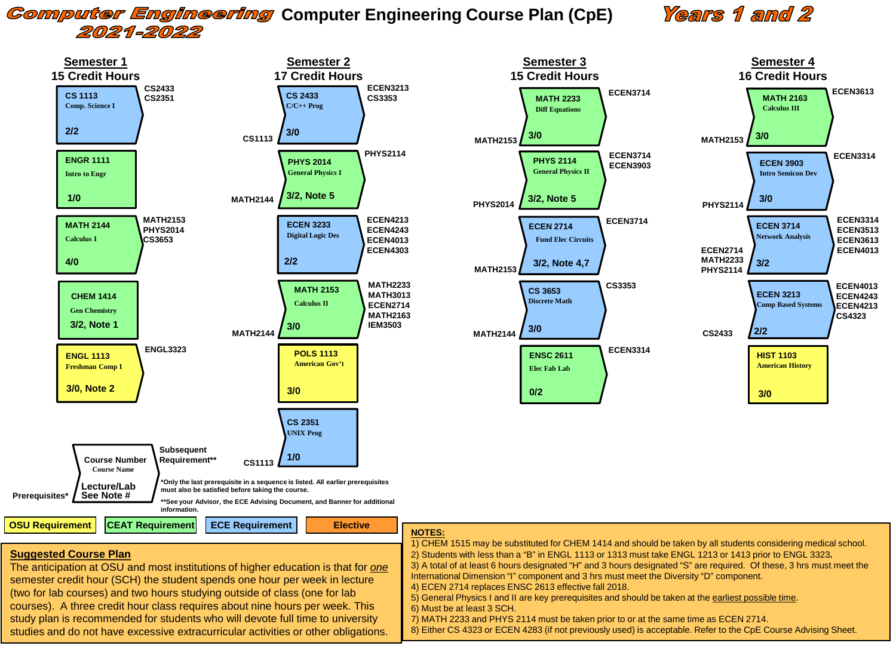# Computer Engineering 2021-2022 — Computer Engineering Course Plan (CpE) — Years 1 and 2

## Semester 1 — 15 Credit Hours

| Course | Name | Lecture/Lab | Prerequisites | Subsequent Requirement |
|---|---|---|---|---|
| CS 1113 | Comp. Science I | 2/2 | | CS2433, CS2351 |
| ENGR 1111 | Intro to Engr | 1/0 | | |
| MATH 2144 | Calculus I | 4/0 | | MATH2153, PHYS2014, CS3653 |
| CHEM 1414 | Gen Chemistry | 3/2, Note 1 | | |
| ENGL 1113 | Freshman Comp I | 3/0, Note 2 | | ENGL3323 |

## Semester 2 — 17 Credit Hours

| Course | Name | Lecture/Lab | Prerequisites | Subsequent Requirement |
|---|---|---|---|---|
| CS 2433 | C/C++ Prog | 3/0 | CS1113 | ECEN3213, CS3353 |
| PHYS 2014 | General Physics I | 3/2, Note 5 | MATH2144 | PHYS2114 |
| ECEN 3233 | Digital Logic Des | 2/2 | | ECEN4213, ECEN4243, ECEN4013, ECEN4303 |
| MATH 2153 | Calculus II | 3/0 | MATH2144 | MATH2233, MATH3013, ECEN2714, MATH2163, IEM3503 |
| POLS 1113 | American Gov't | 3/0 | | |
| CS 2351 | UNIX Prog | 1/0 | CS1113 | |

## Semester 3 — 15 Credit Hours

| Course | Name | Lecture/Lab | Prerequisites | Subsequent Requirement |
|---|---|---|---|---|
| MATH 2233 | Diff Equations | 3/0 | MATH2153 | ECEN3714 |
| PHYS 2114 | General Physics II | 3/2, Note 5 | PHYS2014 | ECEN3714, ECEN3903 |
| ECEN 2714 | Fund Elec Circuits | 3/2, Note 4,7 | MATH2153 | ECEN3714 |
| CS 3653 | Discrete Math | 3/0 | MATH2144 | CS3353 |
| ENSC 2611 | Elec Fab Lab | 0/2 | | ECEN3314 |

## Semester 4 — 16 Credit Hours

| Course | Name | Lecture/Lab | Prerequisites | Subsequent Requirement |
|---|---|---|---|---|
| MATH 2163 | Calculus III | 3/0 | MATH2153 | ECEN3613 |
| ECEN 3903 | Intro Semicon Dev | 3/0 | PHYS2114 | ECEN3314 |
| ECEN 3714 | Network Analysis | 3/2 | ECEN2714, MATH2233, PHYS2114 | ECEN3314, ECEN3513, ECEN3613, ECEN4013 |
| ECEN 3213 | Comp Based Systems | 2/2 | CS2433 | ECEN4013, ECEN4243, ECEN4213, CS4323 |
| HIST 1103 | American History | 3/0 | | |

**Legend:** Course Number / Course Name / Lecture/Lab, See Note #; Prerequisites* (left); Subsequent Requirement** (right)

*Only the last prerequisite in a sequence is listed. All earlier prerequisites must also be satisfied before taking the course.

**See your Advisor, the ECE Advising Document, and Banner for additional information.

Color key: OSU Requirement | CEAT Requirement | ECE Requirement | Elective

## Suggested Course Plan

The anticipation at OSU and most institutions of higher education is that for *one* semester credit hour (SCH) the student spends one hour per week in lecture (two for lab courses) and two hours studying outside of class (one for lab courses). A three credit hour class requires about nine hours per week. This study plan is recommended for students who will devote full time to university studies and do not have excessive extracurricular activities or other obligations.

## NOTES:

1) CHEM 1515 may be substituted for CHEM 1414 and should be taken by all students considering medical school.
2) Students with less than a "B" in ENGL 1113 or 1313 must take ENGL 1213 or 1413 prior to ENGL 3323.
3) A total of at least 6 hours designated "H" and 3 hours designated "S" are required. Of these, 3 hrs must meet the International Dimension "I" component and 3 hrs must meet the Diversity "D" component.
4) ECEN 2714 replaces ENSC 2613 effective fall 2018.
5) General Physics I and II are key prerequisites and should be taken at the earliest possible time.
6) Must be at least 3 SCH.
7) MATH 2233 and PHYS 2114 must be taken prior to or at the same time as ECEN 2714.
8) Either CS 4323 or ECEN 4283 (if not previously used) is acceptable. Refer to the CpE Course Advising Sheet.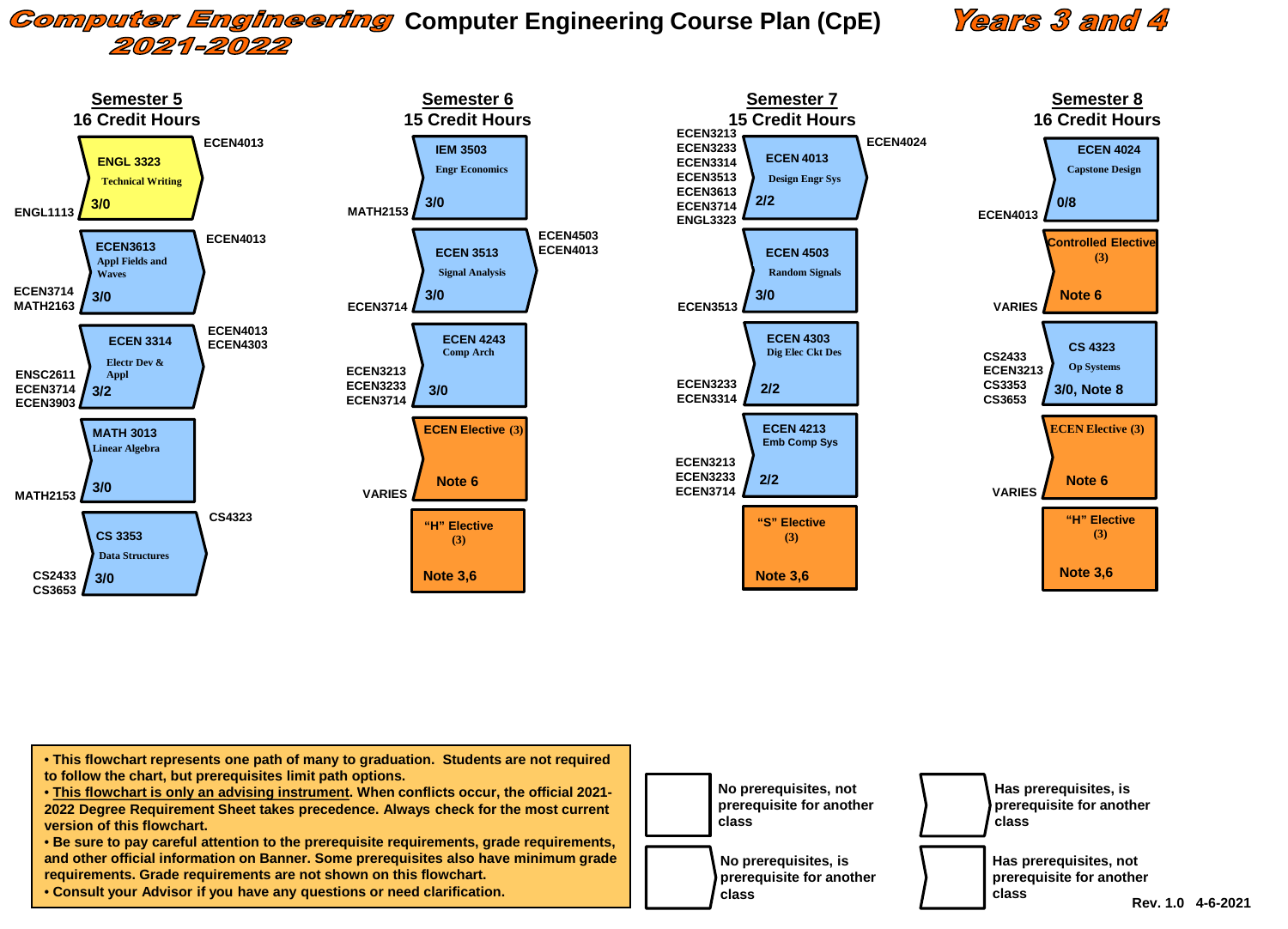# Computer Engineering 2021-2022

## Computer Engineering Course Plan (CpE)

## Years 3 and 4

### Semester 5 — 16 Credit Hours

| Course | Title | Hours | Prerequisites | Prerequisite for |
|---|---|---|---|---|
| ENGL 3323 | Technical Writing | 3/0 | ENGL1113 | ECEN4013 |
| ECEN3613 | Appl Fields and Waves | 3/0 | ECEN3714, MATH2163 | ECEN4013 |
| ECEN 3314 | Electr Dev & Appl | 3/2 | ENSC2611, ECEN3714, ECEN3903 | ECEN4013, ECEN4303 |
| MATH 3013 | Linear Algebra | 3/0 | MATH2153 | |
| CS 3353 | Data Structures | 3/0 | CS2433, CS3653 | CS4323 |

### Semester 6 — 15 Credit Hours

| Course | Title | Hours | Prerequisites | Prerequisite for |
|---|---|---|---|---|
| IEM 3503 | Engr Economics | 3/0 | MATH2153 | |
| ECEN 3513 | Signal Analysis | 3/0 | ECEN3714 | ECEN4503, ECEN4013 |
| ECEN 4243 | Comp Arch | 3/0 | ECEN3213, ECEN3233, ECEN3714 | |
| ECEN Elective (3) | | Note 6 | VARIES | |
| "H" Elective (3) | | Note 3,6 | | |

### Semester 7 — 15 Credit Hours

| Course | Title | Hours | Prerequisites | Prerequisite for |
|---|---|---|---|---|
| ECEN 4013 | Design Engr Sys | 2/2 | ECEN3213, ECEN3233, ECEN3314, ECEN3513, ECEN3613, ECEN3714, ENGL3323 | ECEN4024 |
| ECEN 4503 | Random Signals | 3/0 | ECEN3513 | |
| ECEN 4303 | Dig Elec Ckt Des | 2/2 | ECEN3233, ECEN3314 | |
| ECEN 4213 | Emb Comp Sys | 2/2 | ECEN3213, ECEN3233, ECEN3714 | |
| "S" Elective (3) | | Note 3,6 | | |

### Semester 8 — 16 Credit Hours

| Course | Title | Hours | Prerequisites | Prerequisite for |
|---|---|---|---|---|
| ECEN 4024 | Capstone Design | 0/8 | ECEN4013 | |
| Controlled Elective (3) | | Note 6 | VARIES | |
| CS 4323 | Op Systems | 3/0, Note 8 | CS2433, ECEN3213, CS3353, CS3653 | |
| ECEN Elective (3) | | Note 6 | VARIES | |
| "H" Elective (3) | | Note 3,6 | | |

- This flowchart represents one path of many to graduation. Students are not required to follow the chart, but prerequisites limit path options.
- This flowchart is only an advising instrument. When conflicts occur, the official 2021-2022 Degree Requirement Sheet takes precedence. Always check for the most current version of this flowchart.
- Be sure to pay careful attention to the prerequisite requirements, grade requirements, and other official information on Banner. Some prerequisites also have minimum grade requirements. Grade requirements are not shown on this flowchart.
- Consult your Advisor if you have any questions or need clarification.

**Legend:**

- No prerequisites, not prerequisite for another class
- Has prerequisites, is prerequisite for another class
- No prerequisites, is prerequisite for another class
- Has prerequisites, not prerequisite for another class

Rev. 1.0 4-6-2021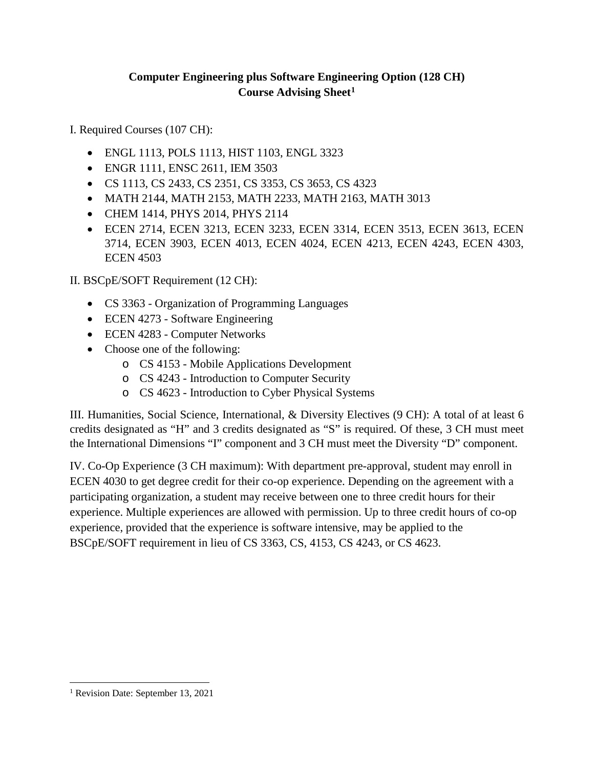**Computer Engineering plus Software Engineering Option (128 CH)**
**Course Advising Sheet[1]**

I. Required Courses (107 CH):

- ENGL 1113, POLS 1113, HIST 1103, ENGL 3323
- ENGR 1111, ENSC 2611, IEM 3503
- CS 1113, CS 2433, CS 2351, CS 3353, CS 3653, CS 4323
- MATH 2144, MATH 2153, MATH 2233, MATH 2163, MATH 3013
- CHEM 1414, PHYS 2014, PHYS 2114
- ECEN 2714, ECEN 3213, ECEN 3233, ECEN 3314, ECEN 3513, ECEN 3613, ECEN 3714, ECEN 3903, ECEN 4013, ECEN 4024, ECEN 4213, ECEN 4243, ECEN 4303, ECEN 4503

II. BSCpE/SOFT Requirement (12 CH):

- CS 3363 - Organization of Programming Languages
- ECEN 4273 - Software Engineering
- ECEN 4283 - Computer Networks
- Choose one of the following:
  - CS 4153 - Mobile Applications Development
  - CS 4243 - Introduction to Computer Security
  - CS 4623 - Introduction to Cyber Physical Systems

III. Humanities, Social Science, International, & Diversity Electives (9 CH): A total of at least 6 credits designated as "H" and 3 credits designated as "S" is required. Of these, 3 CH must meet the International Dimensions "I" component and 3 CH must meet the Diversity "D" component.

IV. Co-Op Experience (3 CH maximum): With department pre-approval, student may enroll in ECEN 4030 to get degree credit for their co-op experience. Depending on the agreement with a participating organization, a student may receive between one to three credit hours for their experience. Multiple experiences are allowed with permission. Up to three credit hours of co-op experience, provided that the experience is software intensive, may be applied to the BSCpE/SOFT requirement in lieu of CS 3363, CS, 4153, CS 4243, or CS 4623.

[1] Revision Date: September 13, 2021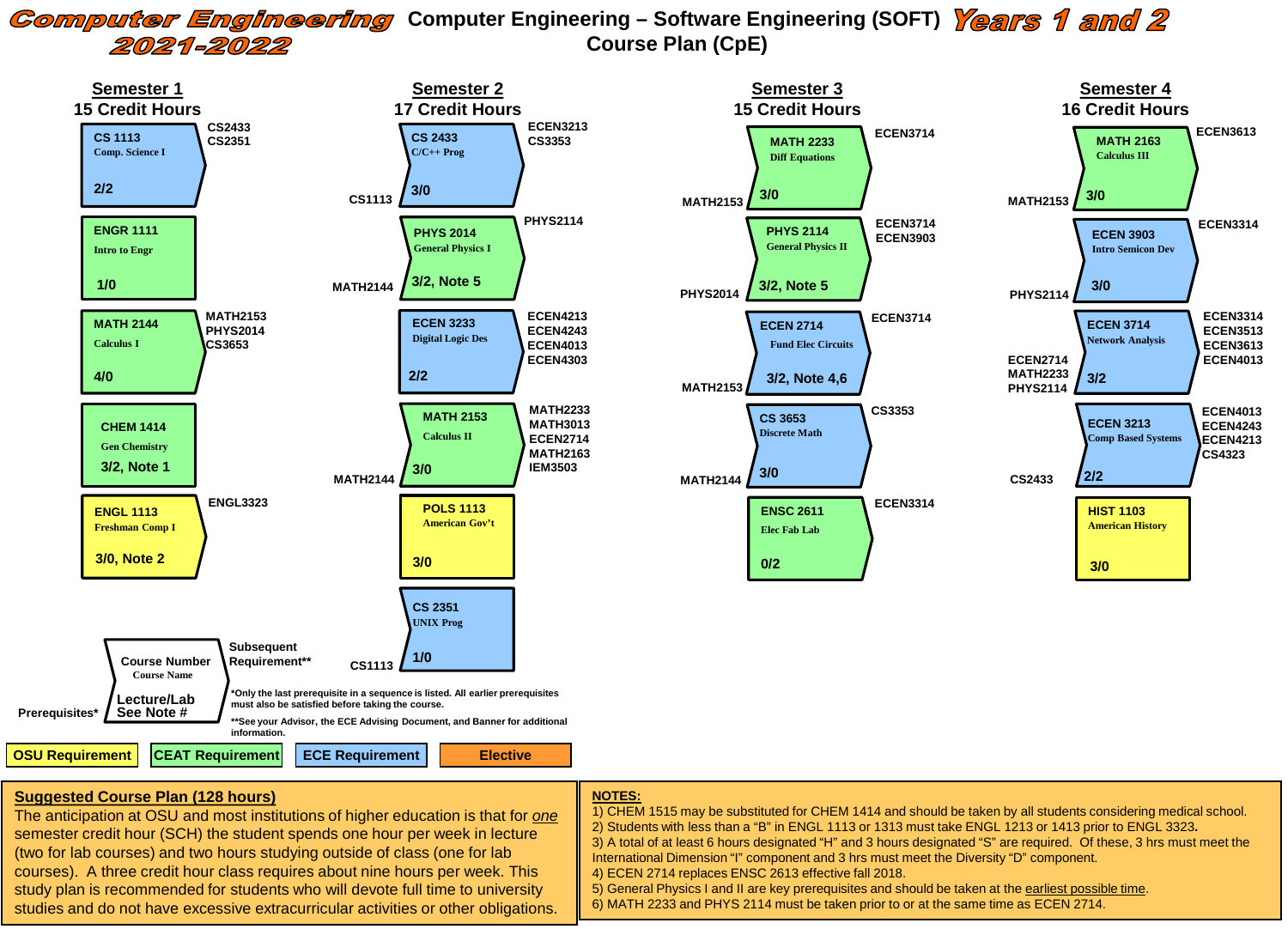# Computer Engineering 2021-2022

## Computer Engineering – Software Engineering (SOFT) Course Plan (CpE)

## Years 1 and 2

### Semester 1 — 15 Credit Hours

| Course Number | Course Name | Lecture/Lab, Note | Prerequisites | Subsequent Requirement |
|---|---|---|---|---|
| CS 1113 | Comp. Science I | 2/2 | | CS2433, CS2351 |
| ENGR 1111 | Intro to Engr | 1/0 | | |
| MATH 2144 | Calculus I | 4/0 | | MATH2153, PHYS2014, CS3653 |
| CHEM 1414 | Gen Chemistry | 3/2, Note 1 | | |
| ENGL 1113 | Freshman Comp I | 3/0, Note 2 | | ENGL3323 |

### Semester 2 — 17 Credit Hours

| Course Number | Course Name | Lecture/Lab, Note | Prerequisites | Subsequent Requirement |
|---|---|---|---|---|
| CS 2433 | C/C++ Prog | 3/0 | CS1113 | ECEN3213, CS3353 |
| PHYS 2014 | General Physics I | 3/2, Note 5 | MATH2144 | PHYS2114 |
| ECEN 3233 | Digital Logic Des | 2/2 | | ECEN4213, ECEN4243, ECEN4013, ECEN4303 |
| MATH 2153 | Calculus II | 3/0 | MATH2144 | MATH2233, MATH3013, ECEN2714, MATH2163, IEM3503 |
| POLS 1113 | American Gov't | 3/0 | | |
| CS 2351 | UNIX Prog | 1/0 | CS1113 | |

### Semester 3 — 15 Credit Hours

| Course Number | Course Name | Lecture/Lab, Note | Prerequisites | Subsequent Requirement |
|---|---|---|---|---|
| MATH 2233 | Diff Equations | 3/0 | MATH2153 | ECEN3714 |
| PHYS 2114 | General Physics II | 3/2, Note 5 | PHYS2014 | ECEN3714, ECEN3903 |
| ECEN 2714 | Fund Elec Circuits | 3/2, Note 4,6 | MATH2153 | ECEN3714 |
| CS 3653 | Discrete Math | 3/0 | MATH2144 | CS3353 |
| ENSC 2611 | Elec Fab Lab | 0/2 | | ECEN3314 |

### Semester 4 — 16 Credit Hours

| Course Number | Course Name | Lecture/Lab, Note | Prerequisites | Subsequent Requirement |
|---|---|---|---|---|
| MATH 2163 | Calculus III | 3/0 | MATH2153 | ECEN3613 |
| ECEN 3903 | Intro Semicon Dev | 3/0 | PHYS2114 | ECEN3314 |
| ECEN 3714 | Network Analysis | 3/2 | ECEN2714, MATH2233, PHYS2114 | ECEN3314, ECEN3513, ECEN3613, ECEN4013 |
| ECEN 3213 | Comp Based Systems | 2/2 | CS2433 | ECEN4013, ECEN4243, ECEN4213, CS4323 |
| HIST 1103 | American History | 3/0 | | |

**Legend:** Course Number / Course Name / Lecture/Lab / See Note #; Prerequisites* (left); Subsequent Requirement** (right)

*Only the last prerequisite in a sequence is listed. All earlier prerequisites must also be satisfied before taking the course.

**See your Advisor, the ECE Advising Document, and Banner for additional information.

Color key: OSU Requirement | CEAT Requirement | ECE Requirement | Elective

### Suggested Course Plan (128 hours)

The anticipation at OSU and most institutions of higher education is that for *one* semester credit hour (SCH) the student spends one hour per week in lecture (two for lab courses) and two hours studying outside of class (one for lab courses). A three credit hour class requires about nine hours per week. This study plan is recommended for students who will devote full time to university studies and do not have excessive extracurricular activities or other obligations.

### NOTES:

1) CHEM 1515 may be substituted for CHEM 1414 and should be taken by all students considering medical school.
2) Students with less than a "B" in ENGL 1113 or 1313 must take ENGL 1213 or 1413 prior to ENGL 3323.
3) A total of at least 6 hours designated "H" and 3 hours designated "S" are required. Of these, 3 hrs must meet the International Dimension "I" component and 3 hrs must meet the Diversity "D" component.
4) ECEN 2714 replaces ENSC 2613 effective fall 2018.
5) General Physics I and II are key prerequisites and should be taken at the earliest possible time.
6) MATH 2233 and PHYS 2114 must be taken prior to or at the same time as ECEN 2714.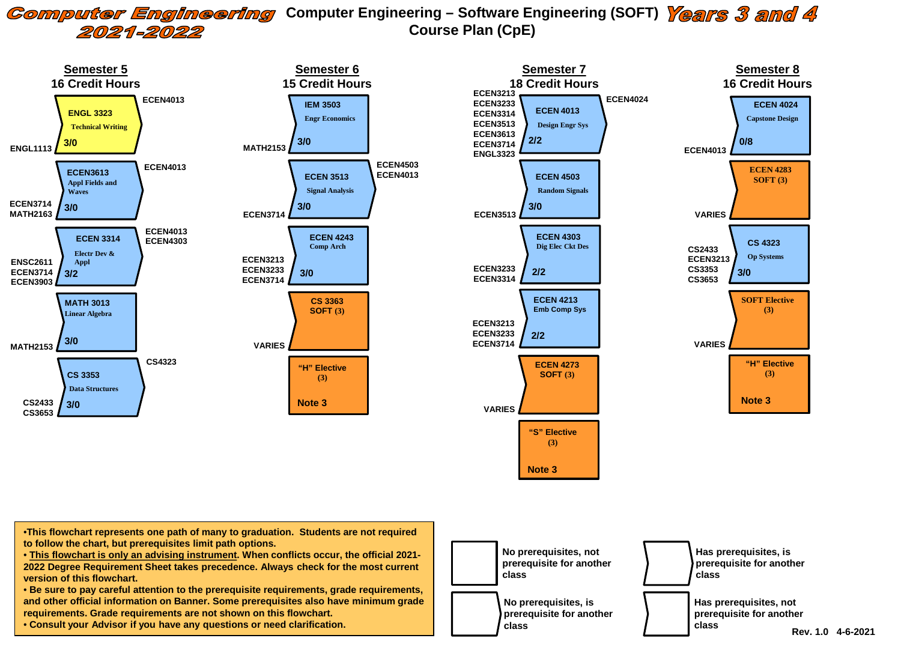# Computer Engineering 2021-2022

## Computer Engineering – Software Engineering (SOFT) Course Plan (CpE)

## Years 3 and 4

### Semester 5 — 16 Credit Hours

| Course | Title | Credits | Prerequisites | Prerequisite for |
|---|---|---|---|---|
| ENGL 3323 | Technical Writing | 3/0 | ENGL1113 | ECEN4013 |
| ECEN3613 | Appl Fields and Waves | 3/0 | ECEN3714, MATH2163 | ECEN4013 |
| ECEN 3314 | Electr Dev & Appl | 3/2 | ENSC2611, ECEN3714, ECEN3903 | ECEN4013, ECEN4303 |
| MATH 3013 | Linear Algebra | 3/0 | MATH2153 | |
| CS 3353 | Data Structures | 3/0 | CS2433, CS3653 | CS4323 |

### Semester 6 — 15 Credit Hours

| Course | Title | Credits | Prerequisites | Prerequisite for |
|---|---|---|---|---|
| IEM 3503 | Engr Economics | 3/0 | MATH2153 | |
| ECEN 3513 | Signal Analysis | 3/0 | ECEN3714 | ECEN4503, ECEN4013 |
| ECEN 4243 | Comp Arch | 3/0 | ECEN3213, ECEN3233, ECEN3714 | |
| CS 3363 SOFT (3) | | | VARIES | |
| "H" Elective (3) | Note 3 | | | |

### Semester 7 — 18 Credit Hours

| Course | Title | Credits | Prerequisites | Prerequisite for |
|---|---|---|---|---|
| ECEN 4013 | Design Engr Sys | 2/2 | ECEN3213, ECEN3233, ECEN3314, ECEN3513, ECEN3613, ECEN3714, ENGL3323 | ECEN4024 |
| ECEN 4503 | Random Signals | 3/0 | ECEN3513 | |
| ECEN 4303 | Dig Elec Ckt Des | 2/2 | ECEN3233, ECEN3314 | |
| ECEN 4213 | Emb Comp Sys | 2/2 | ECEN3213, ECEN3233, ECEN3714 | |
| ECEN 4273 SOFT (3) | | | VARIES | |
| "S" Elective (3) | Note 3 | | | |

### Semester 8 — 16 Credit Hours

| Course | Title | Credits | Prerequisites | Prerequisite for |
|---|---|---|---|---|
| ECEN 4024 | Capstone Design | 0/8 | ECEN4013 | |
| ECEN 4283 SOFT (3) | | | VARIES | |
| CS 4323 | Op Systems | 3/0 | CS2433, ECEN3213, CS3353, CS3653 | |
| SOFT Elective (3) | | | VARIES | |
| "H" Elective (3) | Note 3 | | | |

- This flowchart represents one path of many to graduation. Students are not required to follow the chart, but prerequisites limit path options.
- This flowchart is only an advising instrument. When conflicts occur, the official 2021-2022 Degree Requirement Sheet takes precedence. Always check for the most current version of this flowchart.
- Be sure to pay careful attention to the prerequisite requirements, grade requirements, and other official information on Banner. Some prerequisites also have minimum grade requirements. Grade requirements are not shown on this flowchart.
- Consult your Advisor if you have any questions or need clarification.

**Legend:**

- No prerequisites, not prerequisite for another class
- Has prerequisites, is prerequisite for another class
- No prerequisites, is prerequisite for another class
- Has prerequisites, not prerequisite for another class

Rev. 1.0 4-6-2021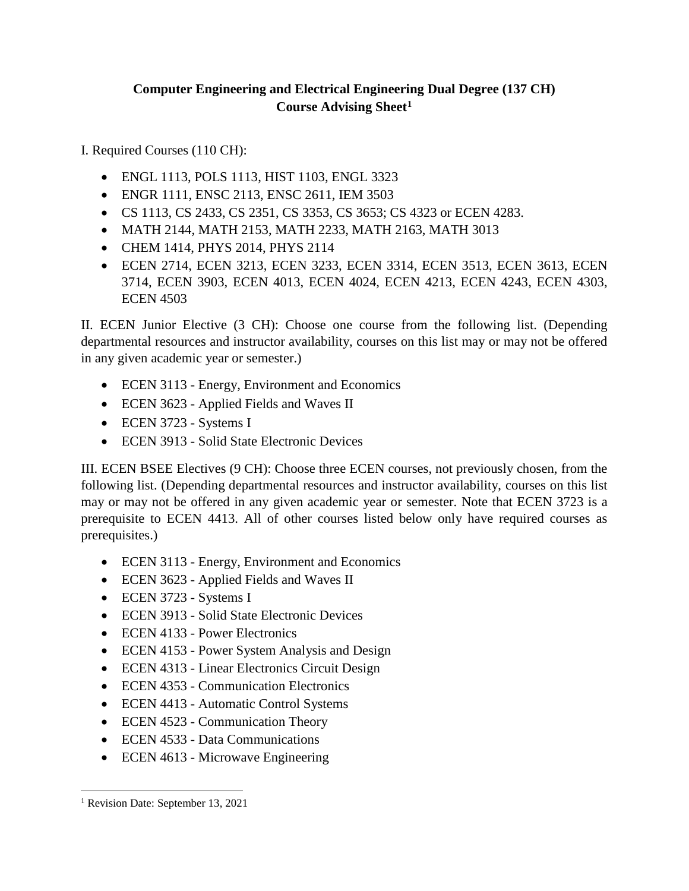**Computer Engineering and Electrical Engineering Dual Degree (137 CH)**
**Course Advising Sheet**[1]

I. Required Courses (110 CH):

- ENGL 1113, POLS 1113, HIST 1103, ENGL 3323
- ENGR 1111, ENSC 2113, ENSC 2611, IEM 3503
- CS 1113, CS 2433, CS 2351, CS 3353, CS 3653; CS 4323 or ECEN 4283.
- MATH 2144, MATH 2153, MATH 2233, MATH 2163, MATH 3013
- CHEM 1414, PHYS 2014, PHYS 2114
- ECEN 2714, ECEN 3213, ECEN 3233, ECEN 3314, ECEN 3513, ECEN 3613, ECEN 3714, ECEN 3903, ECEN 4013, ECEN 4024, ECEN 4213, ECEN 4243, ECEN 4303, ECEN 4503

II. ECEN Junior Elective (3 CH): Choose one course from the following list. (Depending departmental resources and instructor availability, courses on this list may or may not be offered in any given academic year or semester.)

- ECEN 3113 - Energy, Environment and Economics
- ECEN 3623 - Applied Fields and Waves II
- ECEN 3723 - Systems I
- ECEN 3913 - Solid State Electronic Devices

III. ECEN BSEE Electives (9 CH): Choose three ECEN courses, not previously chosen, from the following list. (Depending departmental resources and instructor availability, courses on this list may or may not be offered in any given academic year or semester. Note that ECEN 3723 is a prerequisite to ECEN 4413. All of other courses listed below only have required courses as prerequisites.)

- ECEN 3113 - Energy, Environment and Economics
- ECEN 3623 - Applied Fields and Waves II
- ECEN 3723 - Systems I
- ECEN 3913 - Solid State Electronic Devices
- ECEN 4133 - Power Electronics
- ECEN 4153 - Power System Analysis and Design
- ECEN 4313 - Linear Electronics Circuit Design
- ECEN 4353 - Communication Electronics
- ECEN 4413 - Automatic Control Systems
- ECEN 4523 - Communication Theory
- ECEN 4533 - Data Communications
- ECEN 4613 - Microwave Engineering

[1] Revision Date: September 13, 2021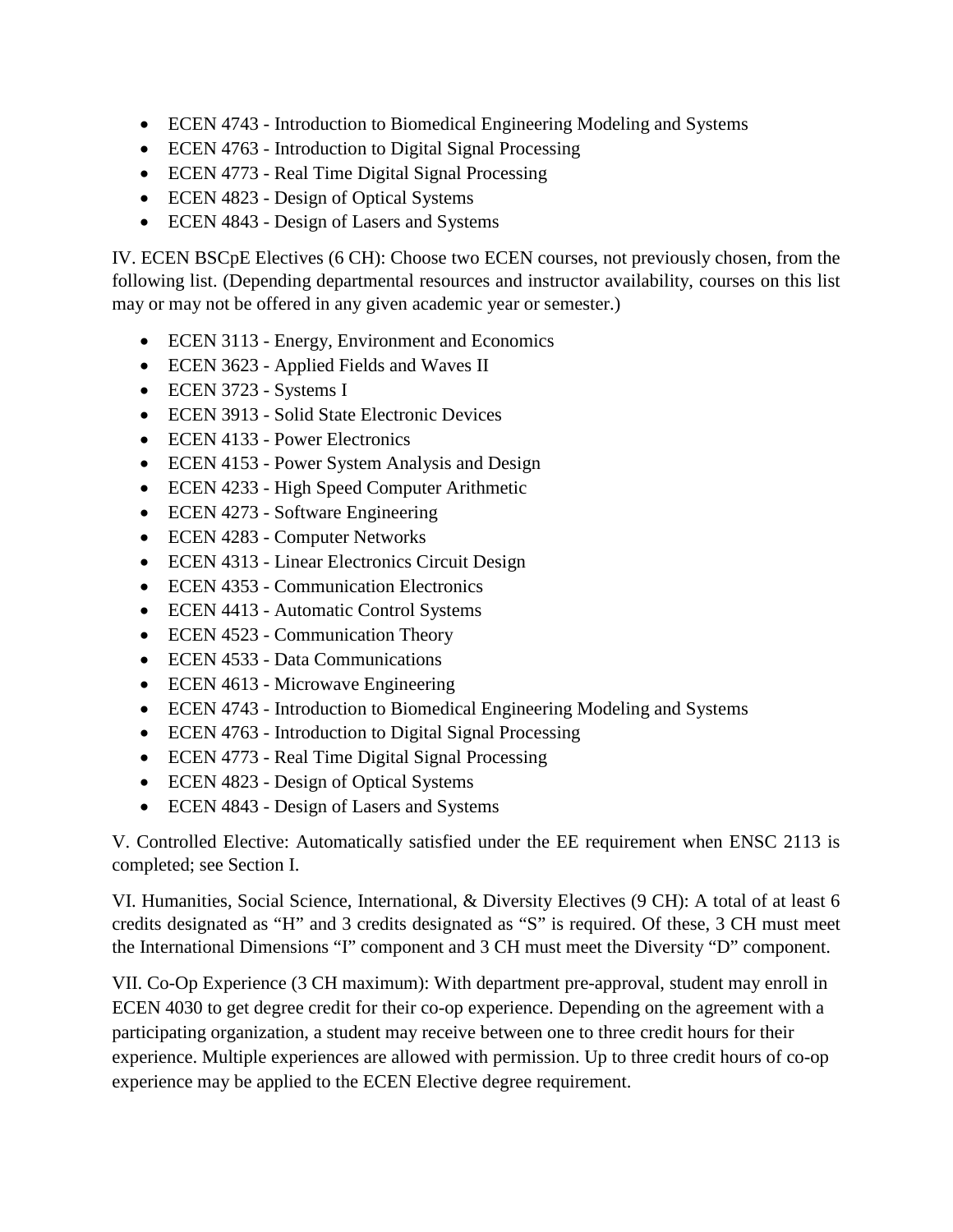- ECEN 4743 - Introduction to Biomedical Engineering Modeling and Systems
- ECEN 4763 - Introduction to Digital Signal Processing
- ECEN 4773 - Real Time Digital Signal Processing
- ECEN 4823 - Design of Optical Systems
- ECEN 4843 - Design of Lasers and Systems

IV. ECEN BSCpE Electives (6 CH): Choose two ECEN courses, not previously chosen, from the following list. (Depending departmental resources and instructor availability, courses on this list may or may not be offered in any given academic year or semester.)

- ECEN 3113 - Energy, Environment and Economics
- ECEN 3623 - Applied Fields and Waves II
- ECEN 3723 - Systems I
- ECEN 3913 - Solid State Electronic Devices
- ECEN 4133 - Power Electronics
- ECEN 4153 - Power System Analysis and Design
- ECEN 4233 - High Speed Computer Arithmetic
- ECEN 4273 - Software Engineering
- ECEN 4283 - Computer Networks
- ECEN 4313 - Linear Electronics Circuit Design
- ECEN 4353 - Communication Electronics
- ECEN 4413 - Automatic Control Systems
- ECEN 4523 - Communication Theory
- ECEN 4533 - Data Communications
- ECEN 4613 - Microwave Engineering
- ECEN 4743 - Introduction to Biomedical Engineering Modeling and Systems
- ECEN 4763 - Introduction to Digital Signal Processing
- ECEN 4773 - Real Time Digital Signal Processing
- ECEN 4823 - Design of Optical Systems
- ECEN 4843 - Design of Lasers and Systems

V. Controlled Elective: Automatically satisfied under the EE requirement when ENSC 2113 is completed; see Section I.

VI. Humanities, Social Science, International, & Diversity Electives (9 CH): A total of at least 6 credits designated as "H" and 3 credits designated as "S" is required. Of these, 3 CH must meet the International Dimensions "I" component and 3 CH must meet the Diversity "D" component.

VII. Co-Op Experience (3 CH maximum): With department pre-approval, student may enroll in ECEN 4030 to get degree credit for their co-op experience. Depending on the agreement with a participating organization, a student may receive between one to three credit hours for their experience. Multiple experiences are allowed with permission. Up to three credit hours of co-op experience may be applied to the ECEN Elective degree requirement.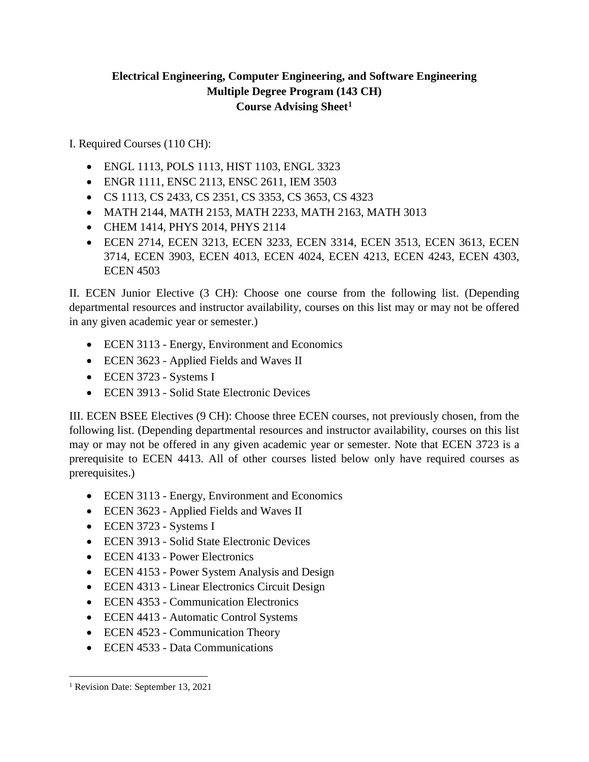**Electrical Engineering, Computer Engineering, and Software Engineering**
**Multiple Degree Program (143 CH)**
**Course Advising Sheet[1]**

I. Required Courses (110 CH):

- ENGL 1113, POLS 1113, HIST 1103, ENGL 3323
- ENGR 1111, ENSC 2113, ENSC 2611, IEM 3503
- CS 1113, CS 2433, CS 2351, CS 3353, CS 3653, CS 4323
- MATH 2144, MATH 2153, MATH 2233, MATH 2163, MATH 3013
- CHEM 1414, PHYS 2014, PHYS 2114
- ECEN 2714, ECEN 3213, ECEN 3233, ECEN 3314, ECEN 3513, ECEN 3613, ECEN 3714, ECEN 3903, ECEN 4013, ECEN 4024, ECEN 4213, ECEN 4243, ECEN 4303, ECEN 4503

II. ECEN Junior Elective (3 CH): Choose one course from the following list. (Depending departmental resources and instructor availability, courses on this list may or may not be offered in any given academic year or semester.)

- ECEN 3113 - Energy, Environment and Economics
- ECEN 3623 - Applied Fields and Waves II
- ECEN 3723 - Systems I
- ECEN 3913 - Solid State Electronic Devices

III. ECEN BSEE Electives (9 CH): Choose three ECEN courses, not previously chosen, from the following list. (Depending departmental resources and instructor availability, courses on this list may or may not be offered in any given academic year or semester. Note that ECEN 3723 is a prerequisite to ECEN 4413. All of other courses listed below only have required courses as prerequisites.)

- ECEN 3113 - Energy, Environment and Economics
- ECEN 3623 - Applied Fields and Waves II
- ECEN 3723 - Systems I
- ECEN 3913 - Solid State Electronic Devices
- ECEN 4133 - Power Electronics
- ECEN 4153 - Power System Analysis and Design
- ECEN 4313 - Linear Electronics Circuit Design
- ECEN 4353 - Communication Electronics
- ECEN 4413 - Automatic Control Systems
- ECEN 4523 - Communication Theory
- ECEN 4533 - Data Communications

[1] Revision Date: September 13, 2021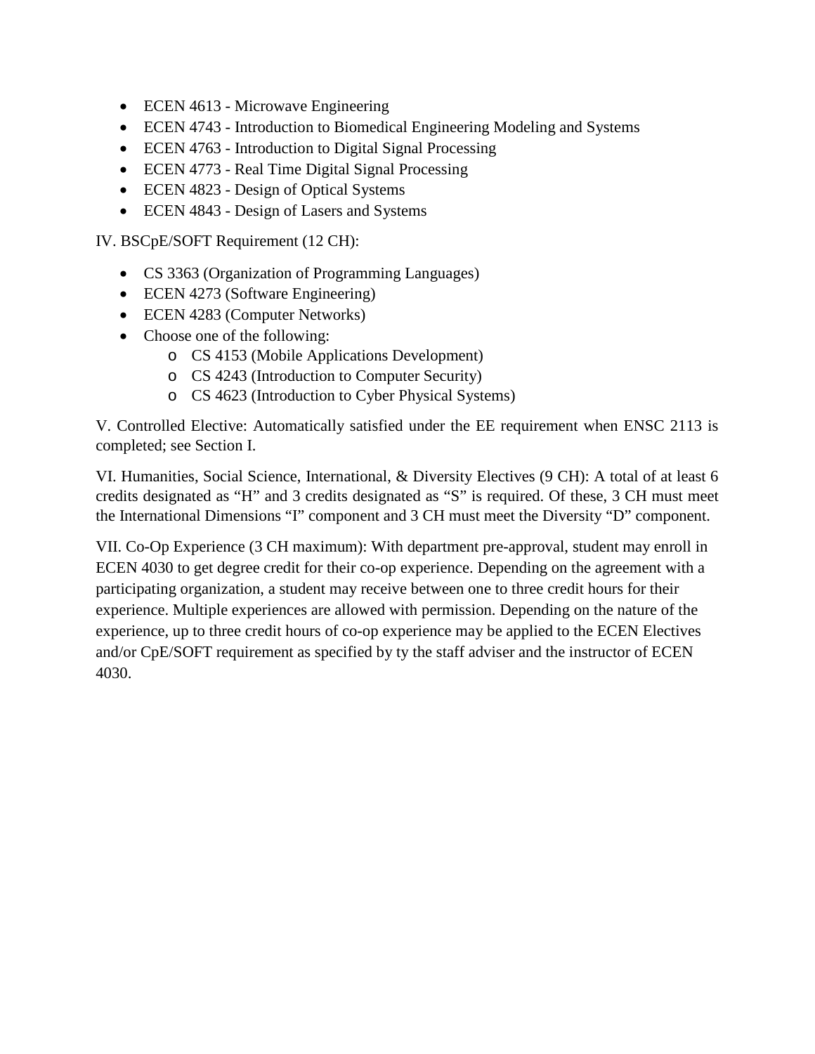- ECEN 4613 - Microwave Engineering
- ECEN 4743 - Introduction to Biomedical Engineering Modeling and Systems
- ECEN 4763 - Introduction to Digital Signal Processing
- ECEN 4773 - Real Time Digital Signal Processing
- ECEN 4823 - Design of Optical Systems
- ECEN 4843 - Design of Lasers and Systems

IV. BSCpE/SOFT Requirement (12 CH):

- CS 3363 (Organization of Programming Languages)
- ECEN 4273 (Software Engineering)
- ECEN 4283 (Computer Networks)
- Choose one of the following:
  - CS 4153 (Mobile Applications Development)
  - CS 4243 (Introduction to Computer Security)
  - CS 4623 (Introduction to Cyber Physical Systems)

V. Controlled Elective: Automatically satisfied under the EE requirement when ENSC 2113 is completed; see Section I.

VI. Humanities, Social Science, International, & Diversity Electives (9 CH): A total of at least 6 credits designated as "H" and 3 credits designated as "S" is required. Of these, 3 CH must meet the International Dimensions "I" component and 3 CH must meet the Diversity "D" component.

VII. Co-Op Experience (3 CH maximum): With department pre-approval, student may enroll in ECEN 4030 to get degree credit for their co-op experience. Depending on the agreement with a participating organization, a student may receive between one to three credit hours for their experience. Multiple experiences are allowed with permission. Depending on the nature of the experience, up to three credit hours of co-op experience may be applied to the ECEN Electives and/or CpE/SOFT requirement as specified by ty the staff adviser and the instructor of ECEN 4030.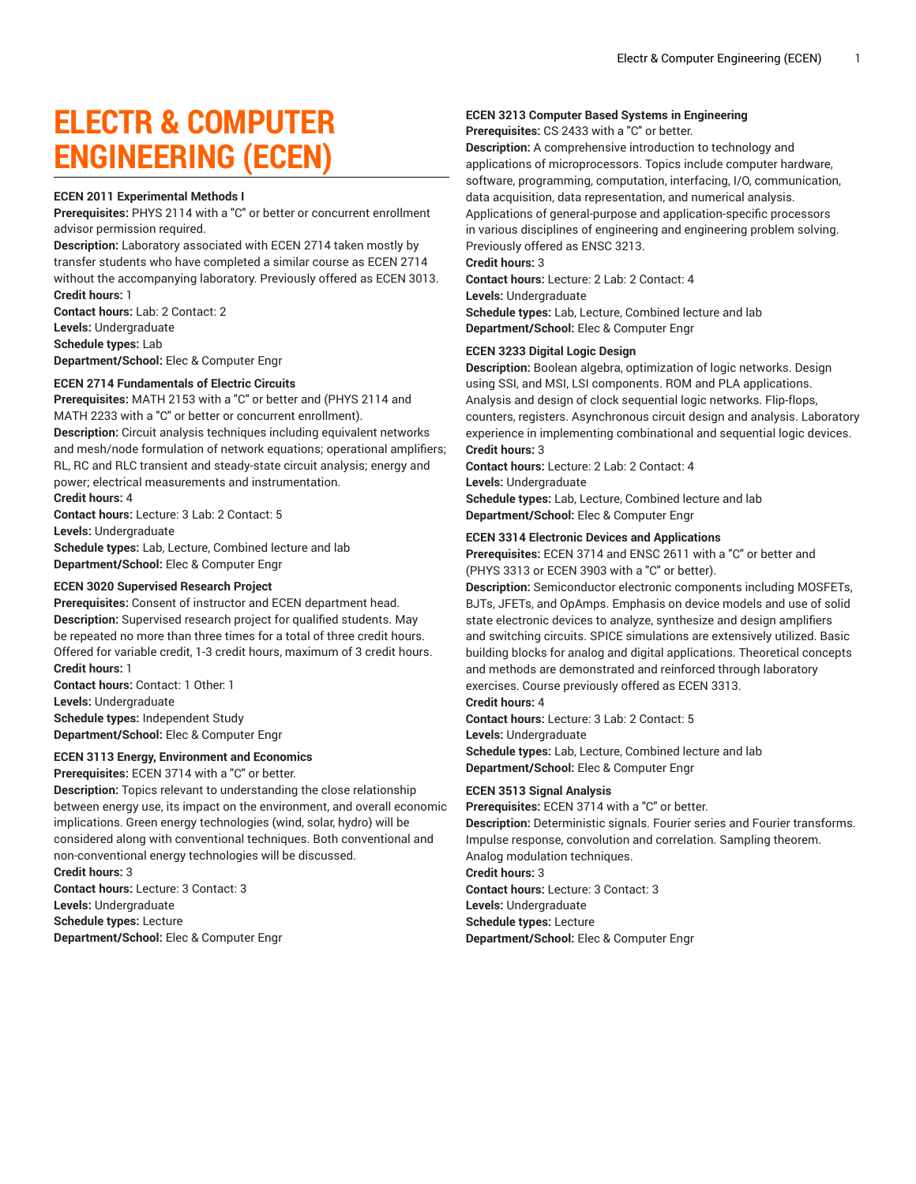# ELECTR & COMPUTER ENGINEERING (ECEN)

**ECEN 2011 Experimental Methods I**
**Prerequisites:** PHYS 2114 with a "C" or better or concurrent enrollment advisor permission required.
**Description:** Laboratory associated with ECEN 2714 taken mostly by transfer students who have completed a similar course as ECEN 2714 without the accompanying laboratory. Previously offered as ECEN 3013.
**Credit hours:** 1
**Contact hours:** Lab: 2 Contact: 2
**Levels:** Undergraduate
**Schedule types:** Lab
**Department/School:** Elec & Computer Engr

**ECEN 2714 Fundamentals of Electric Circuits**
**Prerequisites:** MATH 2153 with a "C" or better and (PHYS 2114 and MATH 2233 with a "C" or better or concurrent enrollment).
**Description:** Circuit analysis techniques including equivalent networks and mesh/node formulation of network equations; operational amplifiers; RL, RC and RLC transient and steady-state circuit analysis; energy and power; electrical measurements and instrumentation.
**Credit hours:** 4
**Contact hours:** Lecture: 3 Lab: 2 Contact: 5
**Levels:** Undergraduate
**Schedule types:** Lab, Lecture, Combined lecture and lab
**Department/School:** Elec & Computer Engr

**ECEN 3020 Supervised Research Project**
**Prerequisites:** Consent of instructor and ECEN department head.
**Description:** Supervised research project for qualified students. May be repeated no more than three times for a total of three credit hours. Offered for variable credit, 1-3 credit hours, maximum of 3 credit hours.
**Credit hours:** 1
**Contact hours:** Contact: 1 Other: 1
**Levels:** Undergraduate
**Schedule types:** Independent Study
**Department/School:** Elec & Computer Engr

**ECEN 3113 Energy, Environment and Economics**
**Prerequisites:** ECEN 3714 with a "C" or better.
**Description:** Topics relevant to understanding the close relationship between energy use, its impact on the environment, and overall economic implications. Green energy technologies (wind, solar, hydro) will be considered along with conventional techniques. Both conventional and non-conventional energy technologies will be discussed.
**Credit hours:** 3
**Contact hours:** Lecture: 3 Contact: 3
**Levels:** Undergraduate
**Schedule types:** Lecture
**Department/School:** Elec & Computer Engr

**ECEN 3213 Computer Based Systems in Engineering**
**Prerequisites:** CS 2433 with a "C" or better.
**Description:** A comprehensive introduction to technology and applications of microprocessors. Topics include computer hardware, software, programming, computation, interfacing, I/O, communication, data acquisition, data representation, and numerical analysis. Applications of general-purpose and application-specific processors in various disciplines of engineering and engineering problem solving. Previously offered as ENSC 3213.
**Credit hours:** 3
**Contact hours:** Lecture: 2 Lab: 2 Contact: 4
**Levels:** Undergraduate
**Schedule types:** Lab, Lecture, Combined lecture and lab
**Department/School:** Elec & Computer Engr

**ECEN 3233 Digital Logic Design**
**Description:** Boolean algebra, optimization of logic networks. Design using SSI, and MSI, LSI components. ROM and PLA applications. Analysis and design of clock sequential logic networks. Flip-flops, counters, registers. Asynchronous circuit design and analysis. Laboratory experience in implementing combinational and sequential logic devices.
**Credit hours:** 3
**Contact hours:** Lecture: 2 Lab: 2 Contact: 4
**Levels:** Undergraduate
**Schedule types:** Lab, Lecture, Combined lecture and lab
**Department/School:** Elec & Computer Engr

**ECEN 3314 Electronic Devices and Applications**
**Prerequisites:** ECEN 3714 and ENSC 2611 with a "C" or better and (PHYS 3313 or ECEN 3903 with a "C" or better).
**Description:** Semiconductor electronic components including MOSFETs, BJTs, JFETs, and OpAmps. Emphasis on device models and use of solid state electronic devices to analyze, synthesize and design amplifiers and switching circuits. SPICE simulations are extensively utilized. Basic building blocks for analog and digital applications. Theoretical concepts and methods are demonstrated and reinforced through laboratory exercises. Course previously offered as ECEN 3313.
**Credit hours:** 4
**Contact hours:** Lecture: 3 Lab: 2 Contact: 5
**Levels:** Undergraduate
**Schedule types:** Lab, Lecture, Combined lecture and lab
**Department/School:** Elec & Computer Engr

**ECEN 3513 Signal Analysis**
**Prerequisites:** ECEN 3714 with a "C" or better.
**Description:** Deterministic signals. Fourier series and Fourier transforms. Impulse response, convolution and correlation. Sampling theorem. Analog modulation techniques.
**Credit hours:** 3
**Contact hours:** Lecture: 3 Contact: 3
**Levels:** Undergraduate
**Schedule types:** Lecture
**Department/School:** Elec & Computer Engr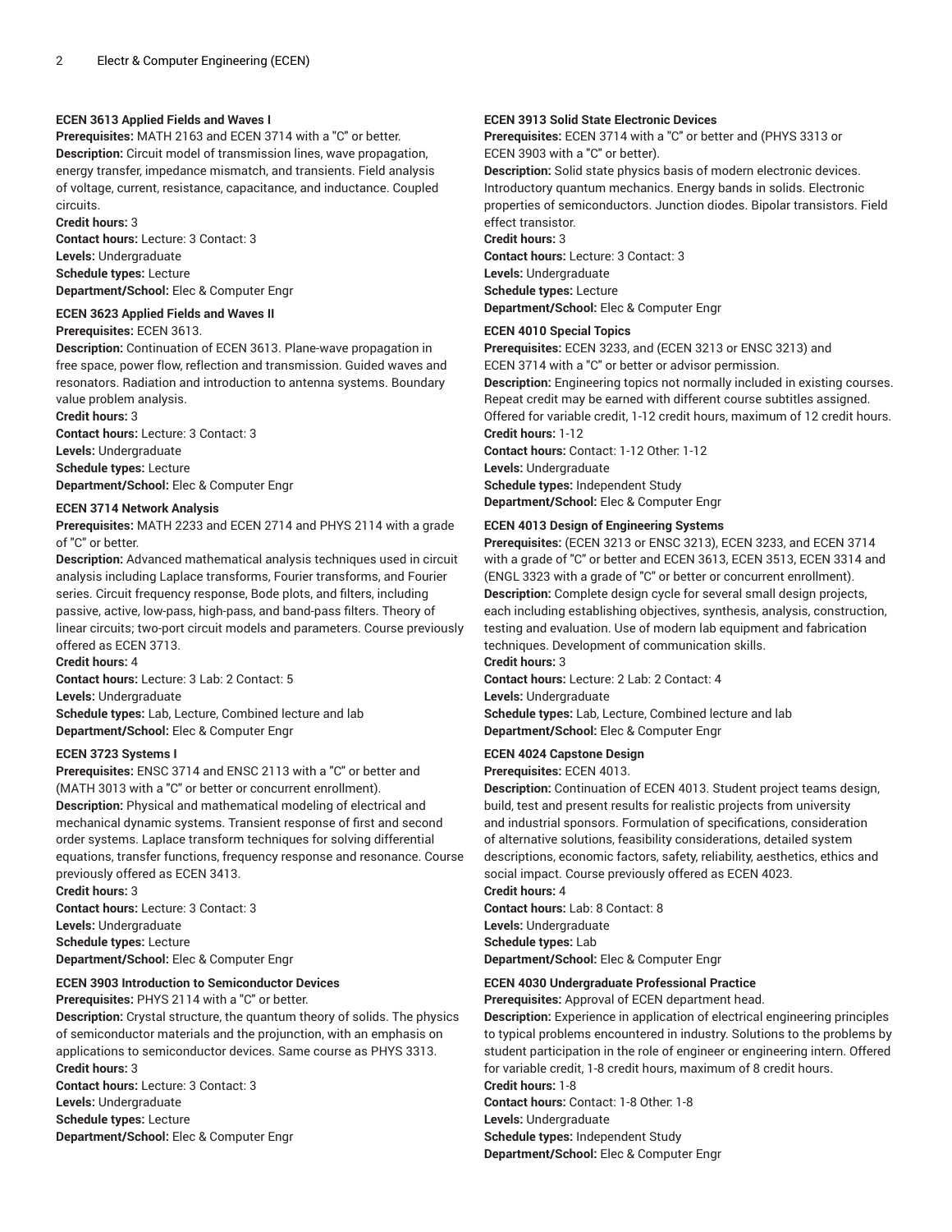**ECEN 3613 Applied Fields and Waves I**
**Prerequisites:** MATH 2163 and ECEN 3714 with a "C" or better.
**Description:** Circuit model of transmission lines, wave propagation, energy transfer, impedance mismatch, and transients. Field analysis of voltage, current, resistance, capacitance, and inductance. Coupled circuits.
**Credit hours:** 3
**Contact hours:** Lecture: 3 Contact: 3
**Levels:** Undergraduate
**Schedule types:** Lecture
**Department/School:** Elec & Computer Engr

**ECEN 3623 Applied Fields and Waves II**
**Prerequisites:** ECEN 3613.
**Description:** Continuation of ECEN 3613. Plane-wave propagation in free space, power flow, reflection and transmission. Guided waves and resonators. Radiation and introduction to antenna systems. Boundary value problem analysis.
**Credit hours:** 3
**Contact hours:** Lecture: 3 Contact: 3
**Levels:** Undergraduate
**Schedule types:** Lecture
**Department/School:** Elec & Computer Engr

**ECEN 3714 Network Analysis**
**Prerequisites:** MATH 2233 and ECEN 2714 and PHYS 2114 with a grade of "C" or better.
**Description:** Advanced mathematical analysis techniques used in circuit analysis including Laplace transforms, Fourier transforms, and Fourier series. Circuit frequency response, Bode plots, and filters, including passive, active, low-pass, high-pass, and band-pass filters. Theory of linear circuits; two-port circuit models and parameters. Course previously offered as ECEN 3713.
**Credit hours:** 4
**Contact hours:** Lecture: 3 Lab: 2 Contact: 5
**Levels:** Undergraduate
**Schedule types:** Lab, Lecture, Combined lecture and lab
**Department/School:** Elec & Computer Engr

**ECEN 3723 Systems I**
**Prerequisites:** ENSC 3714 and ENSC 2113 with a "C" or better and (MATH 3013 with a "C" or better or concurrent enrollment).
**Description:** Physical and mathematical modeling of electrical and mechanical dynamic systems. Transient response of first and second order systems. Laplace transform techniques for solving differential equations, transfer functions, frequency response and resonance. Course previously offered as ECEN 3413.
**Credit hours:** 3
**Contact hours:** Lecture: 3 Contact: 3
**Levels:** Undergraduate
**Schedule types:** Lecture
**Department/School:** Elec & Computer Engr

**ECEN 3903 Introduction to Semiconductor Devices**
**Prerequisites:** PHYS 2114 with a "C" or better.
**Description:** Crystal structure, the quantum theory of solids. The physics of semiconductor materials and the projunction, with an emphasis on applications to semiconductor devices. Same course as PHYS 3313.
**Credit hours:** 3
**Contact hours:** Lecture: 3 Contact: 3
**Levels:** Undergraduate
**Schedule types:** Lecture
**Department/School:** Elec & Computer Engr

**ECEN 3913 Solid State Electronic Devices**
**Prerequisites:** ECEN 3714 with a "C" or better and (PHYS 3313 or ECEN 3903 with a "C" or better).
**Description:** Solid state physics basis of modern electronic devices. Introductory quantum mechanics. Energy bands in solids. Electronic properties of semiconductors. Junction diodes. Bipolar transistors. Field effect transistor.
**Credit hours:** 3
**Contact hours:** Lecture: 3 Contact: 3
**Levels:** Undergraduate
**Schedule types:** Lecture
**Department/School:** Elec & Computer Engr

**ECEN 4010 Special Topics**
**Prerequisites:** ECEN 3233, and (ECEN 3213 or ENSC 3213) and ECEN 3714 with a "C" or better or advisor permission.
**Description:** Engineering topics not normally included in existing courses. Repeat credit may be earned with different course subtitles assigned. Offered for variable credit, 1-12 credit hours, maximum of 12 credit hours.
**Credit hours:** 1-12
**Contact hours:** Contact: 1-12 Other: 1-12
**Levels:** Undergraduate
**Schedule types:** Independent Study
**Department/School:** Elec & Computer Engr

**ECEN 4013 Design of Engineering Systems**
**Prerequisites:** (ECEN 3213 or ENSC 3213), ECEN 3233, and ECEN 3714 with a grade of "C" or better and ECEN 3613, ECEN 3513, ECEN 3314 and (ENGL 3323 with a grade of "C" or better or concurrent enrollment).
**Description:** Complete design cycle for several small design projects, each including establishing objectives, synthesis, analysis, construction, testing and evaluation. Use of modern lab equipment and fabrication techniques. Development of communication skills.
**Credit hours:** 3
**Contact hours:** Lecture: 2 Lab: 2 Contact: 4
**Levels:** Undergraduate
**Schedule types:** Lab, Lecture, Combined lecture and lab
**Department/School:** Elec & Computer Engr

**ECEN 4024 Capstone Design**
**Prerequisites:** ECEN 4013.
**Description:** Continuation of ECEN 4013. Student project teams design, build, test and present results for realistic projects from university and industrial sponsors. Formulation of specifications, consideration of alternative solutions, feasibility considerations, detailed system descriptions, economic factors, safety, reliability, aesthetics, ethics and social impact. Course previously offered as ECEN 4023.
**Credit hours:** 4
**Contact hours:** Lab: 8 Contact: 8
**Levels:** Undergraduate
**Schedule types:** Lab
**Department/School:** Elec & Computer Engr

**ECEN 4030 Undergraduate Professional Practice**
**Prerequisites:** Approval of ECEN department head.
**Description:** Experience in application of electrical engineering principles to typical problems encountered in industry. Solutions to the problems by student participation in the role of engineer or engineering intern. Offered for variable credit, 1-8 credit hours, maximum of 8 credit hours.
**Credit hours:** 1-8
**Contact hours:** Contact: 1-8 Other: 1-8
**Levels:** Undergraduate
**Schedule types:** Independent Study
**Department/School:** Elec & Computer Engr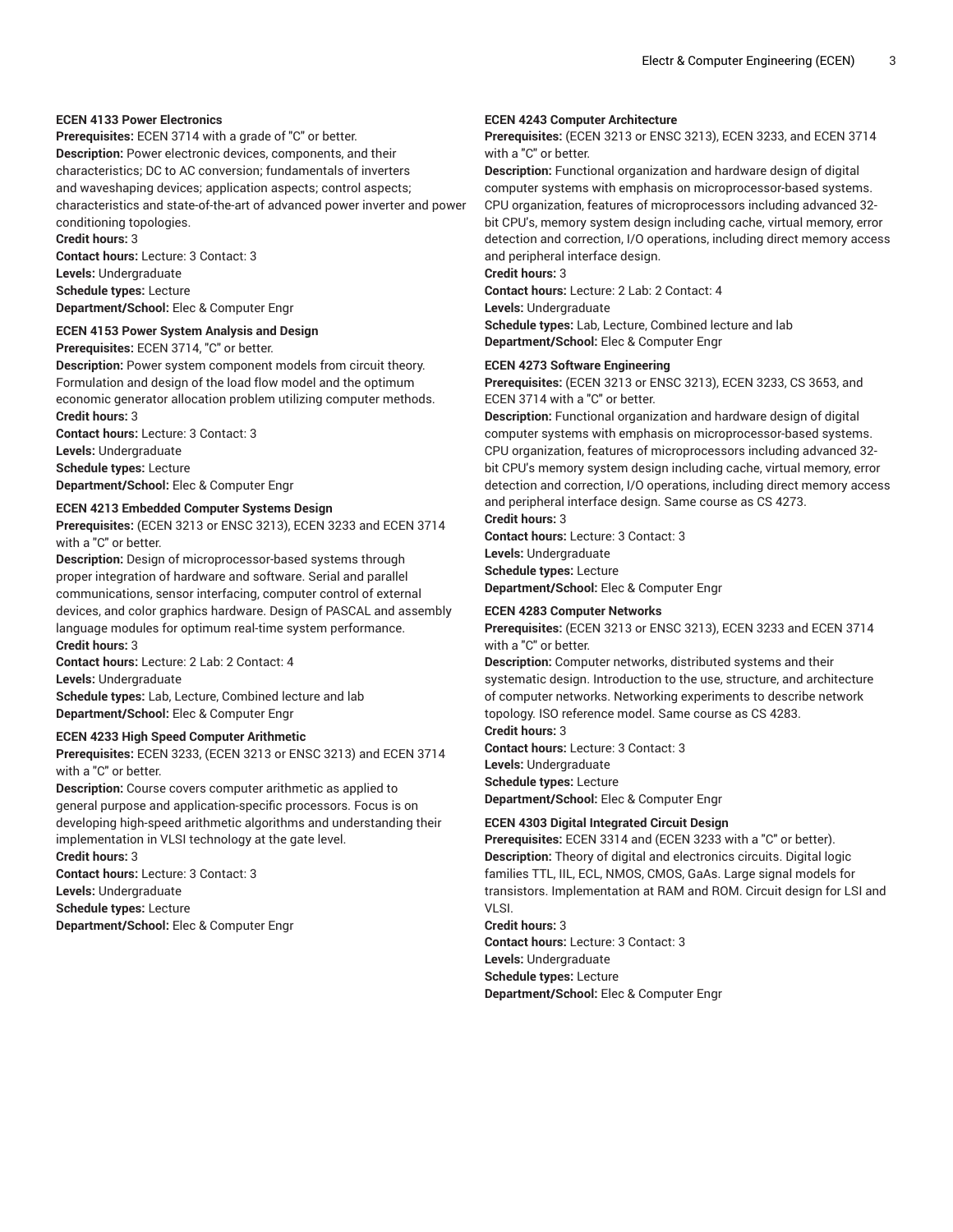**ECEN 4133 Power Electronics**

**Prerequisites:** ECEN 3714 with a grade of "C" or better.

**Description:** Power electronic devices, components, and their characteristics; DC to AC conversion; fundamentals of inverters and waveshaping devices; application aspects; control aspects; characteristics and state-of-the-art of advanced power inverter and power conditioning topologies.

**Credit hours:** 3

**Contact hours:** Lecture: 3 Contact: 3

**Levels:** Undergraduate

**Schedule types:** Lecture

**Department/School:** Elec & Computer Engr

**ECEN 4153 Power System Analysis and Design**

**Prerequisites:** ECEN 3714, "C" or better.

**Description:** Power system component models from circuit theory. Formulation and design of the load flow model and the optimum economic generator allocation problem utilizing computer methods.

**Credit hours:** 3

**Contact hours:** Lecture: 3 Contact: 3

**Levels:** Undergraduate

**Schedule types:** Lecture

**Department/School:** Elec & Computer Engr

**ECEN 4213 Embedded Computer Systems Design**

**Prerequisites:** (ECEN 3213 or ENSC 3213), ECEN 3233 and ECEN 3714 with a "C" or better.

**Description:** Design of microprocessor-based systems through proper integration of hardware and software. Serial and parallel communications, sensor interfacing, computer control of external devices, and color graphics hardware. Design of PASCAL and assembly language modules for optimum real-time system performance.

**Credit hours:** 3

**Contact hours:** Lecture: 2 Lab: 2 Contact: 4

**Levels:** Undergraduate

**Schedule types:** Lab, Lecture, Combined lecture and lab

**Department/School:** Elec & Computer Engr

**ECEN 4233 High Speed Computer Arithmetic**

**Prerequisites:** ECEN 3233, (ECEN 3213 or ENSC 3213) and ECEN 3714 with a "C" or better.

**Description:** Course covers computer arithmetic as applied to general purpose and application-specific processors. Focus is on developing high-speed arithmetic algorithms and understanding their implementation in VLSI technology at the gate level.

**Credit hours:** 3

**Contact hours:** Lecture: 3 Contact: 3

**Levels:** Undergraduate

**Schedule types:** Lecture

**Department/School:** Elec & Computer Engr

**ECEN 4243 Computer Architecture**

**Prerequisites:** (ECEN 3213 or ENSC 3213), ECEN 3233, and ECEN 3714 with a "C" or better.

**Description:** Functional organization and hardware design of digital computer systems with emphasis on microprocessor-based systems. CPU organization, features of microprocessors including advanced 32-bit CPU's, memory system design including cache, virtual memory, error detection and correction, I/O operations, including direct memory access and peripheral interface design.

**Credit hours:** 3

**Contact hours:** Lecture: 2 Lab: 2 Contact: 4

**Levels:** Undergraduate

**Schedule types:** Lab, Lecture, Combined lecture and lab

**Department/School:** Elec & Computer Engr

**ECEN 4273 Software Engineering**

**Prerequisites:** (ECEN 3213 or ENSC 3213), ECEN 3233, CS 3653, and ECEN 3714 with a "C" or better.

**Description:** Functional organization and hardware design of digital computer systems with emphasis on microprocessor-based systems. CPU organization, features of microprocessors including advanced 32-bit CPU's memory system design including cache, virtual memory, error detection and correction, I/O operations, including direct memory access and peripheral interface design. Same course as CS 4273.

**Credit hours:** 3

**Contact hours:** Lecture: 3 Contact: 3

**Levels:** Undergraduate

**Schedule types:** Lecture

**Department/School:** Elec & Computer Engr

**ECEN 4283 Computer Networks**

**Prerequisites:** (ECEN 3213 or ENSC 3213), ECEN 3233 and ECEN 3714 with a "C" or better.

**Description:** Computer networks, distributed systems and their systematic design. Introduction to the use, structure, and architecture of computer networks. Networking experiments to describe network topology. ISO reference model. Same course as CS 4283.

**Credit hours:** 3

**Contact hours:** Lecture: 3 Contact: 3

**Levels:** Undergraduate

**Schedule types:** Lecture

**Department/School:** Elec & Computer Engr

**ECEN 4303 Digital Integrated Circuit Design**

**Prerequisites:** ECEN 3314 and (ECEN 3233 with a "C" or better).

**Description:** Theory of digital and electronics circuits. Digital logic families TTL, IIL, ECL, NMOS, CMOS, GaAs. Large signal models for transistors. Implementation at RAM and ROM. Circuit design for LSI and VLSI.

**Credit hours:** 3

**Contact hours:** Lecture: 3 Contact: 3

**Levels:** Undergraduate

**Schedule types:** Lecture

**Department/School:** Elec & Computer Engr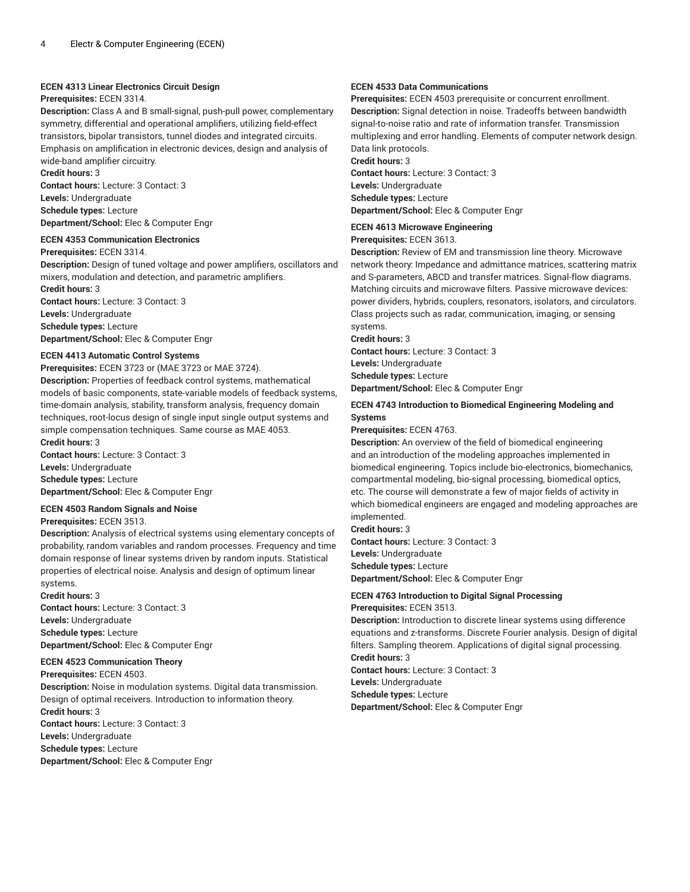**ECEN 4313 Linear Electronics Circuit Design**
**Prerequisites:** ECEN 3314.
**Description:** Class A and B small-signal, push-pull power, complementary symmetry, differential and operational amplifiers, utilizing field-effect transistors, bipolar transistors, tunnel diodes and integrated circuits. Emphasis on amplification in electronic devices, design and analysis of wide-band amplifier circuitry.
**Credit hours:** 3
**Contact hours:** Lecture: 3 Contact: 3
**Levels:** Undergraduate
**Schedule types:** Lecture
**Department/School:** Elec & Computer Engr

**ECEN 4353 Communication Electronics**
**Prerequisites:** ECEN 3314.
**Description:** Design of tuned voltage and power amplifiers, oscillators and mixers, modulation and detection, and parametric amplifiers.
**Credit hours:** 3
**Contact hours:** Lecture: 3 Contact: 3
**Levels:** Undergraduate
**Schedule types:** Lecture
**Department/School:** Elec & Computer Engr

**ECEN 4413 Automatic Control Systems**
**Prerequisites:** ECEN 3723 or (MAE 3723 or MAE 3724).
**Description:** Properties of feedback control systems, mathematical models of basic components, state-variable models of feedback systems, time-domain analysis, stability, transform analysis, frequency domain techniques, root-locus design of single input single output systems and simple compensation techniques. Same course as MAE 4053.
**Credit hours:** 3
**Contact hours:** Lecture: 3 Contact: 3
**Levels:** Undergraduate
**Schedule types:** Lecture
**Department/School:** Elec & Computer Engr

**ECEN 4503 Random Signals and Noise**
**Prerequisites:** ECEN 3513.
**Description:** Analysis of electrical systems using elementary concepts of probability, random variables and random processes. Frequency and time domain response of linear systems driven by random inputs. Statistical properties of electrical noise. Analysis and design of optimum linear systems.
**Credit hours:** 3
**Contact hours:** Lecture: 3 Contact: 3
**Levels:** Undergraduate
**Schedule types:** Lecture
**Department/School:** Elec & Computer Engr

**ECEN 4523 Communication Theory**
**Prerequisites:** ECEN 4503.
**Description:** Noise in modulation systems. Digital data transmission. Design of optimal receivers. Introduction to information theory.
**Credit hours:** 3
**Contact hours:** Lecture: 3 Contact: 3
**Levels:** Undergraduate
**Schedule types:** Lecture
**Department/School:** Elec & Computer Engr

**ECEN 4533 Data Communications**
**Prerequisites:** ECEN 4503 prerequisite or concurrent enrollment.
**Description:** Signal detection in noise. Tradeoffs between bandwidth signal-to-noise ratio and rate of information transfer. Transmission multiplexing and error handling. Elements of computer network design. Data link protocols.
**Credit hours:** 3
**Contact hours:** Lecture: 3 Contact: 3
**Levels:** Undergraduate
**Schedule types:** Lecture
**Department/School:** Elec & Computer Engr

**ECEN 4613 Microwave Engineering**
**Prerequisites:** ECEN 3613.
**Description:** Review of EM and transmission line theory. Microwave network theory: Impedance and admittance matrices, scattering matrix and S-parameters, ABCD and transfer matrices. Signal-flow diagrams. Matching circuits and microwave filters. Passive microwave devices: power dividers, hybrids, couplers, resonators, isolators, and circulators. Class projects such as radar, communication, imaging, or sensing systems.
**Credit hours:** 3
**Contact hours:** Lecture: 3 Contact: 3
**Levels:** Undergraduate
**Schedule types:** Lecture
**Department/School:** Elec & Computer Engr

**ECEN 4743 Introduction to Biomedical Engineering Modeling and Systems**
**Prerequisites:** ECEN 4763.
**Description:** An overview of the field of biomedical engineering and an introduction of the modeling approaches implemented in biomedical engineering. Topics include bio-electronics, biomechanics, compartmental modeling, bio-signal processing, biomedical optics, etc. The course will demonstrate a few of major fields of activity in which biomedical engineers are engaged and modeling approaches are implemented.
**Credit hours:** 3
**Contact hours:** Lecture: 3 Contact: 3
**Levels:** Undergraduate
**Schedule types:** Lecture
**Department/School:** Elec & Computer Engr

**ECEN 4763 Introduction to Digital Signal Processing**
**Prerequisites:** ECEN 3513.
**Description:** Introduction to discrete linear systems using difference equations and z-transforms. Discrete Fourier analysis. Design of digital filters. Sampling theorem. Applications of digital signal processing.
**Credit hours:** 3
**Contact hours:** Lecture: 3 Contact: 3
**Levels:** Undergraduate
**Schedule types:** Lecture
**Department/School:** Elec & Computer Engr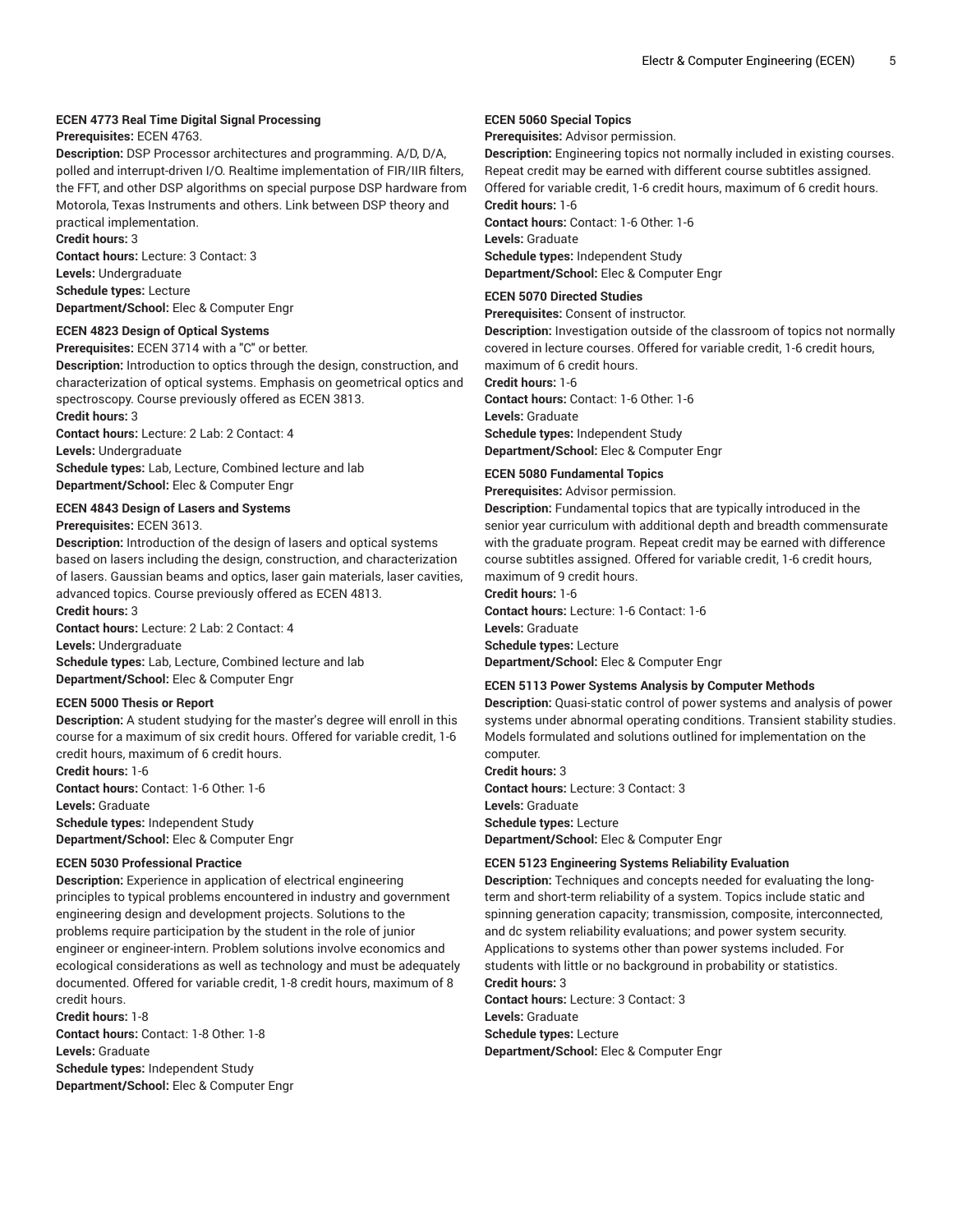**ECEN 4773 Real Time Digital Signal Processing**

**Prerequisites:** ECEN 4763.

**Description:** DSP Processor architectures and programming. A/D, D/A, polled and interrupt-driven I/O. Realtime implementation of FIR/IIR filters, the FFT, and other DSP algorithms on special purpose DSP hardware from Motorola, Texas Instruments and others. Link between DSP theory and practical implementation.

**Credit hours:** 3

**Contact hours:** Lecture: 3 Contact: 3

**Levels:** Undergraduate

**Schedule types:** Lecture

**Department/School:** Elec & Computer Engr

**ECEN 4823 Design of Optical Systems**

**Prerequisites:** ECEN 3714 with a "C" or better.

**Description:** Introduction to optics through the design, construction, and characterization of optical systems. Emphasis on geometrical optics and spectroscopy. Course previously offered as ECEN 3813.

**Credit hours:** 3

**Contact hours:** Lecture: 2 Lab: 2 Contact: 4

**Levels:** Undergraduate

**Schedule types:** Lab, Lecture, Combined lecture and lab

**Department/School:** Elec & Computer Engr

**ECEN 4843 Design of Lasers and Systems**

**Prerequisites:** ECEN 3613.

**Description:** Introduction of the design of lasers and optical systems based on lasers including the design, construction, and characterization of lasers. Gaussian beams and optics, laser gain materials, laser cavities, advanced topics. Course previously offered as ECEN 4813.

**Credit hours:** 3

**Contact hours:** Lecture: 2 Lab: 2 Contact: 4

**Levels:** Undergraduate

**Schedule types:** Lab, Lecture, Combined lecture and lab

**Department/School:** Elec & Computer Engr

**ECEN 5000 Thesis or Report**

**Description:** A student studying for the master's degree will enroll in this course for a maximum of six credit hours. Offered for variable credit, 1-6 credit hours, maximum of 6 credit hours.

**Credit hours:** 1-6

**Contact hours:** Contact: 1-6 Other: 1-6

**Levels:** Graduate

**Schedule types:** Independent Study

**Department/School:** Elec & Computer Engr

**ECEN 5030 Professional Practice**

**Description:** Experience in application of electrical engineering principles to typical problems encountered in industry and government engineering design and development projects. Solutions to the problems require participation by the student in the role of junior engineer or engineer-intern. Problem solutions involve economics and ecological considerations as well as technology and must be adequately documented. Offered for variable credit, 1-8 credit hours, maximum of 8 credit hours.

**Credit hours:** 1-8

**Contact hours:** Contact: 1-8 Other: 1-8

**Levels:** Graduate

**Schedule types:** Independent Study

**Department/School:** Elec & Computer Engr

**ECEN 5060 Special Topics**

**Prerequisites:** Advisor permission.

**Description:** Engineering topics not normally included in existing courses. Repeat credit may be earned with different course subtitles assigned. Offered for variable credit, 1-6 credit hours, maximum of 6 credit hours.

**Credit hours:** 1-6

**Contact hours:** Contact: 1-6 Other: 1-6

**Levels:** Graduate

**Schedule types:** Independent Study

**Department/School:** Elec & Computer Engr

**ECEN 5070 Directed Studies**

**Prerequisites:** Consent of instructor.

**Description:** Investigation outside of the classroom of topics not normally covered in lecture courses. Offered for variable credit, 1-6 credit hours, maximum of 6 credit hours.

**Credit hours:** 1-6

**Contact hours:** Contact: 1-6 Other: 1-6

**Levels:** Graduate

**Schedule types:** Independent Study

**Department/School:** Elec & Computer Engr

**ECEN 5080 Fundamental Topics**

**Prerequisites:** Advisor permission.

**Description:** Fundamental topics that are typically introduced in the senior year curriculum with additional depth and breadth commensurate with the graduate program. Repeat credit may be earned with difference course subtitles assigned. Offered for variable credit, 1-6 credit hours, maximum of 9 credit hours.

**Credit hours:** 1-6

**Contact hours:** Lecture: 1-6 Contact: 1-6

**Levels:** Graduate

**Schedule types:** Lecture

**Department/School:** Elec & Computer Engr

**ECEN 5113 Power Systems Analysis by Computer Methods**

**Description:** Quasi-static control of power systems and analysis of power systems under abnormal operating conditions. Transient stability studies. Models formulated and solutions outlined for implementation on the computer.

**Credit hours:** 3

**Contact hours:** Lecture: 3 Contact: 3

**Levels:** Graduate

**Schedule types:** Lecture

**Department/School:** Elec & Computer Engr

**ECEN 5123 Engineering Systems Reliability Evaluation**

**Description:** Techniques and concepts needed for evaluating the long-term and short-term reliability of a system. Topics include static and spinning generation capacity; transmission, composite, interconnected, and dc system reliability evaluations; and power system security. Applications to systems other than power systems included. For students with little or no background in probability or statistics.

**Credit hours:** 3

**Contact hours:** Lecture: 3 Contact: 3

**Levels:** Graduate

**Schedule types:** Lecture

**Department/School:** Elec & Computer Engr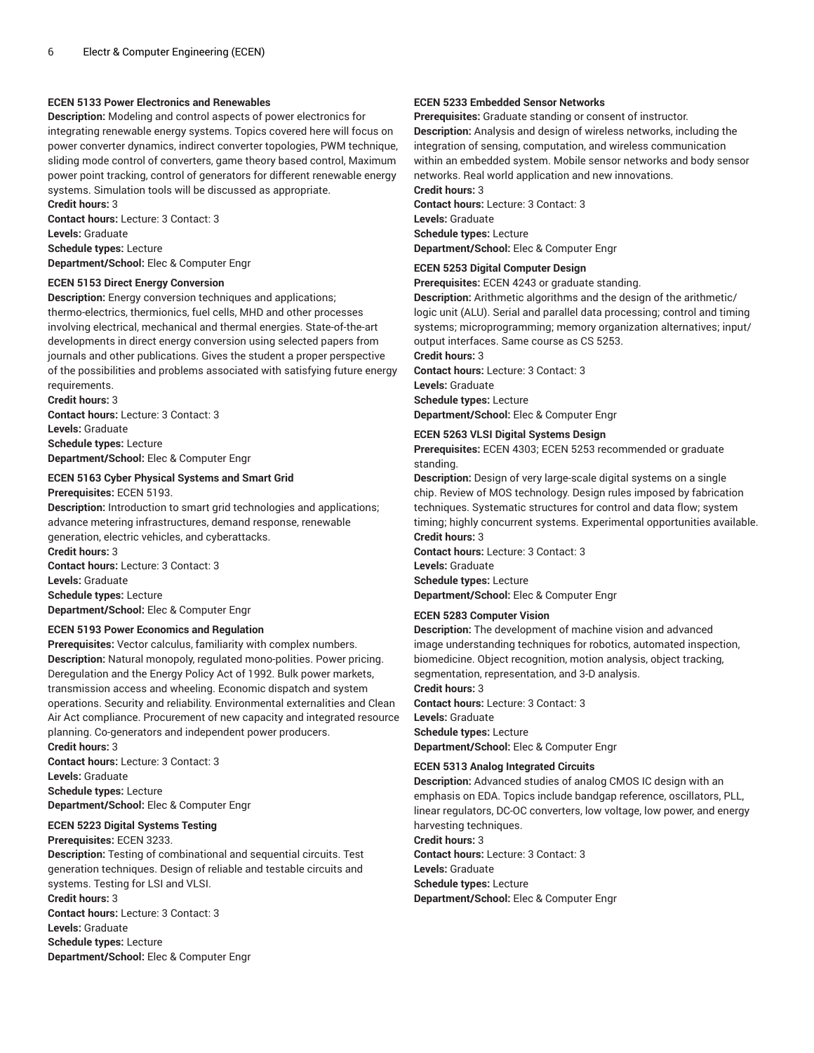**ECEN 5133 Power Electronics and Renewables**

**Description:** Modeling and control aspects of power electronics for integrating renewable energy systems. Topics covered here will focus on power converter dynamics, indirect converter topologies, PWM technique, sliding mode control of converters, game theory based control, Maximum power point tracking, control of generators for different renewable energy systems. Simulation tools will be discussed as appropriate.

**Credit hours:** 3

**Contact hours:** Lecture: 3 Contact: 3

**Levels:** Graduate

**Schedule types:** Lecture

**Department/School:** Elec & Computer Engr

**ECEN 5153 Direct Energy Conversion**

**Description:** Energy conversion techniques and applications; thermo-electrics, thermionics, fuel cells, MHD and other processes involving electrical, mechanical and thermal energies. State-of-the-art developments in direct energy conversion using selected papers from journals and other publications. Gives the student a proper perspective of the possibilities and problems associated with satisfying future energy requirements.

**Credit hours:** 3

**Contact hours:** Lecture: 3 Contact: 3

**Levels:** Graduate

**Schedule types:** Lecture

**Department/School:** Elec & Computer Engr

**ECEN 5163 Cyber Physical Systems and Smart Grid**

**Prerequisites:** ECEN 5193.

**Description:** Introduction to smart grid technologies and applications; advance metering infrastructures, demand response, renewable generation, electric vehicles, and cyberattacks.

**Credit hours:** 3

**Contact hours:** Lecture: 3 Contact: 3

**Levels:** Graduate

**Schedule types:** Lecture

**Department/School:** Elec & Computer Engr

**ECEN 5193 Power Economics and Regulation**

**Prerequisites:** Vector calculus, familiarity with complex numbers.

**Description:** Natural monopoly, regulated mono-polities. Power pricing. Deregulation and the Energy Policy Act of 1992. Bulk power markets, transmission access and wheeling. Economic dispatch and system operations. Security and reliability. Environmental externalities and Clean Air Act compliance. Procurement of new capacity and integrated resource planning. Co-generators and independent power producers.

**Credit hours:** 3

**Contact hours:** Lecture: 3 Contact: 3

**Levels:** Graduate

**Schedule types:** Lecture

**Department/School:** Elec & Computer Engr

**ECEN 5223 Digital Systems Testing**

**Prerequisites:** ECEN 3233.

**Description:** Testing of combinational and sequential circuits. Test generation techniques. Design of reliable and testable circuits and systems. Testing for LSI and VLSI.

**Credit hours:** 3

**Contact hours:** Lecture: 3 Contact: 3

**Levels:** Graduate

**Schedule types:** Lecture

**Department/School:** Elec & Computer Engr

**ECEN 5233 Embedded Sensor Networks**

**Prerequisites:** Graduate standing or consent of instructor.

**Description:** Analysis and design of wireless networks, including the integration of sensing, computation, and wireless communication within an embedded system. Mobile sensor networks and body sensor networks. Real world application and new innovations.

**Credit hours:** 3

**Contact hours:** Lecture: 3 Contact: 3

**Levels:** Graduate

**Schedule types:** Lecture

**Department/School:** Elec & Computer Engr

**ECEN 5253 Digital Computer Design**

**Prerequisites:** ECEN 4243 or graduate standing.

**Description:** Arithmetic algorithms and the design of the arithmetic/logic unit (ALU). Serial and parallel data processing; control and timing systems; microprogramming; memory organization alternatives; input/output interfaces. Same course as CS 5253.

**Credit hours:** 3

**Contact hours:** Lecture: 3 Contact: 3

**Levels:** Graduate

**Schedule types:** Lecture

**Department/School:** Elec & Computer Engr

**ECEN 5263 VLSI Digital Systems Design**

**Prerequisites:** ECEN 4303; ECEN 5253 recommended or graduate standing.

**Description:** Design of very large-scale digital systems on a single chip. Review of MOS technology. Design rules imposed by fabrication techniques. Systematic structures for control and data flow; system timing; highly concurrent systems. Experimental opportunities available.

**Credit hours:** 3

**Contact hours:** Lecture: 3 Contact: 3

**Levels:** Graduate

**Schedule types:** Lecture

**Department/School:** Elec & Computer Engr

**ECEN 5283 Computer Vision**

**Description:** The development of machine vision and advanced image understanding techniques for robotics, automated inspection, biomedicine. Object recognition, motion analysis, object tracking, segmentation, representation, and 3-D analysis.

**Credit hours:** 3

**Contact hours:** Lecture: 3 Contact: 3

**Levels:** Graduate

**Schedule types:** Lecture

**Department/School:** Elec & Computer Engr

**ECEN 5313 Analog Integrated Circuits**

**Description:** Advanced studies of analog CMOS IC design with an emphasis on EDA. Topics include bandgap reference, oscillators, PLL, linear regulators, DC-OC converters, low voltage, low power, and energy harvesting techniques.

**Credit hours:** 3

**Contact hours:** Lecture: 3 Contact: 3

**Levels:** Graduate

**Schedule types:** Lecture

**Department/School:** Elec & Computer Engr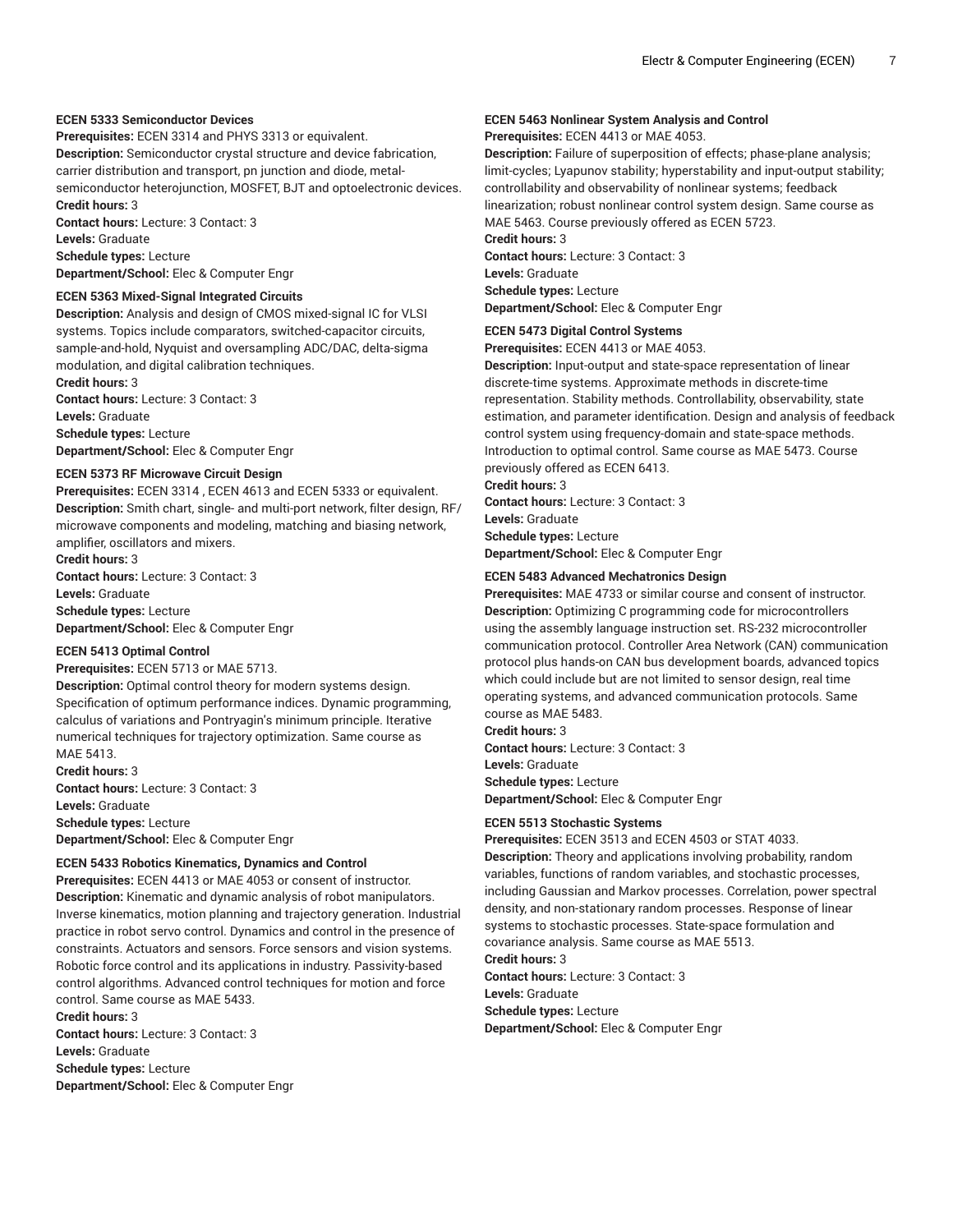**ECEN 5333 Semiconductor Devices**

**Prerequisites:** ECEN 3314 and PHYS 3313 or equivalent.
**Description:** Semiconductor crystal structure and device fabrication, carrier distribution and transport, pn junction and diode, metal-semiconductor heterojunction, MOSFET, BJT and optoelectronic devices.
**Credit hours:** 3
**Contact hours:** Lecture: 3 Contact: 3
**Levels:** Graduate
**Schedule types:** Lecture
**Department/School:** Elec & Computer Engr

**ECEN 5363 Mixed-Signal Integrated Circuits**

**Description:** Analysis and design of CMOS mixed-signal IC for VLSI systems. Topics include comparators, switched-capacitor circuits, sample-and-hold, Nyquist and oversampling ADC/DAC, delta-sigma modulation, and digital calibration techniques.
**Credit hours:** 3
**Contact hours:** Lecture: 3 Contact: 3
**Levels:** Graduate
**Schedule types:** Lecture
**Department/School:** Elec & Computer Engr

**ECEN 5373 RF Microwave Circuit Design**

**Prerequisites:** ECEN 3314 , ECEN 4613 and ECEN 5333 or equivalent.
**Description:** Smith chart, single- and multi-port network, filter design, RF/microwave components and modeling, matching and biasing network, amplifier, oscillators and mixers.
**Credit hours:** 3
**Contact hours:** Lecture: 3 Contact: 3
**Levels:** Graduate
**Schedule types:** Lecture
**Department/School:** Elec & Computer Engr

**ECEN 5413 Optimal Control**

**Prerequisites:** ECEN 5713 or MAE 5713.
**Description:** Optimal control theory for modern systems design. Specification of optimum performance indices. Dynamic programming, calculus of variations and Pontryagin's minimum principle. Iterative numerical techniques for trajectory optimization. Same course as MAE 5413.
**Credit hours:** 3
**Contact hours:** Lecture: 3 Contact: 3
**Levels:** Graduate
**Schedule types:** Lecture
**Department/School:** Elec & Computer Engr

**ECEN 5433 Robotics Kinematics, Dynamics and Control**

**Prerequisites:** ECEN 4413 or MAE 4053 or consent of instructor.
**Description:** Kinematic and dynamic analysis of robot manipulators. Inverse kinematics, motion planning and trajectory generation. Industrial practice in robot servo control. Dynamics and control in the presence of constraints. Actuators and sensors. Force sensors and vision systems. Robotic force control and its applications in industry. Passivity-based control algorithms. Advanced control techniques for motion and force control. Same course as MAE 5433.
**Credit hours:** 3
**Contact hours:** Lecture: 3 Contact: 3
**Levels:** Graduate
**Schedule types:** Lecture
**Department/School:** Elec & Computer Engr

**ECEN 5463 Nonlinear System Analysis and Control**

**Prerequisites:** ECEN 4413 or MAE 4053.
**Description:** Failure of superposition of effects; phase-plane analysis; limit-cycles; Lyapunov stability; hyperstability and input-output stability; controllability and observability of nonlinear systems; feedback linearization; robust nonlinear control system design. Same course as MAE 5463. Course previously offered as ECEN 5723.
**Credit hours:** 3
**Contact hours:** Lecture: 3 Contact: 3
**Levels:** Graduate
**Schedule types:** Lecture
**Department/School:** Elec & Computer Engr

**ECEN 5473 Digital Control Systems**

**Prerequisites:** ECEN 4413 or MAE 4053.
**Description:** Input-output and state-space representation of linear discrete-time systems. Approximate methods in discrete-time representation. Stability methods. Controllability, observability, state estimation, and parameter identification. Design and analysis of feedback control system using frequency-domain and state-space methods. Introduction to optimal control. Same course as MAE 5473. Course previously offered as ECEN 6413.
**Credit hours:** 3
**Contact hours:** Lecture: 3 Contact: 3
**Levels:** Graduate
**Schedule types:** Lecture
**Department/School:** Elec & Computer Engr

**ECEN 5483 Advanced Mechatronics Design**

**Prerequisites:** MAE 4733 or similar course and consent of instructor.
**Description:** Optimizing C programming code for microcontrollers using the assembly language instruction set. RS-232 microcontroller communication protocol. Controller Area Network (CAN) communication protocol plus hands-on CAN bus development boards, advanced topics which could include but are not limited to sensor design, real time operating systems, and advanced communication protocols. Same course as MAE 5483.
**Credit hours:** 3
**Contact hours:** Lecture: 3 Contact: 3
**Levels:** Graduate
**Schedule types:** Lecture
**Department/School:** Elec & Computer Engr

**ECEN 5513 Stochastic Systems**

**Prerequisites:** ECEN 3513 and ECEN 4503 or STAT 4033.
**Description:** Theory and applications involving probability, random variables, functions of random variables, and stochastic processes, including Gaussian and Markov processes. Correlation, power spectral density, and non-stationary random processes. Response of linear systems to stochastic processes. State-space formulation and covariance analysis. Same course as MAE 5513.
**Credit hours:** 3
**Contact hours:** Lecture: 3 Contact: 3
**Levels:** Graduate
**Schedule types:** Lecture
**Department/School:** Elec & Computer Engr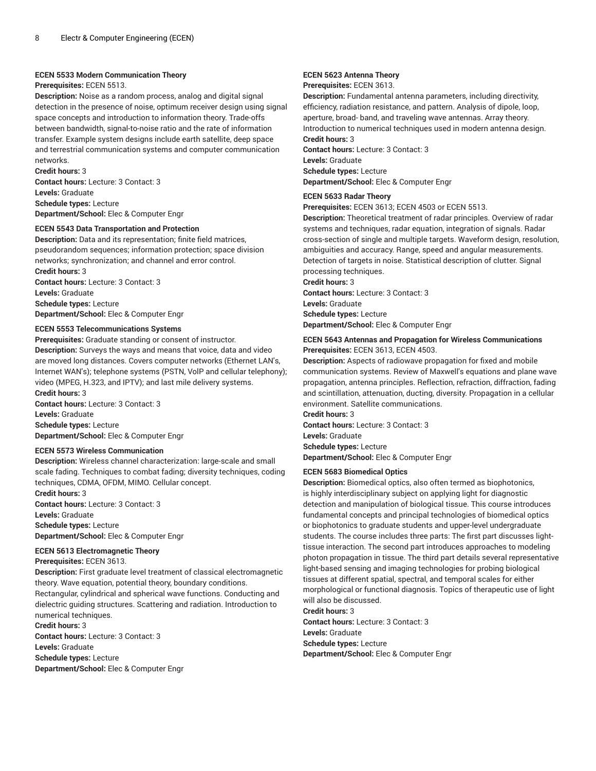**ECEN 5533 Modern Communication Theory**
**Prerequisites:** ECEN 5513.
**Description:** Noise as a random process, analog and digital signal detection in the presence of noise, optimum receiver design using signal space concepts and introduction to information theory. Trade-offs between bandwidth, signal-to-noise ratio and the rate of information transfer. Example system designs include earth satellite, deep space and terrestrial communication systems and computer communication networks.
**Credit hours:** 3
**Contact hours:** Lecture: 3 Contact: 3
**Levels:** Graduate
**Schedule types:** Lecture
**Department/School:** Elec & Computer Engr

**ECEN 5543 Data Transportation and Protection**
**Description:** Data and its representation; finite field matrices, pseudorandom sequences; information protection; space division networks; synchronization; and channel and error control.
**Credit hours:** 3
**Contact hours:** Lecture: 3 Contact: 3
**Levels:** Graduate
**Schedule types:** Lecture
**Department/School:** Elec & Computer Engr

**ECEN 5553 Telecommunications Systems**
**Prerequisites:** Graduate standing or consent of instructor.
**Description:** Surveys the ways and means that voice, data and video are moved long distances. Covers computer networks (Ethernet LAN's, Internet WAN's); telephone systems (PSTN, VoIP and cellular telephony); video (MPEG, H.323, and IPTV); and last mile delivery systems.
**Credit hours:** 3
**Contact hours:** Lecture: 3 Contact: 3
**Levels:** Graduate
**Schedule types:** Lecture
**Department/School:** Elec & Computer Engr

**ECEN 5573 Wireless Communication**
**Description:** Wireless channel characterization: large-scale and small scale fading. Techniques to combat fading; diversity techniques, coding techniques, CDMA, OFDM, MIMO. Cellular concept.
**Credit hours:** 3
**Contact hours:** Lecture: 3 Contact: 3
**Levels:** Graduate
**Schedule types:** Lecture
**Department/School:** Elec & Computer Engr

**ECEN 5613 Electromagnetic Theory**
**Prerequisites:** ECEN 3613.
**Description:** First graduate level treatment of classical electromagnetic theory. Wave equation, potential theory, boundary conditions. Rectangular, cylindrical and spherical wave functions. Conducting and dielectric guiding structures. Scattering and radiation. Introduction to numerical techniques.
**Credit hours:** 3
**Contact hours:** Lecture: 3 Contact: 3
**Levels:** Graduate
**Schedule types:** Lecture
**Department/School:** Elec & Computer Engr

**ECEN 5623 Antenna Theory**
**Prerequisites:** ECEN 3613.
**Description:** Fundamental antenna parameters, including directivity, efficiency, radiation resistance, and pattern. Analysis of dipole, loop, aperture, broad- band, and traveling wave antennas. Array theory. Introduction to numerical techniques used in modern antenna design.
**Credit hours:** 3
**Contact hours:** Lecture: 3 Contact: 3
**Levels:** Graduate
**Schedule types:** Lecture
**Department/School:** Elec & Computer Engr

**ECEN 5633 Radar Theory**
**Prerequisites:** ECEN 3613; ECEN 4503 or ECEN 5513.
**Description:** Theoretical treatment of radar principles. Overview of radar systems and techniques, radar equation, integration of signals. Radar cross-section of single and multiple targets. Waveform design, resolution, ambiguities and accuracy. Range, speed and angular measurements. Detection of targets in noise. Statistical description of clutter. Signal processing techniques.
**Credit hours:** 3
**Contact hours:** Lecture: 3 Contact: 3
**Levels:** Graduate
**Schedule types:** Lecture
**Department/School:** Elec & Computer Engr

**ECEN 5643 Antennas and Propagation for Wireless Communications**
**Prerequisites:** ECEN 3613, ECEN 4503.
**Description:** Aspects of radiowave propagation for fixed and mobile communication systems. Review of Maxwell's equations and plane wave propagation, antenna principles. Reflection, refraction, diffraction, fading and scintillation, attenuation, ducting, diversity. Propagation in a cellular environment. Satellite communications.
**Credit hours:** 3
**Contact hours:** Lecture: 3 Contact: 3
**Levels:** Graduate
**Schedule types:** Lecture
**Department/School:** Elec & Computer Engr

**ECEN 5683 Biomedical Optics**
**Description:** Biomedical optics, also often termed as biophotonics, is highly interdisciplinary subject on applying light for diagnostic detection and manipulation of biological tissue. This course introduces fundamental concepts and principal technologies of biomedical optics or biophotonics to graduate students and upper-level undergraduate students. The course includes three parts: The first part discusses light-tissue interaction. The second part introduces approaches to modeling photon propagation in tissue. The third part details several representative light-based sensing and imaging technologies for probing biological tissues at different spatial, spectral, and temporal scales for either morphological or functional diagnosis. Topics of therapeutic use of light will also be discussed.
**Credit hours:** 3
**Contact hours:** Lecture: 3 Contact: 3
**Levels:** Graduate
**Schedule types:** Lecture
**Department/School:** Elec & Computer Engr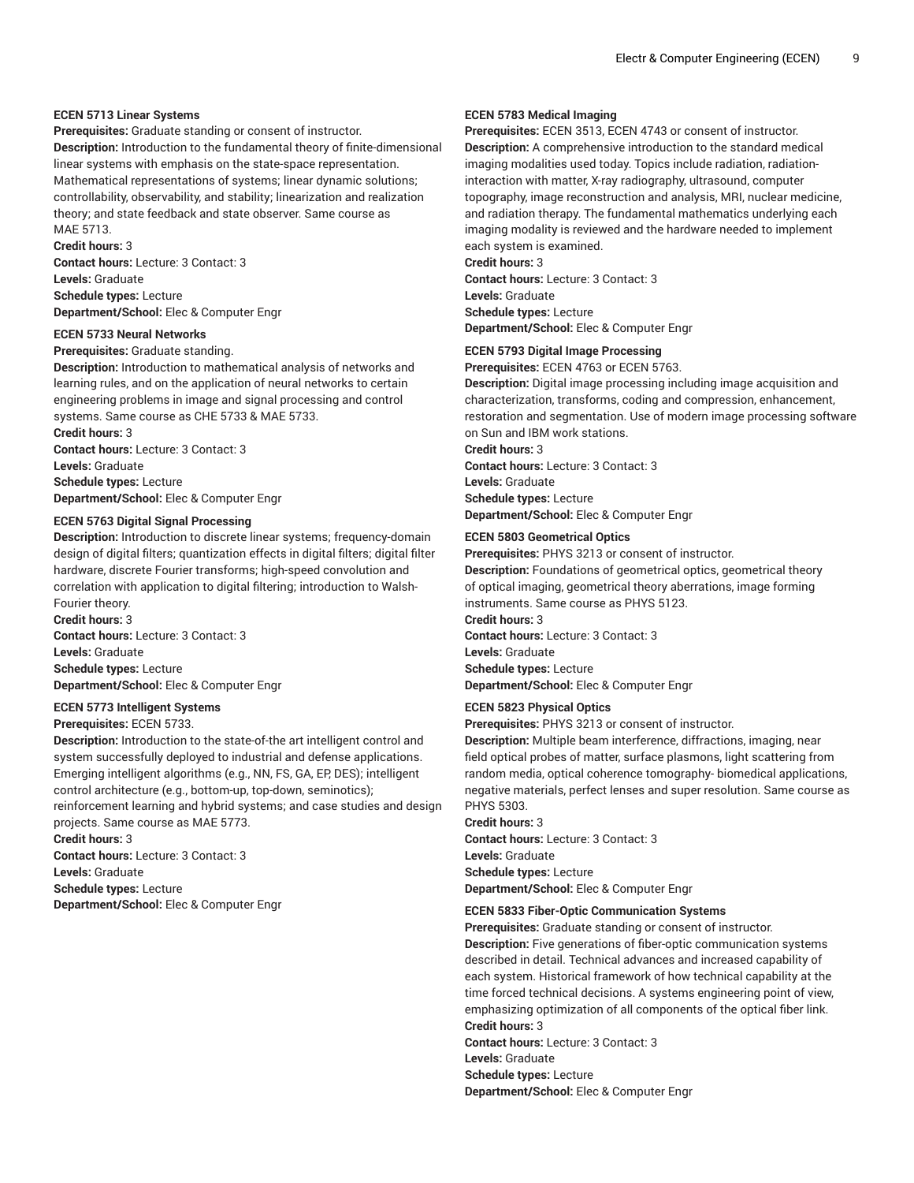#### ECEN 5713 Linear Systems

**Prerequisites:** Graduate standing or consent of instructor.
**Description:** Introduction to the fundamental theory of finite-dimensional linear systems with emphasis on the state-space representation. Mathematical representations of systems; linear dynamic solutions; controllability, observability, and stability; linearization and realization theory; and state feedback and state observer. Same course as MAE 5713.
**Credit hours:** 3
**Contact hours:** Lecture: 3 Contact: 3
**Levels:** Graduate
**Schedule types:** Lecture
**Department/School:** Elec & Computer Engr

#### ECEN 5733 Neural Networks

**Prerequisites:** Graduate standing.
**Description:** Introduction to mathematical analysis of networks and learning rules, and on the application of neural networks to certain engineering problems in image and signal processing and control systems. Same course as CHE 5733 & MAE 5733.
**Credit hours:** 3
**Contact hours:** Lecture: 3 Contact: 3
**Levels:** Graduate
**Schedule types:** Lecture
**Department/School:** Elec & Computer Engr

#### ECEN 5763 Digital Signal Processing

**Description:** Introduction to discrete linear systems; frequency-domain design of digital filters; quantization effects in digital filters; digital filter hardware, discrete Fourier transforms; high-speed convolution and correlation with application to digital filtering; introduction to Walsh-Fourier theory.
**Credit hours:** 3
**Contact hours:** Lecture: 3 Contact: 3
**Levels:** Graduate
**Schedule types:** Lecture
**Department/School:** Elec & Computer Engr

#### ECEN 5773 Intelligent Systems

**Prerequisites:** ECEN 5733.
**Description:** Introduction to the state-of-the art intelligent control and system successfully deployed to industrial and defense applications. Emerging intelligent algorithms (e.g., NN, FS, GA, EP, DES); intelligent control architecture (e.g., bottom-up, top-down, seminotics); reinforcement learning and hybrid systems; and case studies and design projects. Same course as MAE 5773.
**Credit hours:** 3
**Contact hours:** Lecture: 3 Contact: 3
**Levels:** Graduate
**Schedule types:** Lecture
**Department/School:** Elec & Computer Engr

#### ECEN 5783 Medical Imaging

**Prerequisites:** ECEN 3513, ECEN 4743 or consent of instructor.
**Description:** A comprehensive introduction to the standard medical imaging modalities used today. Topics include radiation, radiation-interaction with matter, X-ray radiography, ultrasound, computer topography, image reconstruction and analysis, MRI, nuclear medicine, and radiation therapy. The fundamental mathematics underlying each imaging modality is reviewed and the hardware needed to implement each system is examined.
**Credit hours:** 3
**Contact hours:** Lecture: 3 Contact: 3
**Levels:** Graduate
**Schedule types:** Lecture
**Department/School:** Elec & Computer Engr

#### ECEN 5793 Digital Image Processing

**Prerequisites:** ECEN 4763 or ECEN 5763.
**Description:** Digital image processing including image acquisition and characterization, transforms, coding and compression, enhancement, restoration and segmentation. Use of modern image processing software on Sun and IBM work stations.
**Credit hours:** 3
**Contact hours:** Lecture: 3 Contact: 3
**Levels:** Graduate
**Schedule types:** Lecture
**Department/School:** Elec & Computer Engr

#### ECEN 5803 Geometrical Optics

**Prerequisites:** PHYS 3213 or consent of instructor.
**Description:** Foundations of geometrical optics, geometrical theory of optical imaging, geometrical theory aberrations, image forming instruments. Same course as PHYS 5123.
**Credit hours:** 3
**Contact hours:** Lecture: 3 Contact: 3
**Levels:** Graduate
**Schedule types:** Lecture
**Department/School:** Elec & Computer Engr

#### ECEN 5823 Physical Optics

**Prerequisites:** PHYS 3213 or consent of instructor.
**Description:** Multiple beam interference, diffractions, imaging, near field optical probes of matter, surface plasmons, light scattering from random media, optical coherence tomography- biomedical applications, negative materials, perfect lenses and super resolution. Same course as PHYS 5303.
**Credit hours:** 3
**Contact hours:** Lecture: 3 Contact: 3
**Levels:** Graduate
**Schedule types:** Lecture
**Department/School:** Elec & Computer Engr

#### ECEN 5833 Fiber-Optic Communication Systems

**Prerequisites:** Graduate standing or consent of instructor.
**Description:** Five generations of fiber-optic communication systems described in detail. Technical advances and increased capability of each system. Historical framework of how technical capability at the time forced technical decisions. A systems engineering point of view, emphasizing optimization of all components of the optical fiber link.
**Credit hours:** 3
**Contact hours:** Lecture: 3 Contact: 3
**Levels:** Graduate
**Schedule types:** Lecture
**Department/School:** Elec & Computer Engr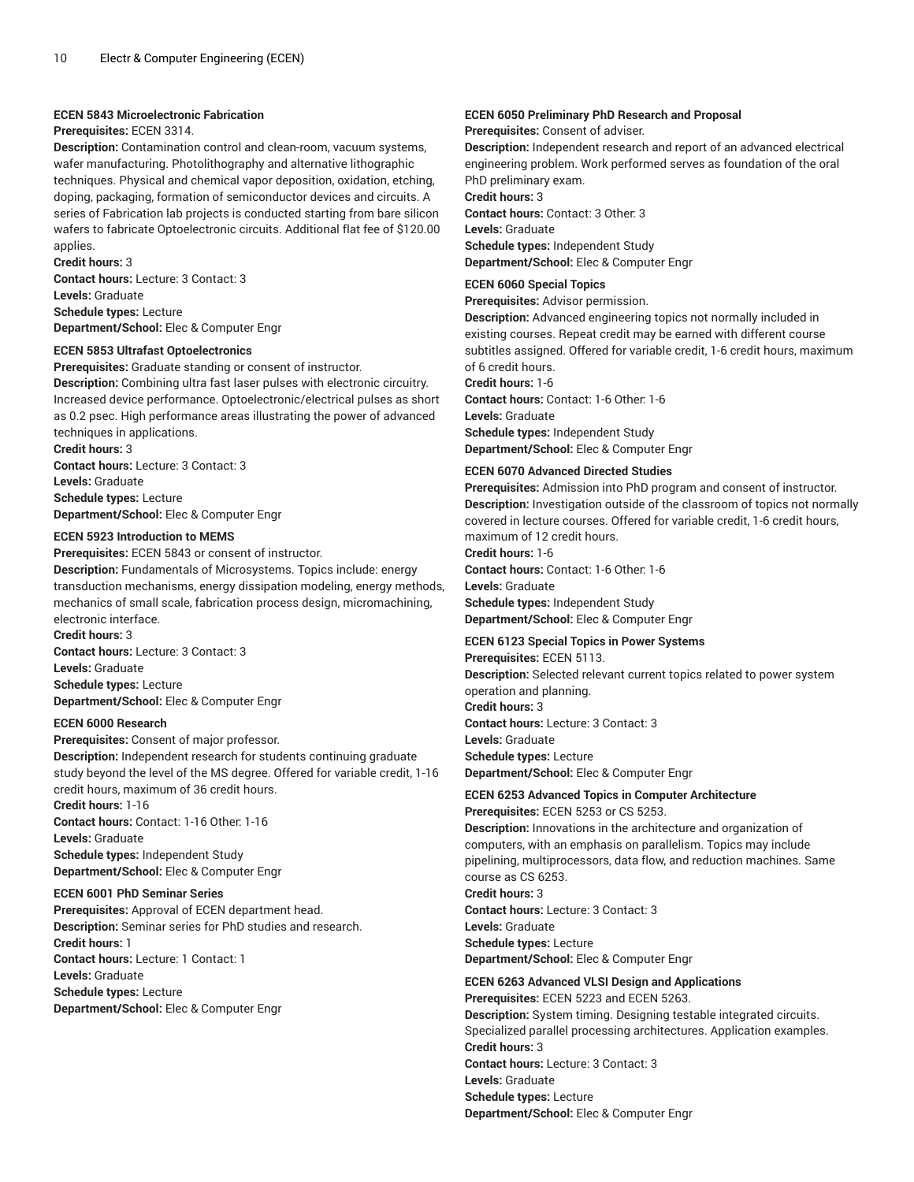**ECEN 5843 Microelectronic Fabrication**

**Prerequisites:** ECEN 3314.

**Description:** Contamination control and clean-room, vacuum systems, wafer manufacturing. Photolithography and alternative lithographic techniques. Physical and chemical vapor deposition, oxidation, etching, doping, packaging, formation of semiconductor devices and circuits. A series of Fabrication lab projects is conducted starting from bare silicon wafers to fabricate Optoelectronic circuits. Additional flat fee of $120.00 applies.

**Credit hours:** 3

**Contact hours:** Lecture: 3 Contact: 3

**Levels:** Graduate

**Schedule types:** Lecture

**Department/School:** Elec & Computer Engr

**ECEN 5853 Ultrafast Optoelectronics**

**Prerequisites:** Graduate standing or consent of instructor.

**Description:** Combining ultra fast laser pulses with electronic circuitry. Increased device performance. Optoelectronic/electrical pulses as short as 0.2 psec. High performance areas illustrating the power of advanced techniques in applications.

**Credit hours:** 3

**Contact hours:** Lecture: 3 Contact: 3

**Levels:** Graduate

**Schedule types:** Lecture

**Department/School:** Elec & Computer Engr

**ECEN 5923 Introduction to MEMS**

**Prerequisites:** ECEN 5843 or consent of instructor.

**Description:** Fundamentals of Microsystems. Topics include: energy transduction mechanisms, energy dissipation modeling, energy methods, mechanics of small scale, fabrication process design, micromachining, electronic interface.

**Credit hours:** 3

**Contact hours:** Lecture: 3 Contact: 3

**Levels:** Graduate

**Schedule types:** Lecture

**Department/School:** Elec & Computer Engr

**ECEN 6000 Research**

**Prerequisites:** Consent of major professor.

**Description:** Independent research for students continuing graduate study beyond the level of the MS degree. Offered for variable credit, 1-16 credit hours, maximum of 36 credit hours.

**Credit hours:** 1-16

**Contact hours:** Contact: 1-16 Other: 1-16

**Levels:** Graduate

**Schedule types:** Independent Study

**Department/School:** Elec & Computer Engr

**ECEN 6001 PhD Seminar Series**

**Prerequisites:** Approval of ECEN department head.

**Description:** Seminar series for PhD studies and research.

**Credit hours:** 1

**Contact hours:** Lecture: 1 Contact: 1

**Levels:** Graduate

**Schedule types:** Lecture

**Department/School:** Elec & Computer Engr

**ECEN 6050 Preliminary PhD Research and Proposal**

**Prerequisites:** Consent of adviser.

**Description:** Independent research and report of an advanced electrical engineering problem. Work performed serves as foundation of the oral PhD preliminary exam.

**Credit hours:** 3

**Contact hours:** Contact: 3 Other: 3

**Levels:** Graduate

**Schedule types:** Independent Study

**Department/School:** Elec & Computer Engr

**ECEN 6060 Special Topics**

**Prerequisites:** Advisor permission.

**Description:** Advanced engineering topics not normally included in existing courses. Repeat credit may be earned with different course subtitles assigned. Offered for variable credit, 1-6 credit hours, maximum of 6 credit hours.

**Credit hours:** 1-6

**Contact hours:** Contact: 1-6 Other: 1-6

**Levels:** Graduate

**Schedule types:** Independent Study

**Department/School:** Elec & Computer Engr

**ECEN 6070 Advanced Directed Studies**

**Prerequisites:** Admission into PhD program and consent of instructor.

**Description:** Investigation outside of the classroom of topics not normally covered in lecture courses. Offered for variable credit, 1-6 credit hours, maximum of 12 credit hours.

**Credit hours:** 1-6

**Contact hours:** Contact: 1-6 Other: 1-6

**Levels:** Graduate

**Schedule types:** Independent Study

**Department/School:** Elec & Computer Engr

**ECEN 6123 Special Topics in Power Systems**

**Prerequisites:** ECEN 5113.

**Description:** Selected relevant current topics related to power system operation and planning.

**Credit hours:** 3

**Contact hours:** Lecture: 3 Contact: 3

**Levels:** Graduate

**Schedule types:** Lecture

**Department/School:** Elec & Computer Engr

**ECEN 6253 Advanced Topics in Computer Architecture**

**Prerequisites:** ECEN 5253 or CS 5253.

**Description:** Innovations in the architecture and organization of computers, with an emphasis on parallelism. Topics may include pipelining, multiprocessors, data flow, and reduction machines. Same course as CS 6253.

**Credit hours:** 3

**Contact hours:** Lecture: 3 Contact: 3

**Levels:** Graduate

**Schedule types:** Lecture

**Department/School:** Elec & Computer Engr

**ECEN 6263 Advanced VLSI Design and Applications**

**Prerequisites:** ECEN 5223 and ECEN 5263.

**Description:** System timing. Designing testable integrated circuits. Specialized parallel processing architectures. Application examples.

**Credit hours:** 3

**Contact hours:** Lecture: 3 Contact: 3

**Levels:** Graduate

**Schedule types:** Lecture

**Department/School:** Elec & Computer Engr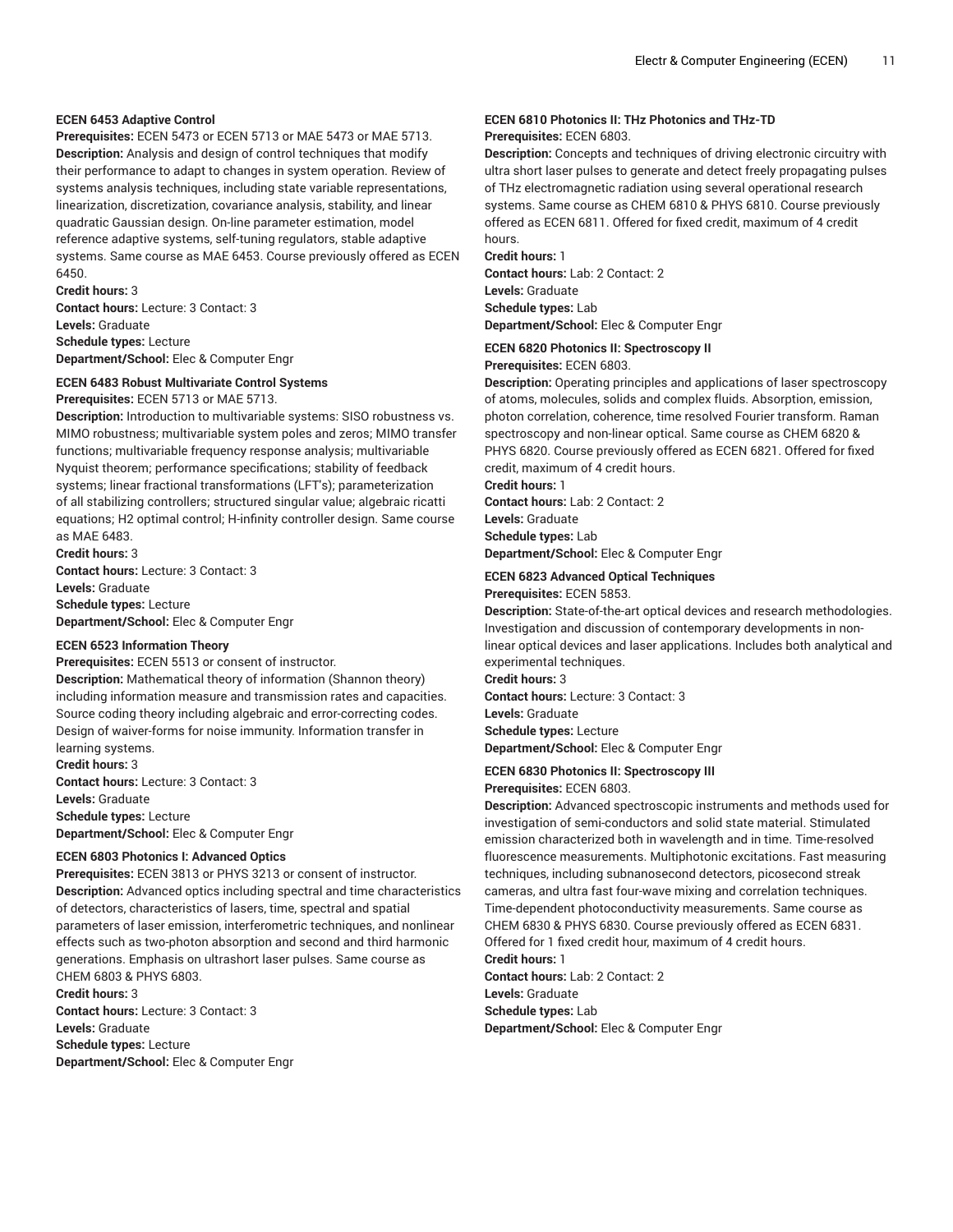**ECEN 6453 Adaptive Control**

**Prerequisites:** ECEN 5473 or ECEN 5713 or MAE 5473 or MAE 5713.

**Description:** Analysis and design of control techniques that modify their performance to adapt to changes in system operation. Review of systems analysis techniques, including state variable representations, linearization, discretization, covariance analysis, stability, and linear quadratic Gaussian design. On-line parameter estimation, model reference adaptive systems, self-tuning regulators, stable adaptive systems. Same course as MAE 6453. Course previously offered as ECEN 6450.

**Credit hours:** 3

**Contact hours:** Lecture: 3 Contact: 3

**Levels:** Graduate

**Schedule types:** Lecture

**Department/School:** Elec & Computer Engr

**ECEN 6483 Robust Multivariate Control Systems**

**Prerequisites:** ECEN 5713 or MAE 5713.

**Description:** Introduction to multivariable systems: SISO robustness vs. MIMO robustness; multivariable system poles and zeros; MIMO transfer functions; multivariable frequency response analysis; multivariable Nyquist theorem; performance specifications; stability of feedback systems; linear fractional transformations (LFT's); parameterization of all stabilizing controllers; structured singular value; algebraic ricatti equations; H2 optimal control; H-infinity controller design. Same course as MAE 6483.

**Credit hours:** 3

**Contact hours:** Lecture: 3 Contact: 3

**Levels:** Graduate

**Schedule types:** Lecture

**Department/School:** Elec & Computer Engr

**ECEN 6523 Information Theory**

**Prerequisites:** ECEN 5513 or consent of instructor.

**Description:** Mathematical theory of information (Shannon theory) including information measure and transmission rates and capacities. Source coding theory including algebraic and error-correcting codes. Design of waiver-forms for noise immunity. Information transfer in learning systems.

**Credit hours:** 3

**Contact hours:** Lecture: 3 Contact: 3

**Levels:** Graduate

**Schedule types:** Lecture

**Department/School:** Elec & Computer Engr

**ECEN 6803 Photonics I: Advanced Optics**

**Prerequisites:** ECEN 3813 or PHYS 3213 or consent of instructor.

**Description:** Advanced optics including spectral and time characteristics of detectors, characteristics of lasers, time, spectral and spatial parameters of laser emission, interferometric techniques, and nonlinear effects such as two-photon absorption and second and third harmonic generations. Emphasis on ultrashort laser pulses. Same course as CHEM 6803 & PHYS 6803.

**Credit hours:** 3

**Contact hours:** Lecture: 3 Contact: 3

**Levels:** Graduate

**Schedule types:** Lecture

**Department/School:** Elec & Computer Engr

**ECEN 6810 Photonics II: THz Photonics and THz-TD**

**Prerequisites:** ECEN 6803.

**Description:** Concepts and techniques of driving electronic circuitry with ultra short laser pulses to generate and detect freely propagating pulses of THz electromagnetic radiation using several operational research systems. Same course as CHEM 6810 & PHYS 6810. Course previously offered as ECEN 6811. Offered for fixed credit, maximum of 4 credit hours.

**Credit hours:** 1

**Contact hours:** Lab: 2 Contact: 2

**Levels:** Graduate

**Schedule types:** Lab

**Department/School:** Elec & Computer Engr

**ECEN 6820 Photonics II: Spectroscopy II**

**Prerequisites:** ECEN 6803.

**Description:** Operating principles and applications of laser spectroscopy of atoms, molecules, solids and complex fluids. Absorption, emission, photon correlation, coherence, time resolved Fourier transform. Raman spectroscopy and non-linear optical. Same course as CHEM 6820 & PHYS 6820. Course previously offered as ECEN 6821. Offered for fixed credit, maximum of 4 credit hours.

**Credit hours:** 1

**Contact hours:** Lab: 2 Contact: 2

**Levels:** Graduate

**Schedule types:** Lab

**Department/School:** Elec & Computer Engr

**ECEN 6823 Advanced Optical Techniques**

**Prerequisites:** ECEN 5853.

**Description:** State-of-the-art optical devices and research methodologies. Investigation and discussion of contemporary developments in non-linear optical devices and laser applications. Includes both analytical and experimental techniques.

**Credit hours:** 3

**Contact hours:** Lecture: 3 Contact: 3

**Levels:** Graduate

**Schedule types:** Lecture

**Department/School:** Elec & Computer Engr

**ECEN 6830 Photonics II: Spectroscopy III**

**Prerequisites:** ECEN 6803.

**Description:** Advanced spectroscopic instruments and methods used for investigation of semi-conductors and solid state material. Stimulated emission characterized both in wavelength and in time. Time-resolved fluorescence measurements. Multiphotonic excitations. Fast measuring techniques, including subnanosecond detectors, picosecond streak cameras, and ultra fast four-wave mixing and correlation techniques. Time-dependent photoconductivity measurements. Same course as CHEM 6830 & PHYS 6830. Course previously offered as ECEN 6831. Offered for 1 fixed credit hour, maximum of 4 credit hours.

**Credit hours:** 1

**Contact hours:** Lab: 2 Contact: 2

**Levels:** Graduate

**Schedule types:** Lab

**Department/School:** Elec & Computer Engr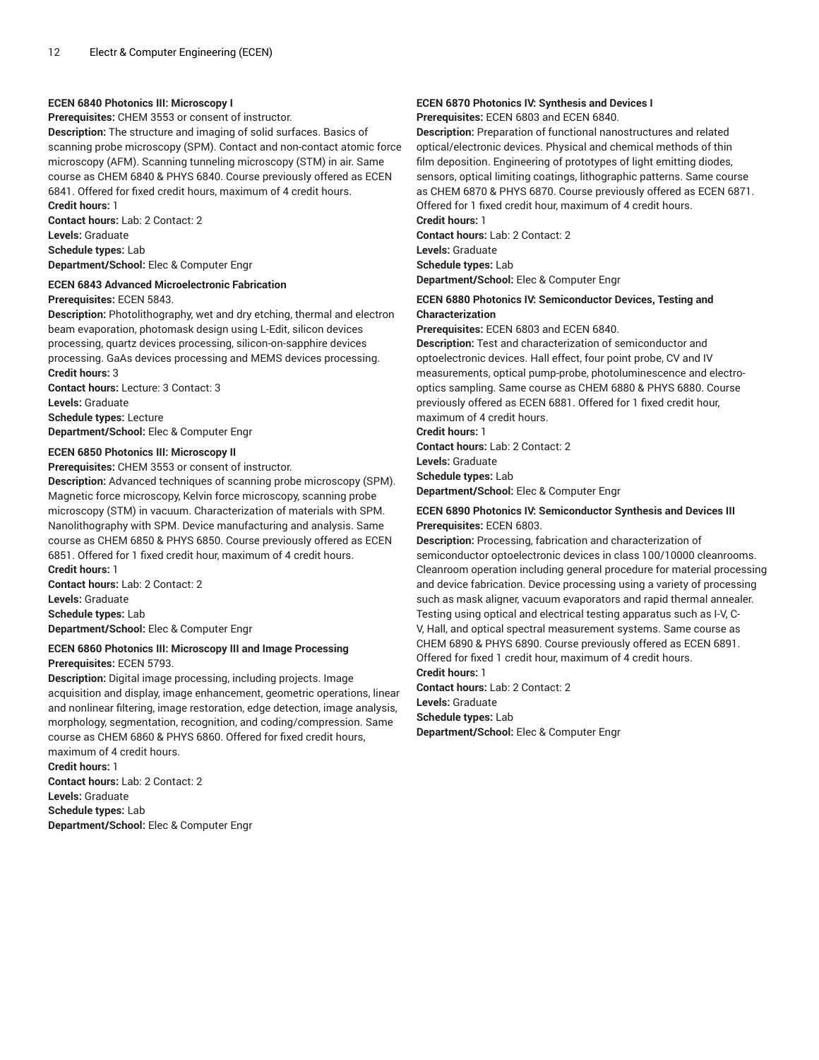#### ECEN 6840 Photonics III: Microscopy I

**Prerequisites:** CHEM 3553 or consent of instructor.

**Description:** The structure and imaging of solid surfaces. Basics of scanning probe microscopy (SPM). Contact and non-contact atomic force microscopy (AFM). Scanning tunneling microscopy (STM) in air. Same course as CHEM 6840 & PHYS 6840. Course previously offered as ECEN 6841. Offered for fixed credit hours, maximum of 4 credit hours.

**Credit hours:** 1

**Contact hours:** Lab: 2 Contact: 2

**Levels:** Graduate

**Schedule types:** Lab

**Department/School:** Elec & Computer Engr

#### ECEN 6843 Advanced Microelectronic Fabrication

**Prerequisites:** ECEN 5843.

**Description:** Photolithography, wet and dry etching, thermal and electron beam evaporation, photomask design using L-Edit, silicon devices processing, quartz devices processing, silicon-on-sapphire devices processing. GaAs devices processing and MEMS devices processing.

**Credit hours:** 3

**Contact hours:** Lecture: 3 Contact: 3

**Levels:** Graduate

**Schedule types:** Lecture

**Department/School:** Elec & Computer Engr

#### ECEN 6850 Photonics III: Microscopy II

**Prerequisites:** CHEM 3553 or consent of instructor.

**Description:** Advanced techniques of scanning probe microscopy (SPM). Magnetic force microscopy, Kelvin force microscopy, scanning probe microscopy (STM) in vacuum. Characterization of materials with SPM. Nanolithography with SPM. Device manufacturing and analysis. Same course as CHEM 6850 & PHYS 6850. Course previously offered as ECEN 6851. Offered for 1 fixed credit hour, maximum of 4 credit hours.

**Credit hours:** 1

**Contact hours:** Lab: 2 Contact: 2

**Levels:** Graduate

**Schedule types:** Lab

**Department/School:** Elec & Computer Engr

#### ECEN 6860 Photonics III: Microscopy III and Image Processing

**Prerequisites:** ECEN 5793.

**Description:** Digital image processing, including projects. Image acquisition and display, image enhancement, geometric operations, linear and nonlinear filtering, image restoration, edge detection, image analysis, morphology, segmentation, recognition, and coding/compression. Same course as CHEM 6860 & PHYS 6860. Offered for fixed credit hours, maximum of 4 credit hours.

**Credit hours:** 1

**Contact hours:** Lab: 2 Contact: 2

**Levels:** Graduate

**Schedule types:** Lab

**Department/School:** Elec & Computer Engr

#### ECEN 6870 Photonics IV: Synthesis and Devices I

**Prerequisites:** ECEN 6803 and ECEN 6840.

**Description:** Preparation of functional nanostructures and related optical/electronic devices. Physical and chemical methods of thin film deposition. Engineering of prototypes of light emitting diodes, sensors, optical limiting coatings, lithographic patterns. Same course as CHEM 6870 & PHYS 6870. Course previously offered as ECEN 6871. Offered for 1 fixed credit hour, maximum of 4 credit hours.

**Credit hours:** 1

**Contact hours:** Lab: 2 Contact: 2

**Levels:** Graduate

**Schedule types:** Lab

**Department/School:** Elec & Computer Engr

#### ECEN 6880 Photonics IV: Semiconductor Devices, Testing and Characterization

**Prerequisites:** ECEN 6803 and ECEN 6840.

**Description:** Test and characterization of semiconductor and optoelectronic devices. Hall effect, four point probe, CV and IV measurements, optical pump-probe, photoluminescence and electro-optics sampling. Same course as CHEM 6880 & PHYS 6880. Course previously offered as ECEN 6881. Offered for 1 fixed credit hour, maximum of 4 credit hours.

**Credit hours:** 1

**Contact hours:** Lab: 2 Contact: 2

**Levels:** Graduate

**Schedule types:** Lab

**Department/School:** Elec & Computer Engr

#### ECEN 6890 Photonics IV: Semiconductor Synthesis and Devices III

**Prerequisites:** ECEN 6803.

**Description:** Processing, fabrication and characterization of semiconductor optoelectronic devices in class 100/10000 cleanrooms. Cleanroom operation including general procedure for material processing and device fabrication. Device processing using a variety of processing such as mask aligner, vacuum evaporators and rapid thermal annealer. Testing using optical and electrical testing apparatus such as I-V, C-V, Hall, and optical spectral measurement systems. Same course as CHEM 6890 & PHYS 6890. Course previously offered as ECEN 6891. Offered for fixed 1 credit hour, maximum of 4 credit hours.

**Credit hours:** 1

**Contact hours:** Lab: 2 Contact: 2

**Levels:** Graduate

**Schedule types:** Lab

**Department/School:** Elec & Computer Engr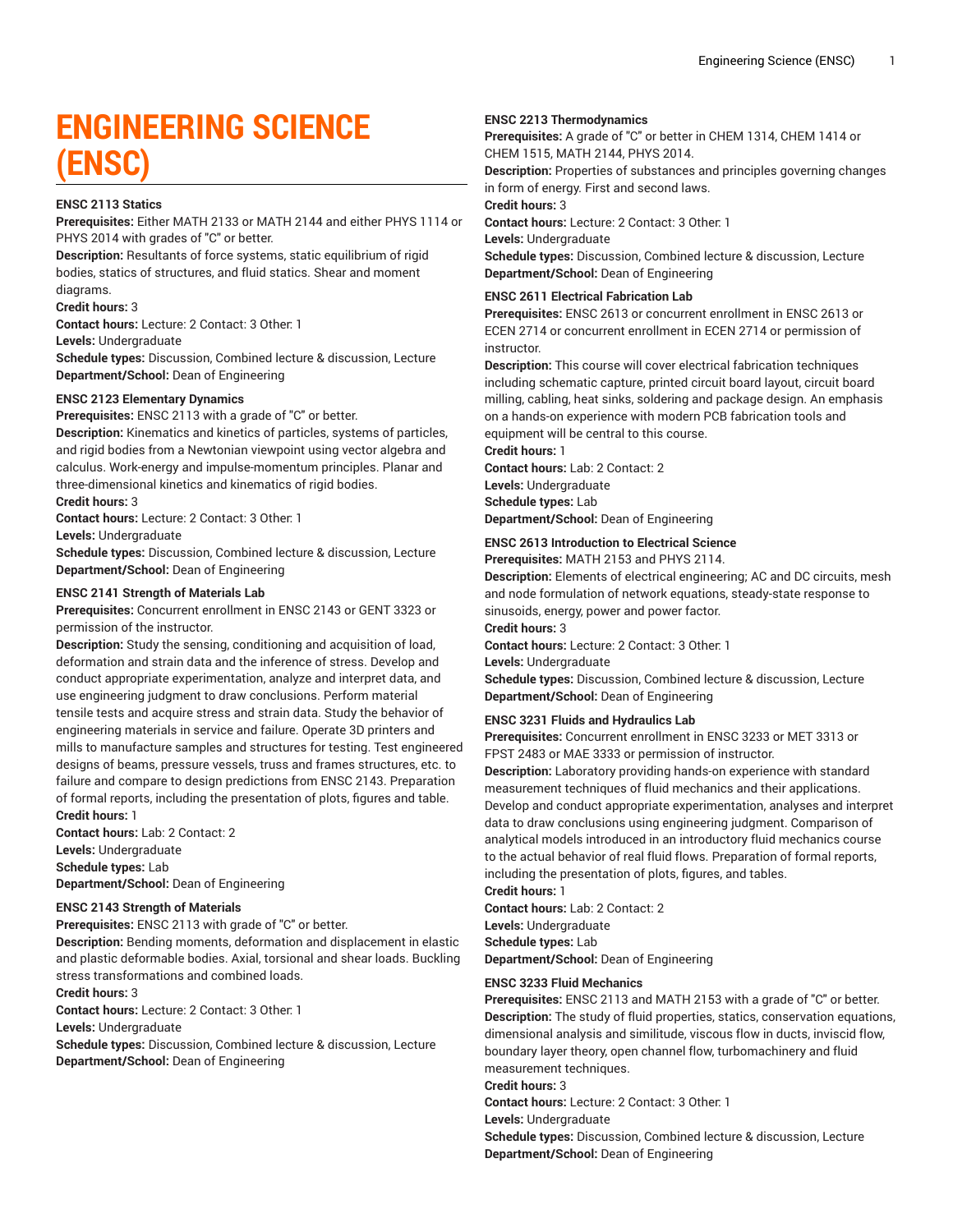# ENGINEERING SCIENCE (ENSC)

### ENSC 2113 Statics

**Prerequisites:** Either MATH 2133 or MATH 2144 and either PHYS 1114 or PHYS 2014 with grades of "C" or better.
**Description:** Resultants of force systems, static equilibrium of rigid bodies, statics of structures, and fluid statics. Shear and moment diagrams.
**Credit hours:** 3
**Contact hours:** Lecture: 2 Contact: 3 Other: 1
**Levels:** Undergraduate
**Schedule types:** Discussion, Combined lecture & discussion, Lecture
**Department/School:** Dean of Engineering

### ENSC 2123 Elementary Dynamics

**Prerequisites:** ENSC 2113 with a grade of "C" or better.
**Description:** Kinematics and kinetics of particles, systems of particles, and rigid bodies from a Newtonian viewpoint using vector algebra and calculus. Work-energy and impulse-momentum principles. Planar and three-dimensional kinetics and kinematics of rigid bodies.
**Credit hours:** 3
**Contact hours:** Lecture: 2 Contact: 3 Other: 1
**Levels:** Undergraduate
**Schedule types:** Discussion, Combined lecture & discussion, Lecture
**Department/School:** Dean of Engineering

### ENSC 2141 Strength of Materials Lab

**Prerequisites:** Concurrent enrollment in ENSC 2143 or GENT 3323 or permission of the instructor.
**Description:** Study the sensing, conditioning and acquisition of load, deformation and strain data and the inference of stress. Develop and conduct appropriate experimentation, analyze and interpret data, and use engineering judgment to draw conclusions. Perform material tensile tests and acquire stress and strain data. Study the behavior of engineering materials in service and failure. Operate 3D printers and mills to manufacture samples and structures for testing. Test engineered designs of beams, pressure vessels, truss and frames structures, etc. to failure and compare to design predictions from ENSC 2143. Preparation of formal reports, including the presentation of plots, figures and table.
**Credit hours:** 1
**Contact hours:** Lab: 2 Contact: 2
**Levels:** Undergraduate
**Schedule types:** Lab
**Department/School:** Dean of Engineering

### ENSC 2143 Strength of Materials

**Prerequisites:** ENSC 2113 with grade of "C" or better.
**Description:** Bending moments, deformation and displacement in elastic and plastic deformable bodies. Axial, torsional and shear loads. Buckling stress transformations and combined loads.
**Credit hours:** 3
**Contact hours:** Lecture: 2 Contact: 3 Other: 1
**Levels:** Undergraduate
**Schedule types:** Discussion, Combined lecture & discussion, Lecture
**Department/School:** Dean of Engineering

### ENSC 2213 Thermodynamics

**Prerequisites:** A grade of "C" or better in CHEM 1314, CHEM 1414 or CHEM 1515, MATH 2144, PHYS 2014.
**Description:** Properties of substances and principles governing changes in form of energy. First and second laws.
**Credit hours:** 3
**Contact hours:** Lecture: 2 Contact: 3 Other: 1
**Levels:** Undergraduate
**Schedule types:** Discussion, Combined lecture & discussion, Lecture
**Department/School:** Dean of Engineering

### ENSC 2611 Electrical Fabrication Lab

**Prerequisites:** ENSC 2613 or concurrent enrollment in ENSC 2613 or ECEN 2714 or concurrent enrollment in ECEN 2714 or permission of instructor.
**Description:** This course will cover electrical fabrication techniques including schematic capture, printed circuit board layout, circuit board milling, cabling, heat sinks, soldering and package design. An emphasis on a hands-on experience with modern PCB fabrication tools and equipment will be central to this course.
**Credit hours:** 1
**Contact hours:** Lab: 2 Contact: 2
**Levels:** Undergraduate
**Schedule types:** Lab
**Department/School:** Dean of Engineering

### ENSC 2613 Introduction to Electrical Science

**Prerequisites:** MATH 2153 and PHYS 2114.
**Description:** Elements of electrical engineering; AC and DC circuits, mesh and node formulation of network equations, steady-state response to sinusoids, energy, power and power factor.
**Credit hours:** 3
**Contact hours:** Lecture: 2 Contact: 3 Other: 1
**Levels:** Undergraduate
**Schedule types:** Discussion, Combined lecture & discussion, Lecture
**Department/School:** Dean of Engineering

### ENSC 3231 Fluids and Hydraulics Lab

**Prerequisites:** Concurrent enrollment in ENSC 3233 or MET 3313 or FPST 2483 or MAE 3333 or permission of instructor.
**Description:** Laboratory providing hands-on experience with standard measurement techniques of fluid mechanics and their applications. Develop and conduct appropriate experimentation, analyses and interpret data to draw conclusions using engineering judgment. Comparison of analytical models introduced in an introductory fluid mechanics course to the actual behavior of real fluid flows. Preparation of formal reports, including the presentation of plots, figures, and tables.
**Credit hours:** 1
**Contact hours:** Lab: 2 Contact: 2
**Levels:** Undergraduate
**Schedule types:** Lab
**Department/School:** Dean of Engineering

### ENSC 3233 Fluid Mechanics

**Prerequisites:** ENSC 2113 and MATH 2153 with a grade of "C" or better.
**Description:** The study of fluid properties, statics, conservation equations, dimensional analysis and similitude, viscous flow in ducts, inviscid flow, boundary layer theory, open channel flow, turbomachinery and fluid measurement techniques.
**Credit hours:** 3
**Contact hours:** Lecture: 2 Contact: 3 Other: 1
**Levels:** Undergraduate
**Schedule types:** Discussion, Combined lecture & discussion, Lecture
**Department/School:** Dean of Engineering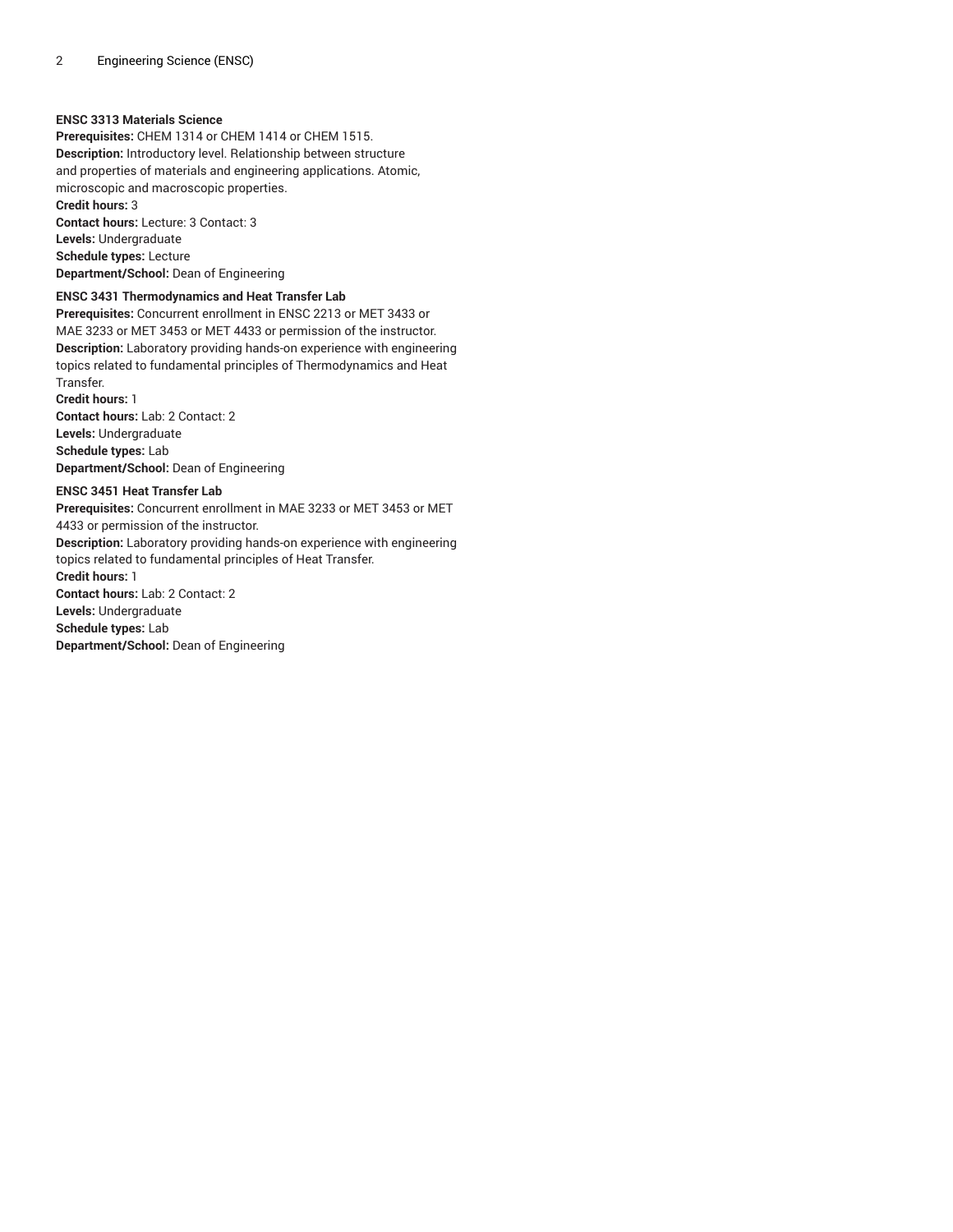**ENSC 3313 Materials Science**
**Prerequisites:** CHEM 1314 or CHEM 1414 or CHEM 1515.
**Description:** Introductory level. Relationship between structure and properties of materials and engineering applications. Atomic, microscopic and macroscopic properties.
**Credit hours:** 3
**Contact hours:** Lecture: 3 Contact: 3
**Levels:** Undergraduate
**Schedule types:** Lecture
**Department/School:** Dean of Engineering

**ENSC 3431 Thermodynamics and Heat Transfer Lab**
**Prerequisites:** Concurrent enrollment in ENSC 2213 or MET 3433 or MAE 3233 or MET 3453 or MET 4433 or permission of the instructor.
**Description:** Laboratory providing hands-on experience with engineering topics related to fundamental principles of Thermodynamics and Heat Transfer.
**Credit hours:** 1
**Contact hours:** Lab: 2 Contact: 2
**Levels:** Undergraduate
**Schedule types:** Lab
**Department/School:** Dean of Engineering

**ENSC 3451 Heat Transfer Lab**
**Prerequisites:** Concurrent enrollment in MAE 3233 or MET 3453 or MET 4433 or permission of the instructor.
**Description:** Laboratory providing hands-on experience with engineering topics related to fundamental principles of Heat Transfer.
**Credit hours:** 1
**Contact hours:** Lab: 2 Contact: 2
**Levels:** Undergraduate
**Schedule types:** Lab
**Department/School:** Dean of Engineering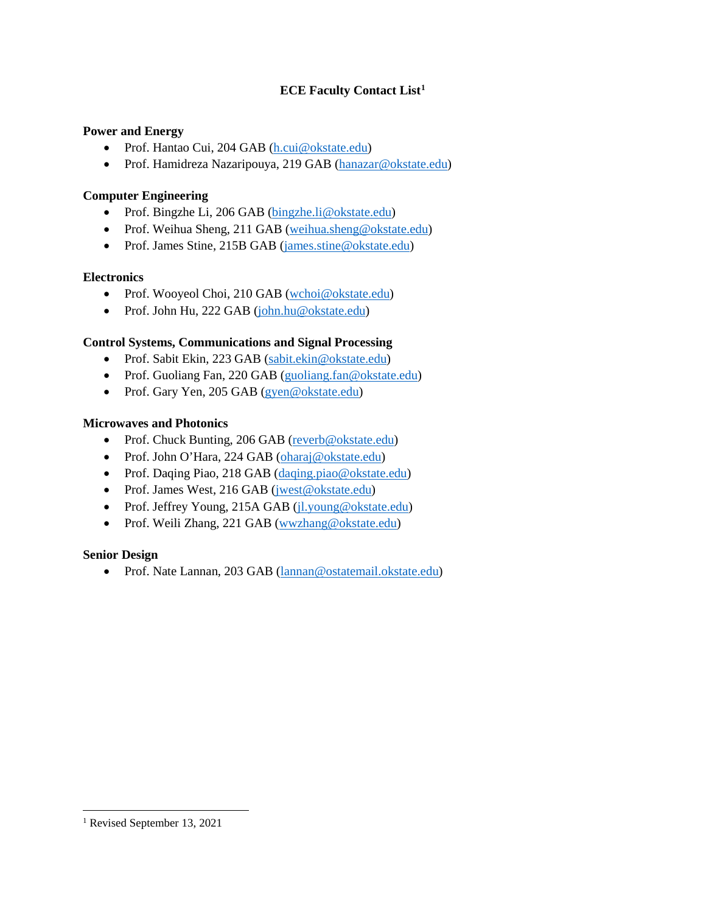# ECE Faculty Contact List[1]

**Power and Energy**

- Prof. Hantao Cui, 204 GAB (h.cui@okstate.edu)
- Prof. Hamidreza Nazaripouya, 219 GAB (hanazar@okstate.edu)

**Computer Engineering**

- Prof. Bingzhe Li, 206 GAB (bingzhe.li@okstate.edu)
- Prof. Weihua Sheng, 211 GAB (weihua.sheng@okstate.edu)
- Prof. James Stine, 215B GAB (james.stine@okstate.edu)

**Electronics**

- Prof. Wooyeol Choi, 210 GAB (wchoi@okstate.edu)
- Prof. John Hu, 222 GAB (john.hu@okstate.edu)

**Control Systems, Communications and Signal Processing**

- Prof. Sabit Ekin, 223 GAB (sabit.ekin@okstate.edu)
- Prof. Guoliang Fan, 220 GAB (guoliang.fan@okstate.edu)
- Prof. Gary Yen, 205 GAB (gyen@okstate.edu)

**Microwaves and Photonics**

- Prof. Chuck Bunting, 206 GAB (reverb@okstate.edu)
- Prof. John O'Hara, 224 GAB (oharaj@okstate.edu)
- Prof. Daqing Piao, 218 GAB (daqing.piao@okstate.edu)
- Prof. James West, 216 GAB (jwest@okstate.edu)
- Prof. Jeffrey Young, 215A GAB (jl.young@okstate.edu)
- Prof. Weili Zhang, 221 GAB (wwzhang@okstate.edu)

**Senior Design**

- Prof. Nate Lannan, 203 GAB (lannan@ostatemail.okstate.edu)

[1] Revised September 13, 2021